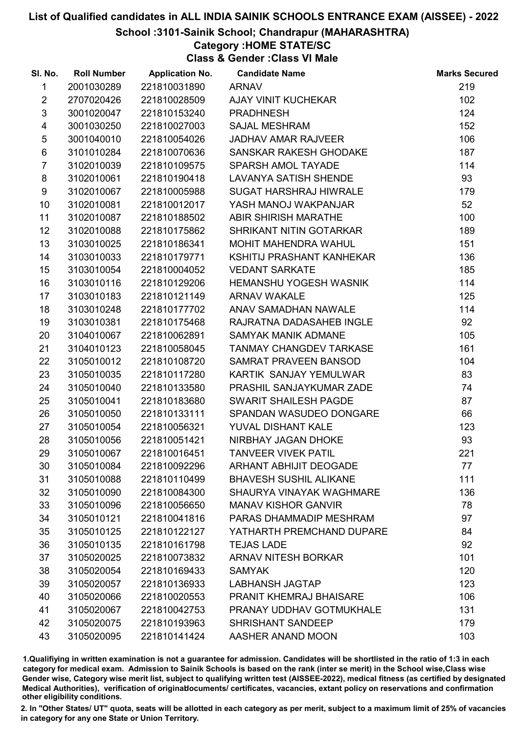# List of Qualified candidates in ALL INDIA SAINIK SCHOOLS ENTRANCE EXAM (AISSEE) - 2022

## School :3101-Sainik School; Chandrapur (MAHARASHTRA)

### Category :HOME STATE/SC

### Class & Gender :Class VI Male

| Sl. No. | Roll Number | Application No. | Candidate Name | Marks Secured |
|---|---|---|---|---|
| 1 | 2001030289 | 221810031890 | ARNAV | 219 |
| 2 | 2707020426 | 221810028509 | AJAY VINIT KUCHEKAR | 102 |
| 3 | 3001020047 | 221810153240 | PRADHNESH | 124 |
| 4 | 3001030250 | 221810027003 | SAJAL MESHRAM | 152 |
| 5 | 3001040010 | 221810054026 | JADHAV AMAR RAJVEER | 106 |
| 6 | 3101010284 | 221810070636 | SANSKAR RAKESH GHODAKE | 187 |
| 7 | 3102010039 | 221810109575 | SPARSH AMOL TAYADE | 114 |
| 8 | 3102010061 | 221810190418 | LAVANYA SATISH SHENDE | 93 |
| 9 | 3102010067 | 221810005988 | SUGAT HARSHRAJ HIWRALE | 179 |
| 10 | 3102010081 | 221810012017 | YASH MANOJ WAKPANJAR | 52 |
| 11 | 3102010087 | 221810188502 | ABIR SHIRISH MARATHE | 100 |
| 12 | 3102010088 | 221810175862 | SHRIKANT NITIN GOTARKAR | 189 |
| 13 | 3103010025 | 221810186341 | MOHIT MAHENDRA WAHUL | 151 |
| 14 | 3103010033 | 221810179771 | KSHITIJ PRASHANT KANHEKAR | 136 |
| 15 | 3103010054 | 221810004052 | VEDANT SARKATE | 185 |
| 16 | 3103010116 | 221810129206 | HEMANSHU YOGESH WASNIK | 114 |
| 17 | 3103010183 | 221810121149 | ARNAV WAKALE | 125 |
| 18 | 3103010248 | 221810177702 | ANAV SAMADHAN NAWALE | 114 |
| 19 | 3103010381 | 221810175468 | RAJRATNA DADASAHEB INGLE | 92 |
| 20 | 3104010067 | 221810062891 | SAMYAK MANIK ADMANE | 105 |
| 21 | 3104010123 | 221810058045 | TANMAY CHANGDEV TARKASE | 161 |
| 22 | 3105010012 | 221810108720 | SAMRAT PRAVEEN BANSOD | 104 |
| 23 | 3105010035 | 221810117280 | KARTIK SANJAY YEMULWAR | 83 |
| 24 | 3105010040 | 221810133580 | PRASHIL SANJAYKUMAR ZADE | 74 |
| 25 | 3105010041 | 221810183680 | SWARIT SHAILESH PAGDE | 87 |
| 26 | 3105010050 | 221810133111 | SPANDAN WASUDEO DONGARE | 66 |
| 27 | 3105010054 | 221810056321 | YUVAL DISHANT KALE | 123 |
| 28 | 3105010056 | 221810051421 | NIRBHAY JAGAN DHOKE | 93 |
| 29 | 3105010067 | 221810016451 | TANVEER VIVEK PATIL | 221 |
| 30 | 3105010084 | 221810092296 | ARHANT ABHIJIT DEOGADE | 77 |
| 31 | 3105010088 | 221810110499 | BHAVESH SUSHIL ALIKANE | 111 |
| 32 | 3105010090 | 221810084300 | SHAURYA VINAYAK WAGHMARE | 136 |
| 33 | 3105010096 | 221810056650 | MANAV KISHOR GANVIR | 78 |
| 34 | 3105010121 | 221810041816 | PARAS DHAMMADIP MESHRAM | 97 |
| 35 | 3105010125 | 221810122127 | YATHARTH PREMCHAND DUPARE | 84 |
| 36 | 3105010135 | 221810161798 | TEJAS LADE | 92 |
| 37 | 3105020025 | 221810073832 | ARNAV NITESH BORKAR | 101 |
| 38 | 3105020054 | 221810169433 | SAMYAK | 120 |
| 39 | 3105020057 | 221810136933 | LABHANSH JAGTAP | 123 |
| 40 | 3105020066 | 221810020553 | PRANIT KHEMRAJ BHAISARE | 106 |
| 41 | 3105020067 | 221810042753 | PRANAY UDDHAV GOTMUKHALE | 131 |
| 42 | 3105020075 | 221810193963 | SHRISHANT SANDEEP | 179 |
| 43 | 3105020095 | 221810141424 | AASHER ANAND MOON | 103 |

1.Qualifying in written examination is not a guarantee for admission. Candidates will be shortlisted in the ratio of 1:3 in each category for medical exam. Admission to Sainik Schools is based on the rank (inter se merit) in the School wise,Class wise Gender wise, Category wise merit list, subject to qualifying written test (AISSEE-2022), medical fitness (as certified by designated Medical Authorities), verification of originaldocuments/ certificates, vacancies, extant policy on reservations and confirmation other eligibility conditions.

2. In "Other States/ UT" quota, seats will be allotted in each category as per merit, subject to a maximum limit of 25% of vacancies in category for any one State or Union Territory.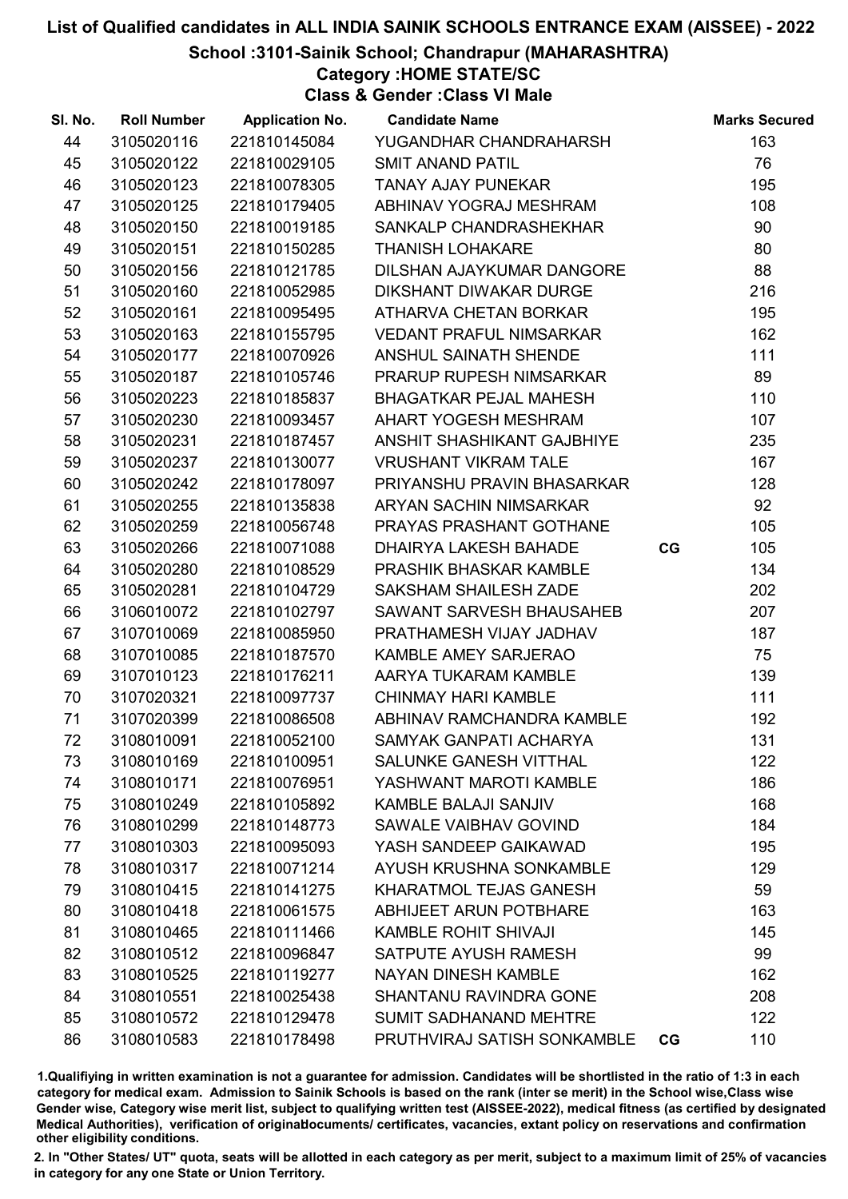# List of Qualified candidates in ALL INDIA SAINIK SCHOOLS ENTRANCE EXAM (AISSEE) - 2022

## School :3101-Sainik School; Chandrapur (MAHARASHTRA)

### Category :HOME STATE/SC

### Class & Gender :Class VI Male

| Sl. No. | Roll Number | Application No. | Candidate Name | | Marks Secured |
|---|---|---|---|---|---|
| 44 | 3105020116 | 221810145084 | YUGANDHAR CHANDRAHARSH | | 163 |
| 45 | 3105020122 | 221810029105 | SMIT ANAND PATIL | | 76 |
| 46 | 3105020123 | 221810078305 | TANAY AJAY PUNEKAR | | 195 |
| 47 | 3105020125 | 221810179405 | ABHINAV YOGRAJ MESHRAM | | 108 |
| 48 | 3105020150 | 221810019185 | SANKALP CHANDRASHEKHAR | | 90 |
| 49 | 3105020151 | 221810150285 | THANISH LOHAKARE | | 80 |
| 50 | 3105020156 | 221810121785 | DILSHAN AJAYKUMAR DANGORE | | 88 |
| 51 | 3105020160 | 221810052985 | DIKSHANT DIWAKAR DURGE | | 216 |
| 52 | 3105020161 | 221810095495 | ATHARVA CHETAN BORKAR | | 195 |
| 53 | 3105020163 | 221810155795 | VEDANT PRAFUL NIMSARKAR | | 162 |
| 54 | 3105020177 | 221810070926 | ANSHUL SAINATH SHENDE | | 111 |
| 55 | 3105020187 | 221810105746 | PRARUP RUPESH NIMSARKAR | | 89 |
| 56 | 3105020223 | 221810185837 | BHAGATKAR PEJAL MAHESH | | 110 |
| 57 | 3105020230 | 221810093457 | AHART YOGESH MESHRAM | | 107 |
| 58 | 3105020231 | 221810187457 | ANSHIT SHASHIKANT GAJBHIYE | | 235 |
| 59 | 3105020237 | 221810130077 | VRUSHANT VIKRAM TALE | | 167 |
| 60 | 3105020242 | 221810178097 | PRIYANSHU PRAVIN BHASARKAR | | 128 |
| 61 | 3105020255 | 221810135838 | ARYAN SACHIN NIMSARKAR | | 92 |
| 62 | 3105020259 | 221810056748 | PRAYAS PRASHANT GOTHANE | | 105 |
| 63 | 3105020266 | 221810071088 | DHAIRYA LAKESH BAHADE | CG | 105 |
| 64 | 3105020280 | 221810108529 | PRASHIK BHASKAR KAMBLE | | 134 |
| 65 | 3105020281 | 221810104729 | SAKSHAM SHAILESH ZADE | | 202 |
| 66 | 3106010072 | 221810102797 | SAWANT SARVESH BHAUSAHEB | | 207 |
| 67 | 3107010069 | 221810085950 | PRATHAMESH VIJAY JADHAV | | 187 |
| 68 | 3107010085 | 221810187570 | KAMBLE AMEY SARJERAO | | 75 |
| 69 | 3107010123 | 221810176211 | AARYA TUKARAM KAMBLE | | 139 |
| 70 | 3107020321 | 221810097737 | CHINMAY HARI KAMBLE | | 111 |
| 71 | 3107020399 | 221810086508 | ABHINAV RAMCHANDRA KAMBLE | | 192 |
| 72 | 3108010091 | 221810052100 | SAMYAK GANPATI ACHARYA | | 131 |
| 73 | 3108010169 | 221810100951 | SALUNKE GANESH VITTHAL | | 122 |
| 74 | 3108010171 | 221810076951 | YASHWANT MAROTI KAMBLE | | 186 |
| 75 | 3108010249 | 221810105892 | KAMBLE BALAJI SANJIV | | 168 |
| 76 | 3108010299 | 221810148773 | SAWALE VAIBHAV GOVIND | | 184 |
| 77 | 3108010303 | 221810095093 | YASH SANDEEP GAIKAWAD | | 195 |
| 78 | 3108010317 | 221810071214 | AYUSH KRUSHNA SONKAMBLE | | 129 |
| 79 | 3108010415 | 221810141275 | KHARATMOL TEJAS GANESH | | 59 |
| 80 | 3108010418 | 221810061575 | ABHIJEET ARUN POTBHARE | | 163 |
| 81 | 3108010465 | 221810111466 | KAMBLE ROHIT SHIVAJI | | 145 |
| 82 | 3108010512 | 221810096847 | SATPUTE AYUSH RAMESH | | 99 |
| 83 | 3108010525 | 221810119277 | NAYAN DINESH KAMBLE | | 162 |
| 84 | 3108010551 | 221810025438 | SHANTANU RAVINDRA GONE | | 208 |
| 85 | 3108010572 | 221810129478 | SUMIT SADHANAND MEHTRE | | 122 |
| 86 | 3108010583 | 221810178498 | PRUTHVIRAJ SATISH SONKAMBLE | CG | 110 |

1.Qualifiying in written examination is not a guarantee for admission. Candidates will be shortlisted in the ratio of 1:3 in each category for medical exam. Admission to Sainik Schools is based on the rank (inter se merit) in the School wise,Class wise Gender wise, Category wise merit list, subject to qualifying written test (AISSEE-2022), medical fitness (as certified by designated Medical Authorities), verification of originaldocuments/ certificates, vacancies, extant policy on reservations and confirmation other eligibility conditions.

2. In "Other States/ UT" quota, seats will be allotted in each category as per merit, subject to a maximum limit of 25% of vacancies in category for any one State or Union Territory.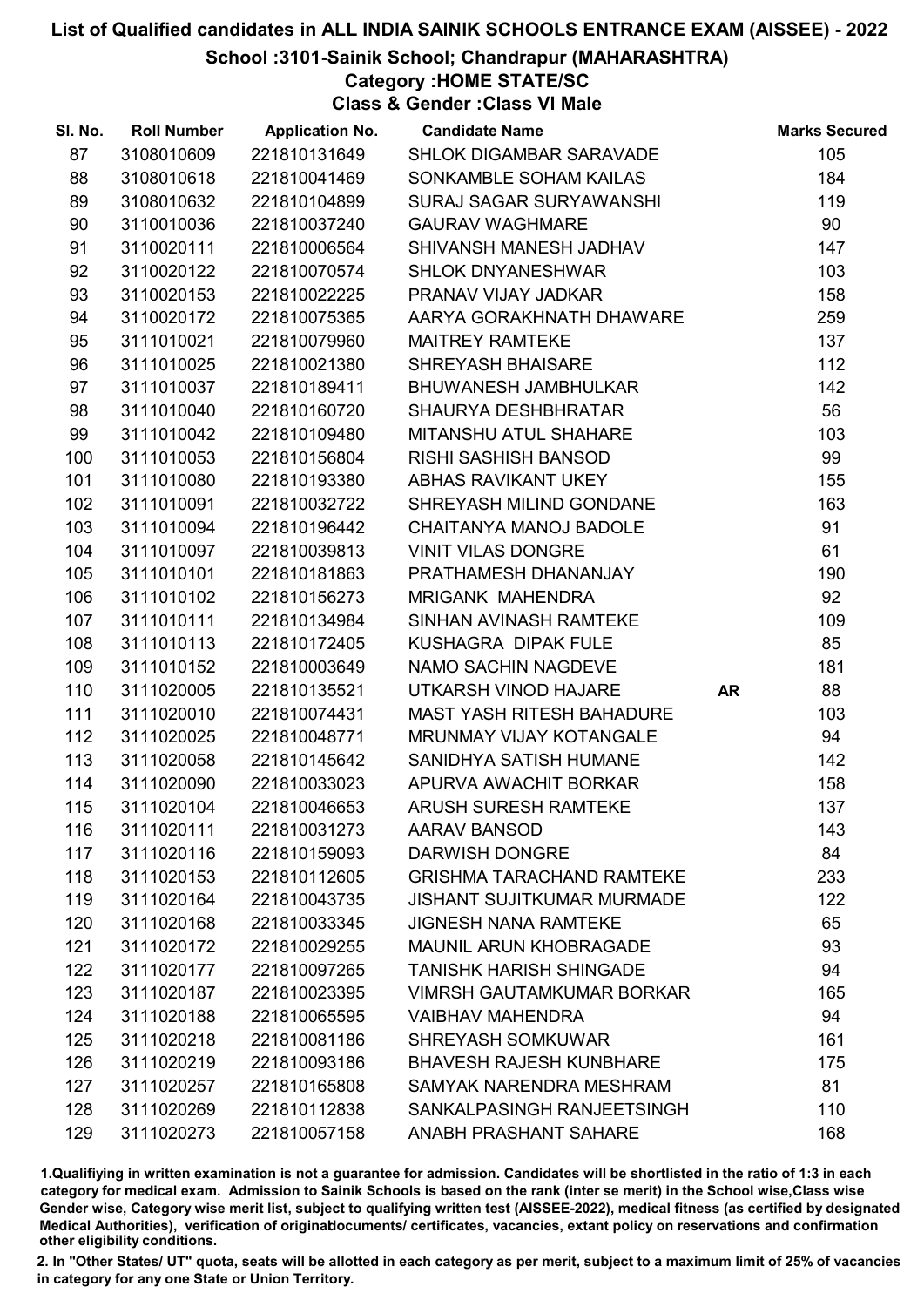# List of Qualified candidates in ALL INDIA SAINIK SCHOOLS ENTRANCE EXAM (AISSEE) - 2022

## School :3101-Sainik School; Chandrapur (MAHARASHTRA)

### Category :HOME STATE/SC

### Class & Gender :Class VI Male

| Sl. No. | Roll Number | Application No. | Candidate Name | | Marks Secured |
|---|---|---|---|---|---|
| 87 | 3108010609 | 221810131649 | SHLOK DIGAMBAR SARAVADE | | 105 |
| 88 | 3108010618 | 221810041469 | SONKAMBLE SOHAM KAILAS | | 184 |
| 89 | 3108010632 | 221810104899 | SURAJ SAGAR SURYAWANSHI | | 119 |
| 90 | 3110010036 | 221810037240 | GAURAV WAGHMARE | | 90 |
| 91 | 3110020111 | 221810006564 | SHIVANSH MANESH JADHAV | | 147 |
| 92 | 3110020122 | 221810070574 | SHLOK DNYANESHWAR | | 103 |
| 93 | 3110020153 | 221810022225 | PRANAV VIJAY JADKAR | | 158 |
| 94 | 3110020172 | 221810075365 | AARYA GORAKHNATH DHAWARE | | 259 |
| 95 | 3111010021 | 221810079960 | MAITREY RAMTEKE | | 137 |
| 96 | 3111010025 | 221810021380 | SHREYASH BHAISARE | | 112 |
| 97 | 3111010037 | 221810189411 | BHUWANESH JAMBHULKAR | | 142 |
| 98 | 3111010040 | 221810160720 | SHAURYA DESHBHRATAR | | 56 |
| 99 | 3111010042 | 221810109480 | MITANSHU ATUL SHAHARE | | 103 |
| 100 | 3111010053 | 221810156804 | RISHI SASHISH BANSOD | | 99 |
| 101 | 3111010080 | 221810193380 | ABHAS RAVIKANT UKEY | | 155 |
| 102 | 3111010091 | 221810032722 | SHREYASH MILIND GONDANE | | 163 |
| 103 | 3111010094 | 221810196442 | CHAITANYA MANOJ BADOLE | | 91 |
| 104 | 3111010097 | 221810039813 | VINIT VILAS DONGRE | | 61 |
| 105 | 3111010101 | 221810181863 | PRATHAMESH DHANANJAY | | 190 |
| 106 | 3111010102 | 221810156273 | MRIGANK MAHENDRA | | 92 |
| 107 | 3111010111 | 221810134984 | SINHAN AVINASH RAMTEKE | | 109 |
| 108 | 3111010113 | 221810172405 | KUSHAGRA DIPAK FULE | | 85 |
| 109 | 3111010152 | 221810003649 | NAMO SACHIN NAGDEVE | | 181 |
| 110 | 3111020005 | 221810135521 | UTKARSH VINOD HAJARE | AR | 88 |
| 111 | 3111020010 | 221810074431 | MAST YASH RITESH BAHADURE | | 103 |
| 112 | 3111020025 | 221810048771 | MRUNMAY VIJAY KOTANGALE | | 94 |
| 113 | 3111020058 | 221810145642 | SANIDHYA SATISH HUMANE | | 142 |
| 114 | 3111020090 | 221810033023 | APURVA AWACHIT BORKAR | | 158 |
| 115 | 3111020104 | 221810046653 | ARUSH SURESH RAMTEKE | | 137 |
| 116 | 3111020111 | 221810031273 | AARAV BANSOD | | 143 |
| 117 | 3111020116 | 221810159093 | DARWISH DONGRE | | 84 |
| 118 | 3111020153 | 221810112605 | GRISHMA TARACHAND RAMTEKE | | 233 |
| 119 | 3111020164 | 221810043735 | JISHANT SUJITKUMAR MURMADE | | 122 |
| 120 | 3111020168 | 221810033345 | JIGNESH NANA RAMTEKE | | 65 |
| 121 | 3111020172 | 221810029255 | MAUNIL ARUN KHOBRAGADE | | 93 |
| 122 | 3111020177 | 221810097265 | TANISHK HARISH SHINGADE | | 94 |
| 123 | 3111020187 | 221810023395 | VIMRSH GAUTAMKUMAR BORKAR | | 165 |
| 124 | 3111020188 | 221810065595 | VAIBHAV MAHENDRA | | 94 |
| 125 | 3111020218 | 221810081186 | SHREYASH SOMKUWAR | | 161 |
| 126 | 3111020219 | 221810093186 | BHAVESH RAJESH KUNBHARE | | 175 |
| 127 | 3111020257 | 221810165808 | SAMYAK NARENDRA MESHRAM | | 81 |
| 128 | 3111020269 | 221810112838 | SANKALPASINGH RANJEETSINGH | | 110 |
| 129 | 3111020273 | 221810057158 | ANABH PRASHANT SAHARE | | 168 |

1.Qualifying in written examination is not a guarantee for admission. Candidates will be shortlisted in the ratio of 1:3 in each category for medical exam. Admission to Sainik Schools is based on the rank (inter se merit) in the School wise,Class wise Gender wise, Category wise merit list, subject to qualifying written test (AISSEE-2022), medical fitness (as certified by designated Medical Authorities), verification of originaldocuments/ certificates, vacancies, extant policy on reservations and confirmation other eligibility conditions.

2. In "Other States/ UT" quota, seats will be allotted in each category as per merit, subject to a maximum limit of 25% of vacancies in category for any one State or Union Territory.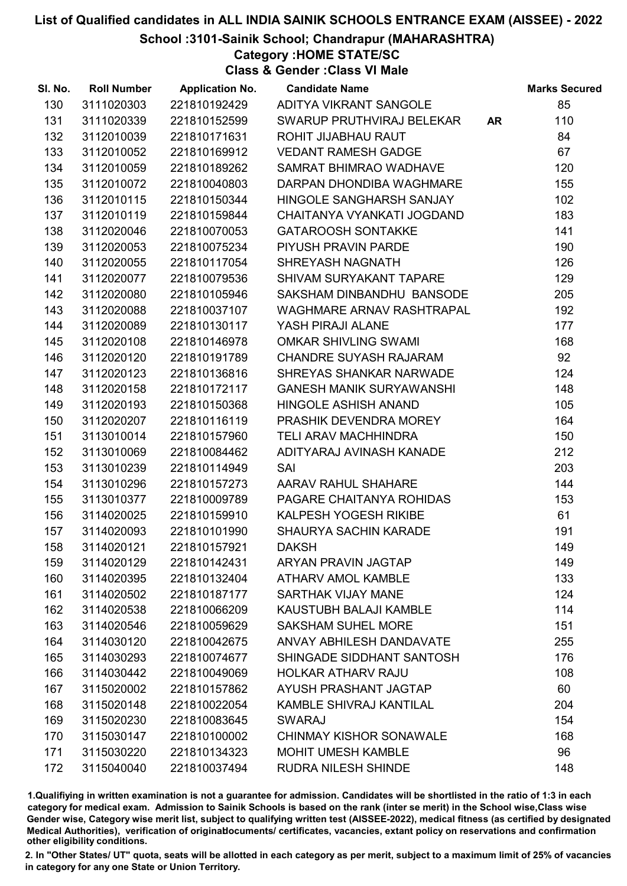# List of Qualified candidates in ALL INDIA SAINIK SCHOOLS ENTRANCE EXAM (AISSEE) - 2022

## School :3101-Sainik School; Chandrapur (MAHARASHTRA)

### Category :HOME STATE/SC

### Class & Gender :Class VI Male

| Sl. No. | Roll Number | Application No. | Candidate Name | | Marks Secured |
|---|---|---|---|---|---|
| 130 | 3111020303 | 221810192429 | ADITYA VIKRANT SANGOLE | | 85 |
| 131 | 3111020339 | 221810152599 | SWARUP PRUTHVIRAJ BELEKAR | AR | 110 |
| 132 | 3112010039 | 221810171631 | ROHIT JIJABHAU RAUT | | 84 |
| 133 | 3112010052 | 221810169912 | VEDANT RAMESH GADGE | | 67 |
| 134 | 3112010059 | 221810189262 | SAMRAT BHIMRAO WADHAVE | | 120 |
| 135 | 3112010072 | 221810040803 | DARPAN DHONDIBA WAGHMARE | | 155 |
| 136 | 3112010115 | 221810150344 | HINGOLE SANGHARSH SANJAY | | 102 |
| 137 | 3112010119 | 221810159844 | CHAITANYA VYANKATI JOGDAND | | 183 |
| 138 | 3112020046 | 221810070053 | GATAROOSH SONTAKKE | | 141 |
| 139 | 3112020053 | 221810075234 | PIYUSH PRAVIN PARDE | | 190 |
| 140 | 3112020055 | 221810117054 | SHREYASH NAGNATH | | 126 |
| 141 | 3112020077 | 221810079536 | SHIVAM SURYAKANT TAPARE | | 129 |
| 142 | 3112020080 | 221810105946 | SAKSHAM DINBANDHU BANSODE | | 205 |
| 143 | 3112020088 | 221810037107 | WAGHMARE ARNAV RASHTRAPAL | | 192 |
| 144 | 3112020089 | 221810130117 | YASH PIRAJI ALANE | | 177 |
| 145 | 3112020108 | 221810146978 | OMKAR SHIVLING SWAMI | | 168 |
| 146 | 3112020120 | 221810191789 | CHANDRE SUYASH RAJARAM | | 92 |
| 147 | 3112020123 | 221810136816 | SHREYAS SHANKAR NARWADE | | 124 |
| 148 | 3112020158 | 221810172117 | GANESH MANIK SURYAWANSHI | | 148 |
| 149 | 3112020193 | 221810150368 | HINGOLE ASHISH ANAND | | 105 |
| 150 | 3112020207 | 221810116119 | PRASHIK DEVENDRA MOREY | | 164 |
| 151 | 3113010014 | 221810157960 | TELI ARAV MACHHINDRA | | 150 |
| 152 | 3113010069 | 221810084462 | ADITYARAJ AVINASH KANADE | | 212 |
| 153 | 3113010239 | 221810114949 | SAI | | 203 |
| 154 | 3113010296 | 221810157273 | AARAV RAHUL SHAHARE | | 144 |
| 155 | 3113010377 | 221810009789 | PAGARE CHAITANYA ROHIDAS | | 153 |
| 156 | 3114020025 | 221810159910 | KALPESH YOGESH RIKIBE | | 61 |
| 157 | 3114020093 | 221810101990 | SHAURYA SACHIN KARADE | | 191 |
| 158 | 3114020121 | 221810157921 | DAKSH | | 149 |
| 159 | 3114020129 | 221810142431 | ARYAN PRAVIN JAGTAP | | 149 |
| 160 | 3114020395 | 221810132404 | ATHARV AMOL KAMBLE | | 133 |
| 161 | 3114020502 | 221810187177 | SARTHAK VIJAY MANE | | 124 |
| 162 | 3114020538 | 221810066209 | KAUSTUBH BALAJI KAMBLE | | 114 |
| 163 | 3114020546 | 221810059629 | SAKSHAM SUHEL MORE | | 151 |
| 164 | 3114030120 | 221810042675 | ANVAY ABHILESH DANDAVATE | | 255 |
| 165 | 3114030293 | 221810074677 | SHINGADE SIDDHANT SANTOSH | | 176 |
| 166 | 3114030442 | 221810049069 | HOLKAR ATHARV RAJU | | 108 |
| 167 | 3115020002 | 221810157862 | AYUSH PRASHANT JAGTAP | | 60 |
| 168 | 3115020148 | 221810022054 | KAMBLE SHIVRAJ KANTILAL | | 204 |
| 169 | 3115020230 | 221810083645 | SWARAJ | | 154 |
| 170 | 3115030147 | 221810100002 | CHINMAY KISHOR SONAWALE | | 168 |
| 171 | 3115030220 | 221810134323 | MOHIT UMESH KAMBLE | | 96 |
| 172 | 3115040040 | 221810037494 | RUDRA NILESH SHINDE | | 148 |

1.Qualifiying in written examination is not a guarantee for admission. Candidates will be shortlisted in the ratio of 1:3 in each category for medical exam. Admission to Sainik Schools is based on the rank (inter se merit) in the School wise,Class wise Gender wise, Category wise merit list, subject to qualifying written test (AISSEE-2022), medical fitness (as certified by designated Medical Authorities), verification of originaldocuments/ certificates, vacancies, extant policy on reservations and confirmation other eligibility conditions.

2. In "Other States/ UT" quota, seats will be allotted in each category as per merit, subject to a maximum limit of 25% of vacancies in category for any one State or Union Territory.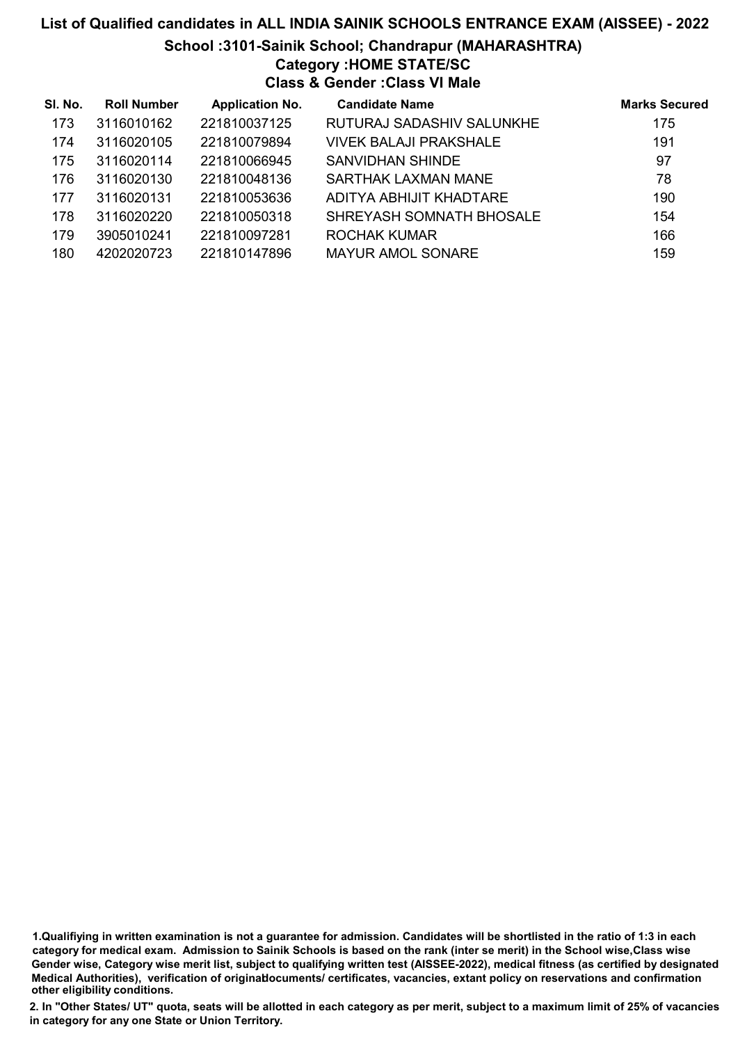# List of Qualified candidates in ALL INDIA SAINIK SCHOOLS ENTRANCE EXAM (AISSEE) - 2022

## School :3101-Sainik School; Chandrapur (MAHARASHTRA)

### Category :HOME STATE/SC

### Class & Gender :Class VI Male

| Sl. No. | Roll Number | Application No. | Candidate Name | Marks Secured |
|---|---|---|---|---|
| 173 | 3116010162 | 221810037125 | RUTURAJ SADASHIV SALUNKHE | 175 |
| 174 | 3116020105 | 221810079894 | VIVEK BALAJI PRAKSHALE | 191 |
| 175 | 3116020114 | 221810066945 | SANVIDHAN SHINDE | 97 |
| 176 | 3116020130 | 221810048136 | SARTHAK LAXMAN MANE | 78 |
| 177 | 3116020131 | 221810053636 | ADITYA ABHIJIT KHADTARE | 190 |
| 178 | 3116020220 | 221810050318 | SHREYASH SOMNATH BHOSALE | 154 |
| 179 | 3905010241 | 221810097281 | ROCHAK KUMAR | 166 |
| 180 | 4202020723 | 221810147896 | MAYUR AMOL SONARE | 159 |

1.Qualifiying in written examination is not a guarantee for admission. Candidates will be shortlisted in the ratio of 1:3 in each category for medical exam. Admission to Sainik Schools is based on the rank (inter se merit) in the School wise,Class wise Gender wise, Category wise merit list, subject to qualifying written test (AISSEE-2022), medical fitness (as certified by designated Medical Authorities), verification of originaldocuments/ certificates, vacancies, extant policy on reservations and confirmation other eligibility conditions.

2. In "Other States/ UT" quota, seats will be allotted in each category as per merit, subject to a maximum limit of 25% of vacancies in category for any one State or Union Territory.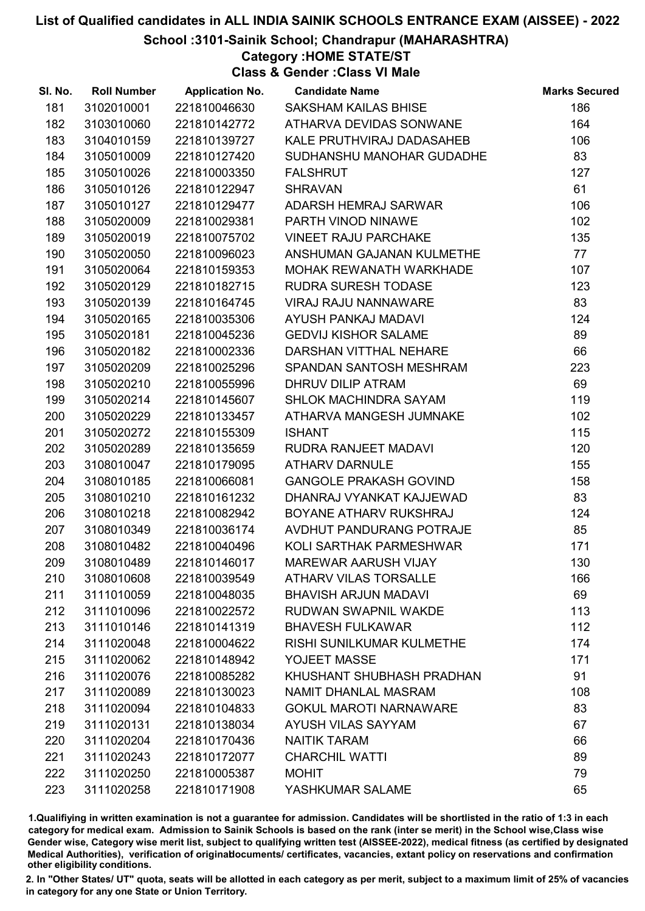# List of Qualified candidates in ALL INDIA SAINIK SCHOOLS ENTRANCE EXAM (AISSEE) - 2022

## School :3101-Sainik School; Chandrapur (MAHARASHTRA)

### Category :HOME STATE/ST

### Class & Gender :Class VI Male

| Sl. No. | Roll Number | Application No. | Candidate Name | Marks Secured |
|---|---|---|---|---|
| 181 | 3102010001 | 221810046630 | SAKSHAM KAILAS BHISE | 186 |
| 182 | 3103010060 | 221810142772 | ATHARVA DEVIDAS SONWANE | 164 |
| 183 | 3104010159 | 221810139727 | KALE PRUTHVIRAJ DADASAHEB | 106 |
| 184 | 3105010009 | 221810127420 | SUDHANSHU MANOHAR GUDADHE | 83 |
| 185 | 3105010026 | 221810003350 | FALSHRUT | 127 |
| 186 | 3105010126 | 221810122947 | SHRAVAN | 61 |
| 187 | 3105010127 | 221810129477 | ADARSH HEMRAJ SARWAR | 106 |
| 188 | 3105020009 | 221810029381 | PARTH VINOD NINAWE | 102 |
| 189 | 3105020019 | 221810075702 | VINEET RAJU PARCHAKE | 135 |
| 190 | 3105020050 | 221810096023 | ANSHUMAN GAJANAN KULMETHE | 77 |
| 191 | 3105020064 | 221810159353 | MOHAK REWANATH WARKHADE | 107 |
| 192 | 3105020129 | 221810182715 | RUDRA SURESH TODASE | 123 |
| 193 | 3105020139 | 221810164745 | VIRAJ RAJU NANNAWARE | 83 |
| 194 | 3105020165 | 221810035306 | AYUSH PANKAJ MADAVI | 124 |
| 195 | 3105020181 | 221810045236 | GEDVIJ KISHOR SALAME | 89 |
| 196 | 3105020182 | 221810002336 | DARSHAN VITTHAL NEHARE | 66 |
| 197 | 3105020209 | 221810025296 | SPANDAN SANTOSH MESHRAM | 223 |
| 198 | 3105020210 | 221810055996 | DHRUV DILIP ATRAM | 69 |
| 199 | 3105020214 | 221810145607 | SHLOK MACHINDRA SAYAM | 119 |
| 200 | 3105020229 | 221810133457 | ATHARVA MANGESH JUMNAKE | 102 |
| 201 | 3105020272 | 221810155309 | ISHANT | 115 |
| 202 | 3105020289 | 221810135659 | RUDRA RANJEET MADAVI | 120 |
| 203 | 3108010047 | 221810179095 | ATHARV DARNULE | 155 |
| 204 | 3108010185 | 221810066081 | GANGOLE PRAKASH GOVIND | 158 |
| 205 | 3108010210 | 221810161232 | DHANRAJ VYANKAT KAJJEWAD | 83 |
| 206 | 3108010218 | 221810082942 | BOYANE ATHARV RUKSHRAJ | 124 |
| 207 | 3108010349 | 221810036174 | AVDHUT PANDURANG POTRAJE | 85 |
| 208 | 3108010482 | 221810040496 | KOLI SARTHAK PARMESHWAR | 171 |
| 209 | 3108010489 | 221810146017 | MAREWAR AARUSH VIJAY | 130 |
| 210 | 3108010608 | 221810039549 | ATHARV VILAS TORSALLE | 166 |
| 211 | 3111010059 | 221810048035 | BHAVISH ARJUN MADAVI | 69 |
| 212 | 3111010096 | 221810022572 | RUDWAN SWAPNIL WAKDE | 113 |
| 213 | 3111010146 | 221810141319 | BHAVESH FULKAWAR | 112 |
| 214 | 3111020048 | 221810004622 | RISHI SUNILKUMAR KULMETHE | 174 |
| 215 | 3111020062 | 221810148942 | YOJEET MASSE | 171 |
| 216 | 3111020076 | 221810085282 | KHUSHANT SHUBHASH PRADHAN | 91 |
| 217 | 3111020089 | 221810130023 | NAMIT DHANLAL MASRAM | 108 |
| 218 | 3111020094 | 221810104833 | GOKUL MAROTI NARNAWARE | 83 |
| 219 | 3111020131 | 221810138034 | AYUSH VILAS SAYYAM | 67 |
| 220 | 3111020204 | 221810170436 | NAITIK TARAM | 66 |
| 221 | 3111020243 | 221810172077 | CHARCHIL WATTI | 89 |
| 222 | 3111020250 | 221810005387 | MOHIT | 79 |
| 223 | 3111020258 | 221810171908 | YASHKUMAR SALAME | 65 |

1.Qualifying in written examination is not a guarantee for admission. Candidates will be shortlisted in the ratio of 1:3 in each category for medical exam. Admission to Sainik Schools is based on the rank (inter se merit) in the School wise,Class wise Gender wise, Category wise merit list, subject to qualifying written test (AISSEE-2022), medical fitness (as certified by designated Medical Authorities), verification of originaldocuments/ certificates, vacancies, extant policy on reservations and confirmation other eligibility conditions.

2. In "Other States/ UT" quota, seats will be allotted in each category as per merit, subject to a maximum limit of 25% of vacancies in category for any one State or Union Territory.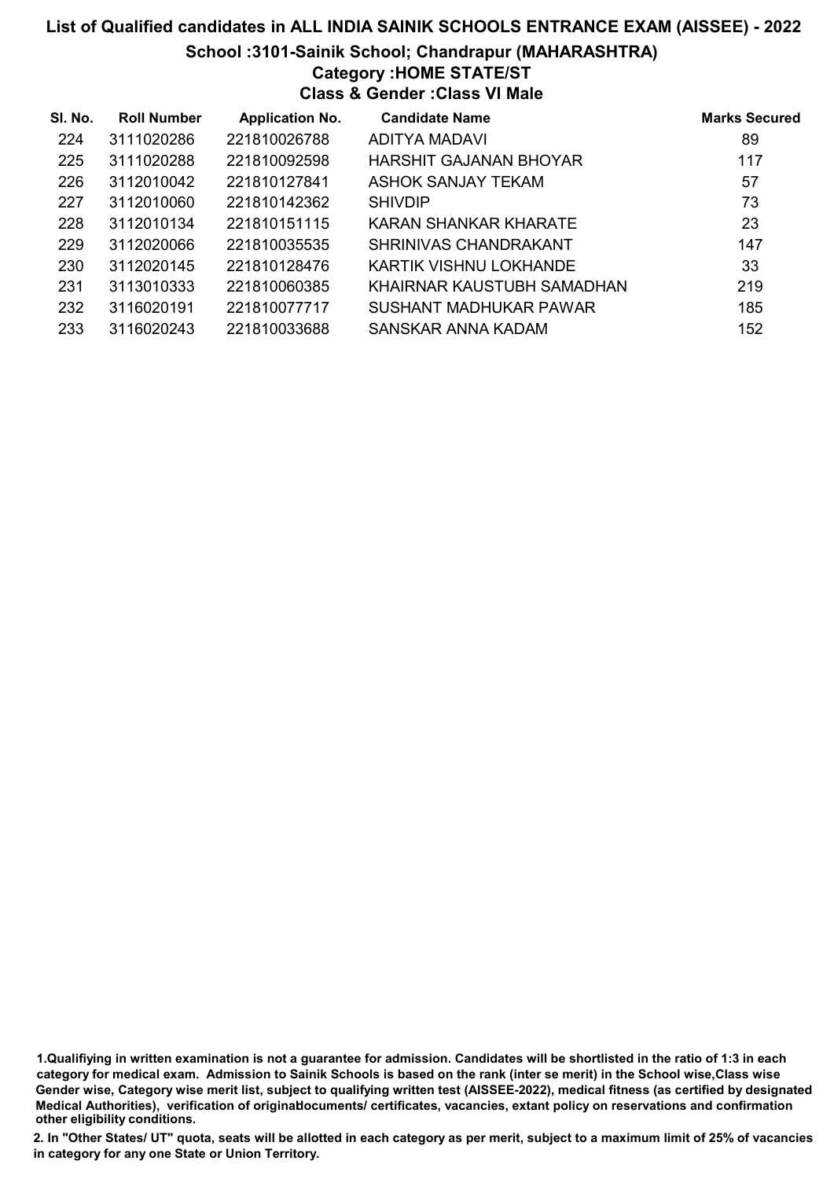# List of Qualified candidates in ALL INDIA SAINIK SCHOOLS ENTRANCE EXAM (AISSEE) - 2022

## School :3101-Sainik School; Chandrapur (MAHARASHTRA)

### Category :HOME STATE/ST

### Class & Gender :Class VI Male

| Sl. No. | Roll Number | Application No. | Candidate Name | Marks Secured |
|---|---|---|---|---|
| 224 | 3111020286 | 221810026788 | ADITYA MADAVI | 89 |
| 225 | 3111020288 | 221810092598 | HARSHIT GAJANAN BHOYAR | 117 |
| 226 | 3112010042 | 221810127841 | ASHOK SANJAY TEKAM | 57 |
| 227 | 3112010060 | 221810142362 | SHIVDIP | 73 |
| 228 | 3112010134 | 221810151115 | KARAN SHANKAR KHARATE | 23 |
| 229 | 3112020066 | 221810035535 | SHRINIVAS CHANDRAKANT | 147 |
| 230 | 3112020145 | 221810128476 | KARTIK VISHNU LOKHANDE | 33 |
| 231 | 3113010333 | 221810060385 | KHAIRNAR KAUSTUBH SAMADHAN | 219 |
| 232 | 3116020191 | 221810077717 | SUSHANT MADHUKAR PAWAR | 185 |
| 233 | 3116020243 | 221810033688 | SANSKAR ANNA KADAM | 152 |

1.Qualifiying in written examination is not a guarantee for admission. Candidates will be shortlisted in the ratio of 1:3 in each category for medical exam. Admission to Sainik Schools is based on the rank (inter se merit) in the School wise,Class wise Gender wise, Category wise merit list, subject to qualifying written test (AISSEE-2022), medical fitness (as certified by designated Medical Authorities), verification of originaldocuments/ certificates, vacancies, extant policy on reservations and confirmation other eligibility conditions.

2. In "Other States/ UT" quota, seats will be allotted in each category as per merit, subject to a maximum limit of 25% of vacancies in category for any one State or Union Territory.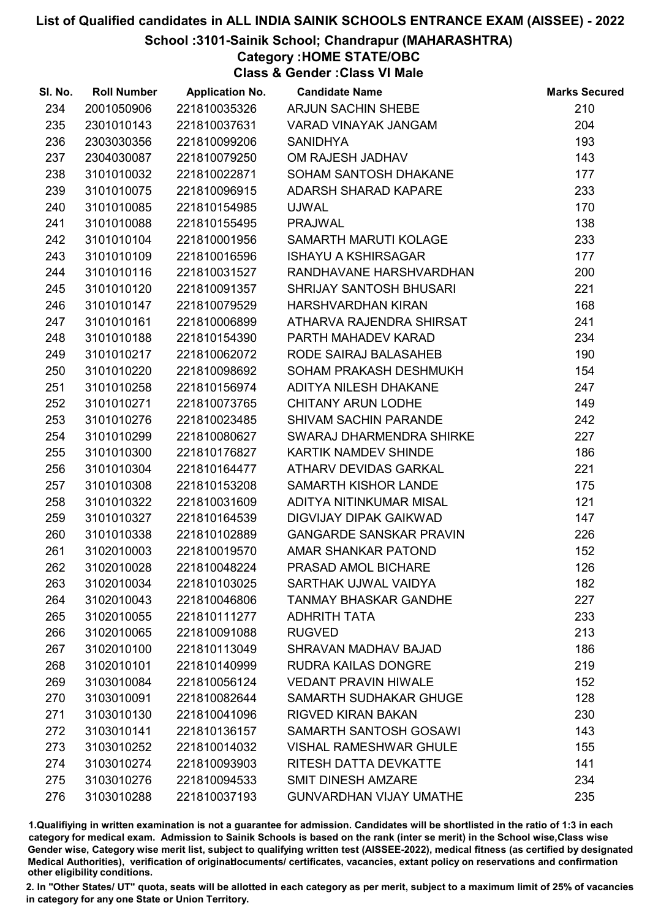# List of Qualified candidates in ALL INDIA SAINIK SCHOOLS ENTRANCE EXAM (AISSEE) - 2022

## School :3101-Sainik School; Chandrapur (MAHARASHTRA)

### Category :HOME STATE/OBC

### Class & Gender :Class VI Male

| Sl. No. | Roll Number | Application No. | Candidate Name | Marks Secured |
|---|---|---|---|---|
| 234 | 2001050906 | 221810035326 | ARJUN SACHIN SHEBE | 210 |
| 235 | 2301010143 | 221810037631 | VARAD VINAYAK JANGAM | 204 |
| 236 | 2303030356 | 221810099206 | SANIDHYA | 193 |
| 237 | 2304030087 | 221810079250 | OM RAJESH JADHAV | 143 |
| 238 | 3101010032 | 221810022871 | SOHAM SANTOSH DHAKANE | 177 |
| 239 | 3101010075 | 221810096915 | ADARSH SHARAD KAPARE | 233 |
| 240 | 3101010085 | 221810154985 | UJWAL | 170 |
| 241 | 3101010088 | 221810155495 | PRAJWAL | 138 |
| 242 | 3101010104 | 221810001956 | SAMARTH MARUTI KOLAGE | 233 |
| 243 | 3101010109 | 221810016596 | ISHAYU A KSHIRSAGAR | 177 |
| 244 | 3101010116 | 221810031527 | RANDHAVANE HARSHVARDHAN | 200 |
| 245 | 3101010120 | 221810091357 | SHRIJAY SANTOSH BHUSARI | 221 |
| 246 | 3101010147 | 221810079529 | HARSHVARDHAN KIRAN | 168 |
| 247 | 3101010161 | 221810006899 | ATHARVA RAJENDRA SHIRSAT | 241 |
| 248 | 3101010188 | 221810154390 | PARTH MAHADEV KARAD | 234 |
| 249 | 3101010217 | 221810062072 | RODE SAIRAJ BALASAHEB | 190 |
| 250 | 3101010220 | 221810098692 | SOHAM PRAKASH DESHMUKH | 154 |
| 251 | 3101010258 | 221810156974 | ADITYA NILESH DHAKANE | 247 |
| 252 | 3101010271 | 221810073765 | CHITANY ARUN LODHE | 149 |
| 253 | 3101010276 | 221810023485 | SHIVAM SACHIN PARANDE | 242 |
| 254 | 3101010299 | 221810080627 | SWARAJ DHARMENDRA SHIRKE | 227 |
| 255 | 3101010300 | 221810176827 | KARTIK NAMDEV SHINDE | 186 |
| 256 | 3101010304 | 221810164477 | ATHARV DEVIDAS GARKAL | 221 |
| 257 | 3101010308 | 221810153208 | SAMARTH KISHOR LANDE | 175 |
| 258 | 3101010322 | 221810031609 | ADITYA NITINKUMAR MISAL | 121 |
| 259 | 3101010327 | 221810164539 | DIGVIJAY DIPAK GAIKWAD | 147 |
| 260 | 3101010338 | 221810102889 | GANGARDE SANSKAR PRAVIN | 226 |
| 261 | 3102010003 | 221810019570 | AMAR SHANKAR PATOND | 152 |
| 262 | 3102010028 | 221810048224 | PRASAD AMOL BICHARE | 126 |
| 263 | 3102010034 | 221810103025 | SARTHAK UJWAL VAIDYA | 182 |
| 264 | 3102010043 | 221810046806 | TANMAY BHASKAR GANDHE | 227 |
| 265 | 3102010055 | 221810111277 | ADHRITH TATA | 233 |
| 266 | 3102010065 | 221810091088 | RUGVED | 213 |
| 267 | 3102010100 | 221810113049 | SHRAVAN MADHAV BAJAD | 186 |
| 268 | 3102010101 | 221810140999 | RUDRA KAILAS DONGRE | 219 |
| 269 | 3103010084 | 221810056124 | VEDANT PRAVIN HIWALE | 152 |
| 270 | 3103010091 | 221810082644 | SAMARTH SUDHAKAR GHUGE | 128 |
| 271 | 3103010130 | 221810041096 | RIGVED KIRAN BAKAN | 230 |
| 272 | 3103010141 | 221810136157 | SAMARTH SANTOSH GOSAWI | 143 |
| 273 | 3103010252 | 221810014032 | VISHAL RAMESHWAR GHULE | 155 |
| 274 | 3103010274 | 221810093903 | RITESH DATTA DEVKATTE | 141 |
| 275 | 3103010276 | 221810094533 | SMIT DINESH AMZARE | 234 |
| 276 | 3103010288 | 221810037193 | GUNVARDHAN VIJAY UMATHE | 235 |

1.Qualifiying in written examination is not a guarantee for admission. Candidates will be shortlisted in the ratio of 1:3 in each category for medical exam. Admission to Sainik Schools is based on the rank (inter se merit) in the School wise,Class wise Gender wise, Category wise merit list, subject to qualifying written test (AISSEE-2022), medical fitness (as certified by designated Medical Authorities), verification of originaldocuments/ certificates, vacancies, extant policy on reservations and confirmation other eligibility conditions.

2. In "Other States/ UT" quota, seats will be allotted in each category as per merit, subject to a maximum limit of 25% of vacancies in category for any one State or Union Territory.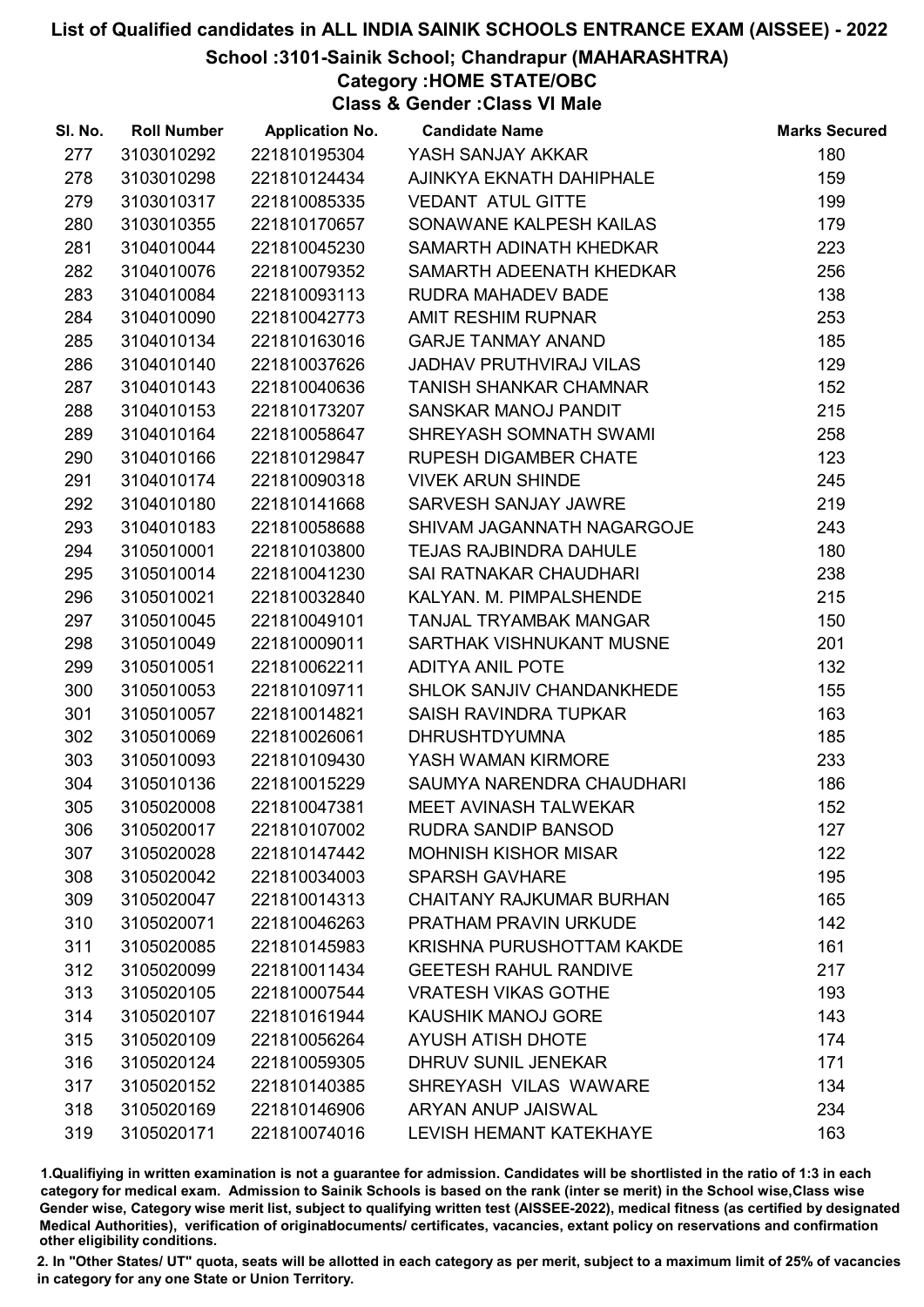# List of Qualified candidates in ALL INDIA SAINIK SCHOOLS ENTRANCE EXAM (AISSEE) - 2022

## School :3101-Sainik School; Chandrapur (MAHARASHTRA)

### Category :HOME STATE/OBC

### Class & Gender :Class VI Male

| Sl. No. | Roll Number | Application No. | Candidate Name | Marks Secured |
|---|---|---|---|---|
| 277 | 3103010292 | 221810195304 | YASH SANJAY AKKAR | 180 |
| 278 | 3103010298 | 221810124434 | AJINKYA EKNATH DAHIPHALE | 159 |
| 279 | 3103010317 | 221810085335 | VEDANT ATUL GITTE | 199 |
| 280 | 3103010355 | 221810170657 | SONAWANE KALPESH KAILAS | 179 |
| 281 | 3104010044 | 221810045230 | SAMARTH ADINATH KHEDKAR | 223 |
| 282 | 3104010076 | 221810079352 | SAMARTH ADEENATH KHEDKAR | 256 |
| 283 | 3104010084 | 221810093113 | RUDRA MAHADEV BADE | 138 |
| 284 | 3104010090 | 221810042773 | AMIT RESHIM RUPNAR | 253 |
| 285 | 3104010134 | 221810163016 | GARJE TANMAY ANAND | 185 |
| 286 | 3104010140 | 221810037626 | JADHAV PRUTHVIRAJ VILAS | 129 |
| 287 | 3104010143 | 221810040636 | TANISH SHANKAR CHAMNAR | 152 |
| 288 | 3104010153 | 221810173207 | SANSKAR MANOJ PANDIT | 215 |
| 289 | 3104010164 | 221810058647 | SHREYASH SOMNATH SWAMI | 258 |
| 290 | 3104010166 | 221810129847 | RUPESH DIGAMBER CHATE | 123 |
| 291 | 3104010174 | 221810090318 | VIVEK ARUN SHINDE | 245 |
| 292 | 3104010180 | 221810141668 | SARVESH SANJAY JAWRE | 219 |
| 293 | 3104010183 | 221810058688 | SHIVAM JAGANNATH NAGARGOJE | 243 |
| 294 | 3105010001 | 221810103800 | TEJAS RAJBINDRA DAHULE | 180 |
| 295 | 3105010014 | 221810041230 | SAI RATNAKAR CHAUDHARI | 238 |
| 296 | 3105010021 | 221810032840 | KALYAN. M. PIMPALSHENDE | 215 |
| 297 | 3105010045 | 221810049101 | TANJAL TRYAMBAK MANGAR | 150 |
| 298 | 3105010049 | 221810009011 | SARTHAK VISHNUKANT MUSNE | 201 |
| 299 | 3105010051 | 221810062211 | ADITYA ANIL POTE | 132 |
| 300 | 3105010053 | 221810109711 | SHLOK SANJIV CHANDANKHEDE | 155 |
| 301 | 3105010057 | 221810014821 | SAISH RAVINDRA TUPKAR | 163 |
| 302 | 3105010069 | 221810026061 | DHRUSHTDYUMNA | 185 |
| 303 | 3105010093 | 221810109430 | YASH WAMAN KIRMORE | 233 |
| 304 | 3105010136 | 221810015229 | SAUMYA NARENDRA CHAUDHARI | 186 |
| 305 | 3105020008 | 221810047381 | MEET AVINASH TALWEKAR | 152 |
| 306 | 3105020017 | 221810107002 | RUDRA SANDIP BANSOD | 127 |
| 307 | 3105020028 | 221810147442 | MOHNISH KISHOR MISAR | 122 |
| 308 | 3105020042 | 221810034003 | SPARSH GAVHARE | 195 |
| 309 | 3105020047 | 221810014313 | CHAITANY RAJKUMAR BURHAN | 165 |
| 310 | 3105020071 | 221810046263 | PRATHAM PRAVIN URKUDE | 142 |
| 311 | 3105020085 | 221810145983 | KRISHNA PURUSHOTTAM KAKDE | 161 |
| 312 | 3105020099 | 221810011434 | GEETESH RAHUL RANDIVE | 217 |
| 313 | 3105020105 | 221810007544 | VRATESH VIKAS GOTHE | 193 |
| 314 | 3105020107 | 221810161944 | KAUSHIK MANOJ GORE | 143 |
| 315 | 3105020109 | 221810056264 | AYUSH ATISH DHOTE | 174 |
| 316 | 3105020124 | 221810059305 | DHRUV SUNIL JENEKAR | 171 |
| 317 | 3105020152 | 221810140385 | SHREYASH VILAS WAWARE | 134 |
| 318 | 3105020169 | 221810146906 | ARYAN ANUP JAISWAL | 234 |
| 319 | 3105020171 | 221810074016 | LEVISH HEMANT KATEKHAYE | 163 |

1.Qualifiying in written examination is not a guarantee for admission. Candidates will be shortlisted in the ratio of 1:3 in each category for medical exam. Admission to Sainik Schools is based on the rank (inter se merit) in the School wise,Class wise Gender wise, Category wise merit list, subject to qualifying written test (AISSEE-2022), medical fitness (as certified by designated Medical Authorities), verification of originaldocuments/ certificates, vacancies, extant policy on reservations and confirmation other eligibility conditions.

2. In "Other States/ UT" quota, seats will be allotted in each category as per merit, subject to a maximum limit of 25% of vacancies in category for any one State or Union Territory.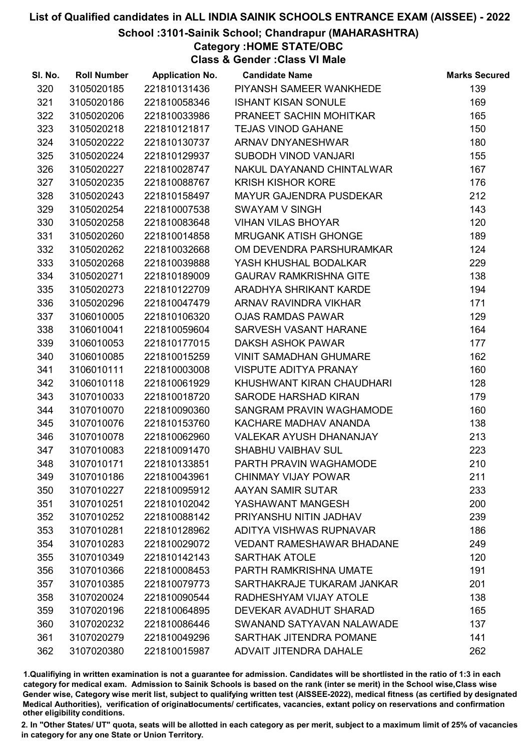# List of Qualified candidates in ALL INDIA SAINIK SCHOOLS ENTRANCE EXAM (AISSEE) - 2022

## School :3101-Sainik School; Chandrapur (MAHARASHTRA)

### Category :HOME STATE/OBC

### Class & Gender :Class VI Male

| Sl. No. | Roll Number | Application No. | Candidate Name | Marks Secured |
|---|---|---|---|---|
| 320 | 3105020185 | 221810131436 | PIYANSH SAMEER WANKHEDE | 139 |
| 321 | 3105020186 | 221810058346 | ISHANT KISAN SONULE | 169 |
| 322 | 3105020206 | 221810033986 | PRANEET SACHIN MOHITKAR | 165 |
| 323 | 3105020218 | 221810121817 | TEJAS VINOD GAHANE | 150 |
| 324 | 3105020222 | 221810130737 | ARNAV DNYANESHWAR | 180 |
| 325 | 3105020224 | 221810129937 | SUBODH VINOD VANJARI | 155 |
| 326 | 3105020227 | 221810028747 | NAKUL DAYANAND CHINTALWAR | 167 |
| 327 | 3105020235 | 221810088767 | KRISH KISHOR KORE | 176 |
| 328 | 3105020243 | 221810158497 | MAYUR GAJENDRA PUSDEKAR | 212 |
| 329 | 3105020254 | 221810007538 | SWAYAM V SINGH | 143 |
| 330 | 3105020258 | 221810083648 | VIHAN VILAS BHOYAR | 120 |
| 331 | 3105020260 | 221810014858 | MRUGANK ATISH GHONGE | 189 |
| 332 | 3105020262 | 221810032668 | OM DEVENDRA PARSHURAMKAR | 124 |
| 333 | 3105020268 | 221810039888 | YASH KHUSHAL BODALKAR | 229 |
| 334 | 3105020271 | 221810189009 | GAURAV RAMKRISHNA GITE | 138 |
| 335 | 3105020273 | 221810122709 | ARADHYA SHRIKANT KARDE | 194 |
| 336 | 3105020296 | 221810047479 | ARNAV RAVINDRA VIKHAR | 171 |
| 337 | 3106010005 | 221810106320 | OJAS RAMDAS PAWAR | 129 |
| 338 | 3106010041 | 221810059604 | SARVESH VASANT HARANE | 164 |
| 339 | 3106010053 | 221810177015 | DAKSH ASHOK PAWAR | 177 |
| 340 | 3106010085 | 221810015259 | VINIT SAMADHAN GHUMARE | 162 |
| 341 | 3106010111 | 221810003008 | VISPUTE ADITYA PRANAY | 160 |
| 342 | 3106010118 | 221810061929 | KHUSHWANT KIRAN CHAUDHARI | 128 |
| 343 | 3107010033 | 221810018720 | SARODE HARSHAD KIRAN | 179 |
| 344 | 3107010070 | 221810090360 | SANGRAM PRAVIN WAGHAMODE | 160 |
| 345 | 3107010076 | 221810153760 | KACHARE MADHAV ANANDA | 138 |
| 346 | 3107010078 | 221810062960 | VALEKAR AYUSH DHANANJAY | 213 |
| 347 | 3107010083 | 221810091470 | SHABHU VAIBHAV SUL | 223 |
| 348 | 3107010171 | 221810133851 | PARTH PRAVIN WAGHAMODE | 210 |
| 349 | 3107010186 | 221810043961 | CHINMAY VIJAY POWAR | 211 |
| 350 | 3107010227 | 221810095912 | AAYAN SAMIR SUTAR | 233 |
| 351 | 3107010251 | 221810102042 | YASHAWANT MANGESH | 200 |
| 352 | 3107010252 | 221810088142 | PRIYANSHU NITIN JADHAV | 239 |
| 353 | 3107010281 | 221810128962 | ADITYA VISHWAS RUPNAVAR | 186 |
| 354 | 3107010283 | 221810029072 | VEDANT RAMESHAWAR BHADANE | 249 |
| 355 | 3107010349 | 221810142143 | SARTHAK ATOLE | 120 |
| 356 | 3107010366 | 221810008453 | PARTH RAMKRISHNA UMATE | 191 |
| 357 | 3107010385 | 221810079773 | SARTHAKRAJE TUKARAM JANKAR | 201 |
| 358 | 3107020024 | 221810090544 | RADHESHYAM VIJAY ATOLE | 138 |
| 359 | 3107020196 | 221810064895 | DEVEKAR AVADHUT SHARAD | 165 |
| 360 | 3107020232 | 221810086446 | SWANAND SATYAVAN NALAWADE | 137 |
| 361 | 3107020279 | 221810049296 | SARTHAK JITENDRA POMANE | 141 |
| 362 | 3107020380 | 221810015987 | ADVAIT JITENDRA DAHALE | 262 |

1.Qualifiying in written examination is not a guarantee for admission. Candidates will be shortlisted in the ratio of 1:3 in each category for medical exam. Admission to Sainik Schools is based on the rank (inter se merit) in the School wise,Class wise Gender wise, Category wise merit list, subject to qualifying written test (AISSEE-2022), medical fitness (as certified by designated Medical Authorities), verification of originaldocuments/ certificates, vacancies, extant policy on reservations and confirmation other eligibility conditions.

2. In "Other States/ UT" quota, seats will be allotted in each category as per merit, subject to a maximum limit of 25% of vacancies in category for any one State or Union Territory.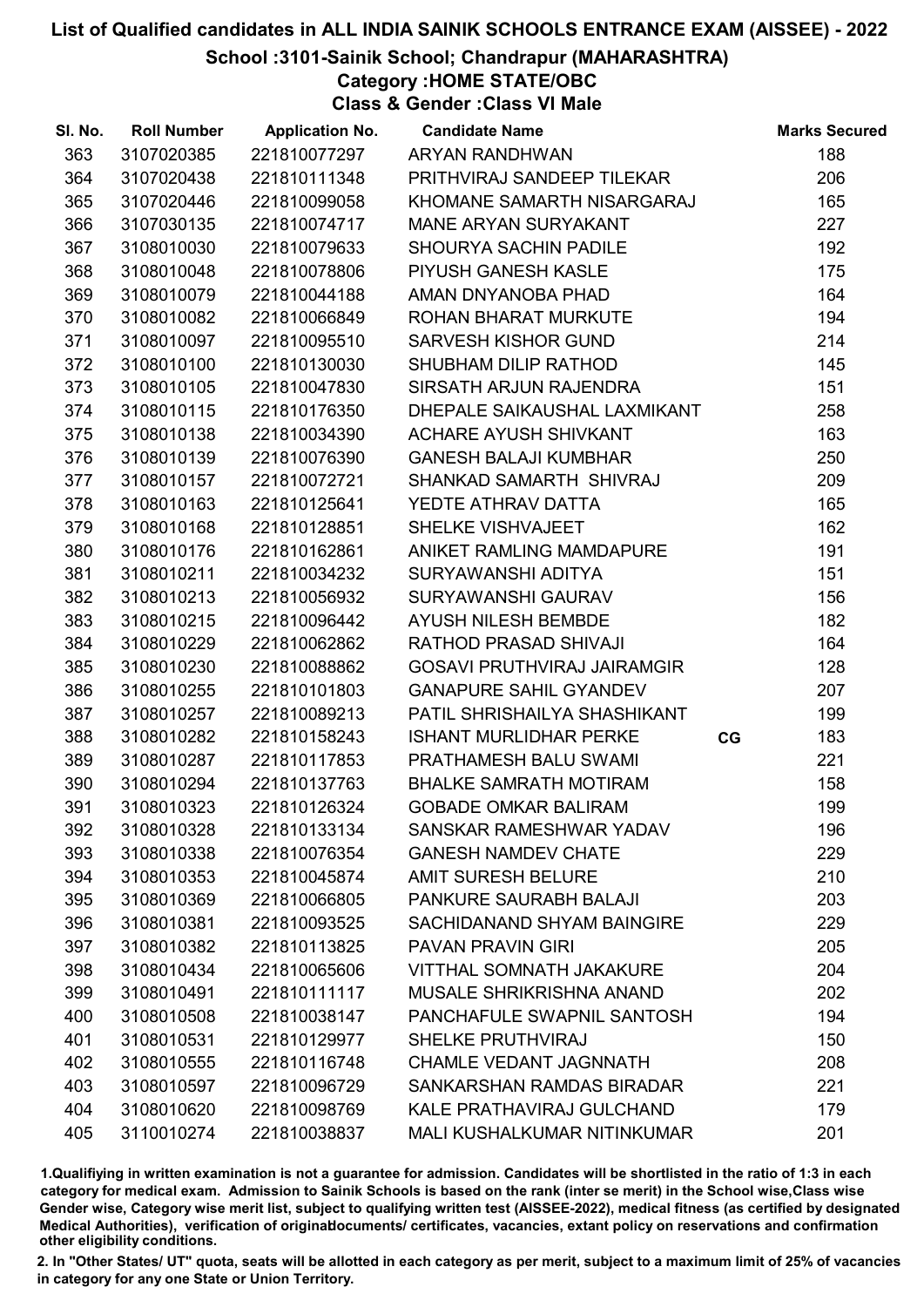# List of Qualified candidates in ALL INDIA SAINIK SCHOOLS ENTRANCE EXAM (AISSEE) - 2022

## School :3101-Sainik School; Chandrapur (MAHARASHTRA)

### Category :HOME STATE/OBC

### Class & Gender :Class VI Male

| Sl. No. | Roll Number | Application No. | Candidate Name | | Marks Secured |
|---|---|---|---|---|---|
| 363 | 3107020385 | 221810077297 | ARYAN RANDHWAN | | 188 |
| 364 | 3107020438 | 221810111348 | PRITHVIRAJ SANDEEP TILEKAR | | 206 |
| 365 | 3107020446 | 221810099058 | KHOMANE SAMARTH NISARGARAJ | | 165 |
| 366 | 3107030135 | 221810074717 | MANE ARYAN SURYAKANT | | 227 |
| 367 | 3108010030 | 221810079633 | SHOURYA SACHIN PADILE | | 192 |
| 368 | 3108010048 | 221810078806 | PIYUSH GANESH KASLE | | 175 |
| 369 | 3108010079 | 221810044188 | AMAN DNYANOBA PHAD | | 164 |
| 370 | 3108010082 | 221810066849 | ROHAN BHARAT MURKUTE | | 194 |
| 371 | 3108010097 | 221810095510 | SARVESH KISHOR GUND | | 214 |
| 372 | 3108010100 | 221810130030 | SHUBHAM DILIP RATHOD | | 145 |
| 373 | 3108010105 | 221810047830 | SIRSATH ARJUN RAJENDRA | | 151 |
| 374 | 3108010115 | 221810176350 | DHEPALE SAIKAUSHAL LAXMIKANT | | 258 |
| 375 | 3108010138 | 221810034390 | ACHARE AYUSH SHIVKANT | | 163 |
| 376 | 3108010139 | 221810076390 | GANESH BALAJI KUMBHAR | | 250 |
| 377 | 3108010157 | 221810072721 | SHANKAD SAMARTH SHIVRAJ | | 209 |
| 378 | 3108010163 | 221810125641 | YEDTE ATHRAV DATTA | | 165 |
| 379 | 3108010168 | 221810128851 | SHELKE VISHVAJEET | | 162 |
| 380 | 3108010176 | 221810162861 | ANIKET RAMLING MAMDAPURE | | 191 |
| 381 | 3108010211 | 221810034232 | SURYAWANSHI ADITYA | | 151 |
| 382 | 3108010213 | 221810056932 | SURYAWANSHI GAURAV | | 156 |
| 383 | 3108010215 | 221810096442 | AYUSH NILESH BEMBDE | | 182 |
| 384 | 3108010229 | 221810062862 | RATHOD PRASAD SHIVAJI | | 164 |
| 385 | 3108010230 | 221810088862 | GOSAVI PRUTHVIRAJ JAIRAMGIR | | 128 |
| 386 | 3108010255 | 221810101803 | GANAPURE SAHIL GYANDEV | | 207 |
| 387 | 3108010257 | 221810089213 | PATIL SHRISHAILYA SHASHIKANT | | 199 |
| 388 | 3108010282 | 221810158243 | ISHANT MURLIDHAR PERKE | CG | 183 |
| 389 | 3108010287 | 221810117853 | PRATHAMESH BALU SWAMI | | 221 |
| 390 | 3108010294 | 221810137763 | BHALKE SAMRATH MOTIRAM | | 158 |
| 391 | 3108010323 | 221810126324 | GOBADE OMKAR BALIRAM | | 199 |
| 392 | 3108010328 | 221810133134 | SANSKAR RAMESHWAR YADAV | | 196 |
| 393 | 3108010338 | 221810076354 | GANESH NAMDEV CHATE | | 229 |
| 394 | 3108010353 | 221810045874 | AMIT SURESH BELURE | | 210 |
| 395 | 3108010369 | 221810066805 | PANKURE SAURABH BALAJI | | 203 |
| 396 | 3108010381 | 221810093525 | SACHIDANAND SHYAM BAINGIRE | | 229 |
| 397 | 3108010382 | 221810113825 | PAVAN PRAVIN GIRI | | 205 |
| 398 | 3108010434 | 221810065606 | VITTHAL SOMNATH JAKAKURE | | 204 |
| 399 | 3108010491 | 221810111117 | MUSALE SHRIKRISHNA ANAND | | 202 |
| 400 | 3108010508 | 221810038147 | PANCHAFULE SWAPNIL SANTOSH | | 194 |
| 401 | 3108010531 | 221810129977 | SHELKE PRUTHVIRAJ | | 150 |
| 402 | 3108010555 | 221810116748 | CHAMLE VEDANT JAGNNATH | | 208 |
| 403 | 3108010597 | 221810096729 | SANKARSHAN RAMDAS BIRADAR | | 221 |
| 404 | 3108010620 | 221810098769 | KALE PRATHAVIRAJ GULCHAND | | 179 |
| 405 | 3110010274 | 221810038837 | MALI KUSHALKUMAR NITINKUMAR | | 201 |

1.Qualifying in written examination is not a guarantee for admission. Candidates will be shortlisted in the ratio of 1:3 in each category for medical exam. Admission to Sainik Schools is based on the rank (inter se merit) in the School wise,Class wise Gender wise, Category wise merit list, subject to qualifying written test (AISSEE-2022), medical fitness (as certified by designated Medical Authorities), verification of originaldocuments/ certificates, vacancies, extant policy on reservations and confirmation other eligibility conditions.

2. In "Other States/ UT" quota, seats will be allotted in each category as per merit, subject to a maximum limit of 25% of vacancies in category for any one State or Union Territory.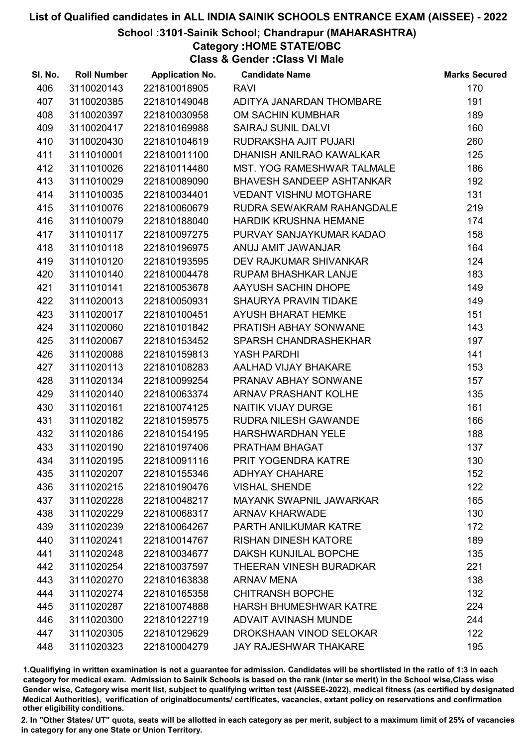# List of Qualified candidates in ALL INDIA SAINIK SCHOOLS ENTRANCE EXAM (AISSEE) - 2022

## School :3101-Sainik School; Chandrapur (MAHARASHTRA)

### Category :HOME STATE/OBC

### Class & Gender :Class VI Male

| Sl. No. | Roll Number | Application No. | Candidate Name | Marks Secured |
|---|---|---|---|---|
| 406 | 3110020143 | 221810018905 | RAVI | 170 |
| 407 | 3110020385 | 221810149048 | ADITYA JANARDAN THOMBARE | 191 |
| 408 | 3110020397 | 221810030958 | OM SACHIN KUMBHAR | 189 |
| 409 | 3110020417 | 221810169988 | SAIRAJ SUNIL DALVI | 160 |
| 410 | 3110020430 | 221810104619 | RUDRAKSHA AJIT PUJARI | 260 |
| 411 | 3111010001 | 221810011100 | DHANISH ANILRAO KAWALKAR | 125 |
| 412 | 3111010026 | 221810114480 | MST. YOG RAMESHWAR TALMALE | 186 |
| 413 | 3111010029 | 221810089090 | BHAVESH SANDEEP ASHTANKAR | 192 |
| 414 | 3111010035 | 221810034401 | VEDANT VISHNU MOTGHARE | 131 |
| 415 | 3111010076 | 221810060679 | RUDRA SEWAKRAM RAHANGDALE | 219 |
| 416 | 3111010079 | 221810188040 | HARDIK KRUSHNA HEMANE | 174 |
| 417 | 3111010117 | 221810097275 | PURVAY SANJAYKUMAR KADAO | 158 |
| 418 | 3111010118 | 221810196975 | ANUJ AMIT JAWANJAR | 164 |
| 419 | 3111010120 | 221810193595 | DEV RAJKUMAR SHIVANKAR | 124 |
| 420 | 3111010140 | 221810004478 | RUPAM BHASHKAR LANJE | 183 |
| 421 | 3111010141 | 221810053678 | AAYUSH SACHIN DHOPE | 149 |
| 422 | 3111020013 | 221810050931 | SHAURYA PRAVIN TIDAKE | 149 |
| 423 | 3111020017 | 221810100451 | AYUSH BHARAT HEMKE | 151 |
| 424 | 3111020060 | 221810101842 | PRATISH ABHAY SONWANE | 143 |
| 425 | 3111020067 | 221810153452 | SPARSH CHANDRASHEKHAR | 197 |
| 426 | 3111020088 | 221810159813 | YASH PARDHI | 141 |
| 427 | 3111020113 | 221810108283 | AALHAD VIJAY BHAKARE | 153 |
| 428 | 3111020134 | 221810099254 | PRANAV ABHAY SONWANE | 157 |
| 429 | 3111020140 | 221810063374 | ARNAV PRASHANT KOLHE | 135 |
| 430 | 3111020161 | 221810074125 | NAITIK VIJAY DURGE | 161 |
| 431 | 3111020182 | 221810159575 | RUDRA NILESH GAWANDE | 166 |
| 432 | 3111020186 | 221810154195 | HARSHWARDHAN YELE | 188 |
| 433 | 3111020190 | 221810197406 | PRATHAM BHAGAT | 137 |
| 434 | 3111020195 | 221810091116 | PRIT YOGENDRA KATRE | 130 |
| 435 | 3111020207 | 221810155346 | ADHYAY CHAHARE | 152 |
| 436 | 3111020215 | 221810190476 | VISHAL SHENDE | 122 |
| 437 | 3111020228 | 221810048217 | MAYANK SWAPNIL JAWARKAR | 165 |
| 438 | 3111020229 | 221810068317 | ARNAV KHARWADE | 130 |
| 439 | 3111020239 | 221810064267 | PARTH ANILKUMAR KATRE | 172 |
| 440 | 3111020241 | 221810014767 | RISHAN DINESH KATORE | 189 |
| 441 | 3111020248 | 221810034677 | DAKSH KUNJILAL BOPCHE | 135 |
| 442 | 3111020254 | 221810037597 | THEERAN VINESH BURADKAR | 221 |
| 443 | 3111020270 | 221810163838 | ARNAV MENA | 138 |
| 444 | 3111020274 | 221810165358 | CHITRANSH BOPCHE | 132 |
| 445 | 3111020287 | 221810074888 | HARSH BHUMESHWAR KATRE | 224 |
| 446 | 3111020300 | 221810122719 | ADVAIT AVINASH MUNDE | 244 |
| 447 | 3111020305 | 221810129629 | DROKSHAAN VINOD SELOKAR | 122 |
| 448 | 3111020323 | 221810004279 | JAY RAJESHWAR THAKARE | 195 |

1.Qualifiying in written examination is not a guarantee for admission. Candidates will be shortlisted in the ratio of 1:3 in each category for medical exam. Admission to Sainik Schools is based on the rank (inter se merit) in the School wise,Class wise Gender wise, Category wise merit list, subject to qualifying written test (AISSEE-2022), medical fitness (as certified by designated Medical Authorities), verification of originaldocuments/ certificates, vacancies, extant policy on reservations and confirmation other eligibility conditions.

2. In "Other States/ UT" quota, seats will be allotted in each category as per merit, subject to a maximum limit of 25% of vacancies in category for any one State or Union Territory.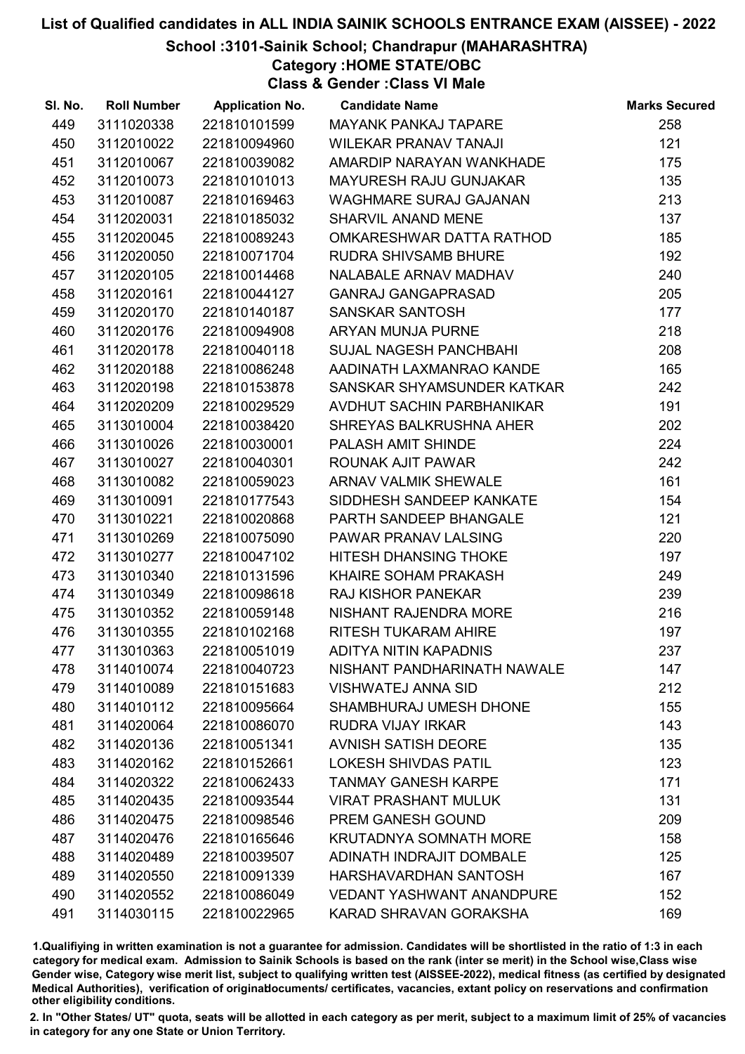# List of Qualified candidates in ALL INDIA SAINIK SCHOOLS ENTRANCE EXAM (AISSEE) - 2022

## School :3101-Sainik School; Chandrapur (MAHARASHTRA)

### Category :HOME STATE/OBC

### Class & Gender :Class VI Male

| Sl. No. | Roll Number | Application No. | Candidate Name | Marks Secured |
|---|---|---|---|---|
| 449 | 3111020338 | 221810101599 | MAYANK PANKAJ TAPARE | 258 |
| 450 | 3112010022 | 221810094960 | WILEKAR PRANAV TANAJI | 121 |
| 451 | 3112010067 | 221810039082 | AMARDIP NARAYAN WANKHADE | 175 |
| 452 | 3112010073 | 221810101013 | MAYURESH RAJU GUNJAKAR | 135 |
| 453 | 3112010087 | 221810169463 | WAGHMARE SURAJ GAJANAN | 213 |
| 454 | 3112020031 | 221810185032 | SHARVIL ANAND MENE | 137 |
| 455 | 3112020045 | 221810089243 | OMKARESHWAR DATTA RATHOD | 185 |
| 456 | 3112020050 | 221810071704 | RUDRA SHIVSAMB BHURE | 192 |
| 457 | 3112020105 | 221810014468 | NALABALE ARNAV MADHAV | 240 |
| 458 | 3112020161 | 221810044127 | GANRAJ GANGAPRASAD | 205 |
| 459 | 3112020170 | 221810140187 | SANSKAR SANTOSH | 177 |
| 460 | 3112020176 | 221810094908 | ARYAN MUNJA PURNE | 218 |
| 461 | 3112020178 | 221810040118 | SUJAL NAGESH PANCHBAHI | 208 |
| 462 | 3112020188 | 221810086248 | AADINATH LAXMANRAO KANDE | 165 |
| 463 | 3112020198 | 221810153878 | SANSKAR SHYAMSUNDER KATKAR | 242 |
| 464 | 3112020209 | 221810029529 | AVDHUT SACHIN PARBHANIKAR | 191 |
| 465 | 3113010004 | 221810038420 | SHREYAS BALKRUSHNA AHER | 202 |
| 466 | 3113010026 | 221810030001 | PALASH AMIT SHINDE | 224 |
| 467 | 3113010027 | 221810040301 | ROUNAK AJIT PAWAR | 242 |
| 468 | 3113010082 | 221810059023 | ARNAV VALMIK SHEWALE | 161 |
| 469 | 3113010091 | 221810177543 | SIDDHESH SANDEEP KANKATE | 154 |
| 470 | 3113010221 | 221810020868 | PARTH SANDEEP BHANGALE | 121 |
| 471 | 3113010269 | 221810075090 | PAWAR PRANAV LALSING | 220 |
| 472 | 3113010277 | 221810047102 | HITESH DHANSING THOKE | 197 |
| 473 | 3113010340 | 221810131596 | KHAIRE SOHAM PRAKASH | 249 |
| 474 | 3113010349 | 221810098618 | RAJ KISHOR PANEKAR | 239 |
| 475 | 3113010352 | 221810059148 | NISHANT RAJENDRA MORE | 216 |
| 476 | 3113010355 | 221810102168 | RITESH TUKARAM AHIRE | 197 |
| 477 | 3113010363 | 221810051019 | ADITYA NITIN KAPADNIS | 237 |
| 478 | 3114010074 | 221810040723 | NISHANT PANDHARINATH NAWALE | 147 |
| 479 | 3114010089 | 221810151683 | VISHWATEJ ANNA SID | 212 |
| 480 | 3114010112 | 221810095664 | SHAMBHURAJ UMESH DHONE | 155 |
| 481 | 3114020064 | 221810086070 | RUDRA VIJAY IRKAR | 143 |
| 482 | 3114020136 | 221810051341 | AVNISH SATISH DEORE | 135 |
| 483 | 3114020162 | 221810152661 | LOKESH SHIVDAS PATIL | 123 |
| 484 | 3114020322 | 221810062433 | TANMAY GANESH KARPE | 171 |
| 485 | 3114020435 | 221810093544 | VIRAT PRASHANT MULUK | 131 |
| 486 | 3114020475 | 221810098546 | PREM GANESH GOUND | 209 |
| 487 | 3114020476 | 221810165646 | KRUTADNYA SOMNATH MORE | 158 |
| 488 | 3114020489 | 221810039507 | ADINATH INDRAJIT DOMBALE | 125 |
| 489 | 3114020550 | 221810091339 | HARSHAVARDHAN SANTOSH | 167 |
| 490 | 3114020552 | 221810086049 | VEDANT YASHWANT ANANDPURE | 152 |
| 491 | 3114030115 | 221810022965 | KARAD SHRAVAN GORAKSHA | 169 |

1.Qualifying in written examination is not a guarantee for admission. Candidates will be shortlisted in the ratio of 1:3 in each category for medical exam. Admission to Sainik Schools is based on the rank (inter se merit) in the School wise,Class wise Gender wise, Category wise merit list, subject to qualifying written test (AISSEE-2022), medical fitness (as certified by designated Medical Authorities), verification of originaldocuments/ certificates, vacancies, extant policy on reservations and confirmation other eligibility conditions.

2. In "Other States/ UT" quota, seats will be allotted in each category as per merit, subject to a maximum limit of 25% of vacancies in category for any one State or Union Territory.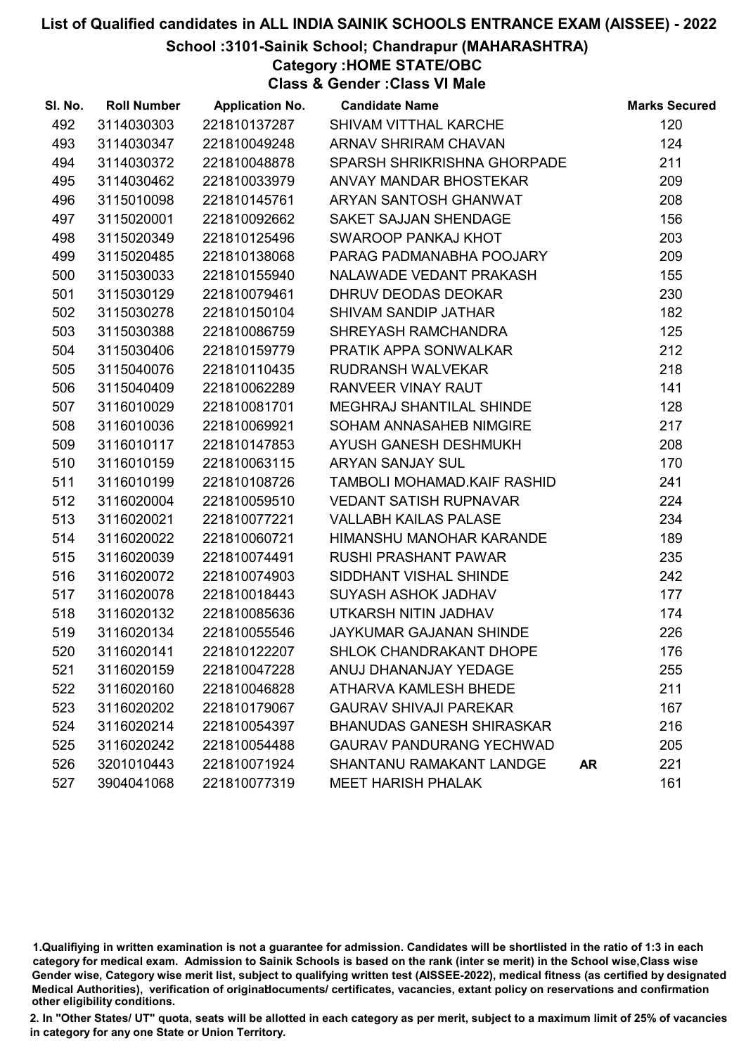# List of Qualified candidates in ALL INDIA SAINIK SCHOOLS ENTRANCE EXAM (AISSEE) - 2022

## School :3101-Sainik School; Chandrapur (MAHARASHTRA)

### Category :HOME STATE/OBC

### Class & Gender :Class VI Male

| Sl. No. | Roll Number | Application No. | Candidate Name | | Marks Secured |
|---|---|---|---|---|---|
| 492 | 3114030303 | 221810137287 | SHIVAM VITTHAL KARCHE | | 120 |
| 493 | 3114030347 | 221810049248 | ARNAV SHRIRAM CHAVAN | | 124 |
| 494 | 3114030372 | 221810048878 | SPARSH SHRIKRISHNA GHORPADE | | 211 |
| 495 | 3114030462 | 221810033979 | ANVAY MANDAR BHOSTEKAR | | 209 |
| 496 | 3115010098 | 221810145761 | ARYAN SANTOSH GHANWAT | | 208 |
| 497 | 3115020001 | 221810092662 | SAKET SAJJAN SHENDAGE | | 156 |
| 498 | 3115020349 | 221810125496 | SWAROOP PANKAJ KHOT | | 203 |
| 499 | 3115020485 | 221810138068 | PARAG PADMANABHA POOJARY | | 209 |
| 500 | 3115030033 | 221810155940 | NALAWADE VEDANT PRAKASH | | 155 |
| 501 | 3115030129 | 221810079461 | DHRUV DEODAS DEOKAR | | 230 |
| 502 | 3115030278 | 221810150104 | SHIVAM SANDIP JATHAR | | 182 |
| 503 | 3115030388 | 221810086759 | SHREYASH RAMCHANDRA | | 125 |
| 504 | 3115030406 | 221810159779 | PRATIK APPA SONWALKAR | | 212 |
| 505 | 3115040076 | 221810110435 | RUDRANSH WALVEKAR | | 218 |
| 506 | 3115040409 | 221810062289 | RANVEER VINAY RAUT | | 141 |
| 507 | 3116010029 | 221810081701 | MEGHRAJ SHANTILAL SHINDE | | 128 |
| 508 | 3116010036 | 221810069921 | SOHAM ANNASAHEB NIMGIRE | | 217 |
| 509 | 3116010117 | 221810147853 | AYUSH GANESH DESHMUKH | | 208 |
| 510 | 3116010159 | 221810063115 | ARYAN SANJAY SUL | | 170 |
| 511 | 3116010199 | 221810108726 | TAMBOLI MOHAMAD.KAIF RASHID | | 241 |
| 512 | 3116020004 | 221810059510 | VEDANT SATISH RUPNAVAR | | 224 |
| 513 | 3116020021 | 221810077221 | VALLABH KAILAS PALASE | | 234 |
| 514 | 3116020022 | 221810060721 | HIMANSHU MANOHAR KARANDE | | 189 |
| 515 | 3116020039 | 221810074491 | RUSHI PRASHANT PAWAR | | 235 |
| 516 | 3116020072 | 221810074903 | SIDDHANT VISHAL SHINDE | | 242 |
| 517 | 3116020078 | 221810018443 | SUYASH ASHOK JADHAV | | 177 |
| 518 | 3116020132 | 221810085636 | UTKARSH NITIN JADHAV | | 174 |
| 519 | 3116020134 | 221810055546 | JAYKUMAR GAJANAN SHINDE | | 226 |
| 520 | 3116020141 | 221810122207 | SHLOK CHANDRAKANT DHOPE | | 176 |
| 521 | 3116020159 | 221810047228 | ANUJ DHANANJAY YEDAGE | | 255 |
| 522 | 3116020160 | 221810046828 | ATHARVA KAMLESH BHEDE | | 211 |
| 523 | 3116020202 | 221810179067 | GAURAV SHIVAJI PAREKAR | | 167 |
| 524 | 3116020214 | 221810054397 | BHANUDAS GANESH SHIRASKAR | | 216 |
| 525 | 3116020242 | 221810054488 | GAURAV PANDURANG YECHWAD | | 205 |
| 526 | 3201010443 | 221810071924 | SHANTANU RAMAKANT LANDGE | AR | 221 |
| 527 | 3904041068 | 221810077319 | MEET HARISH PHALAK | | 161 |

1.Qualifiying in written examination is not a guarantee for admission. Candidates will be shortlisted in the ratio of 1:3 in each category for medical exam. Admission to Sainik Schools is based on the rank (inter se merit) in the School wise,Class wise Gender wise, Category wise merit list, subject to qualifying written test (AISSEE-2022), medical fitness (as certified by designated Medical Authorities), verification of originaldocuments/ certificates, vacancies, extant policy on reservations and confirmation other eligibility conditions.

2. In "Other States/ UT" quota, seats will be allotted in each category as per merit, subject to a maximum limit of 25% of vacancies in category for any one State or Union Territory.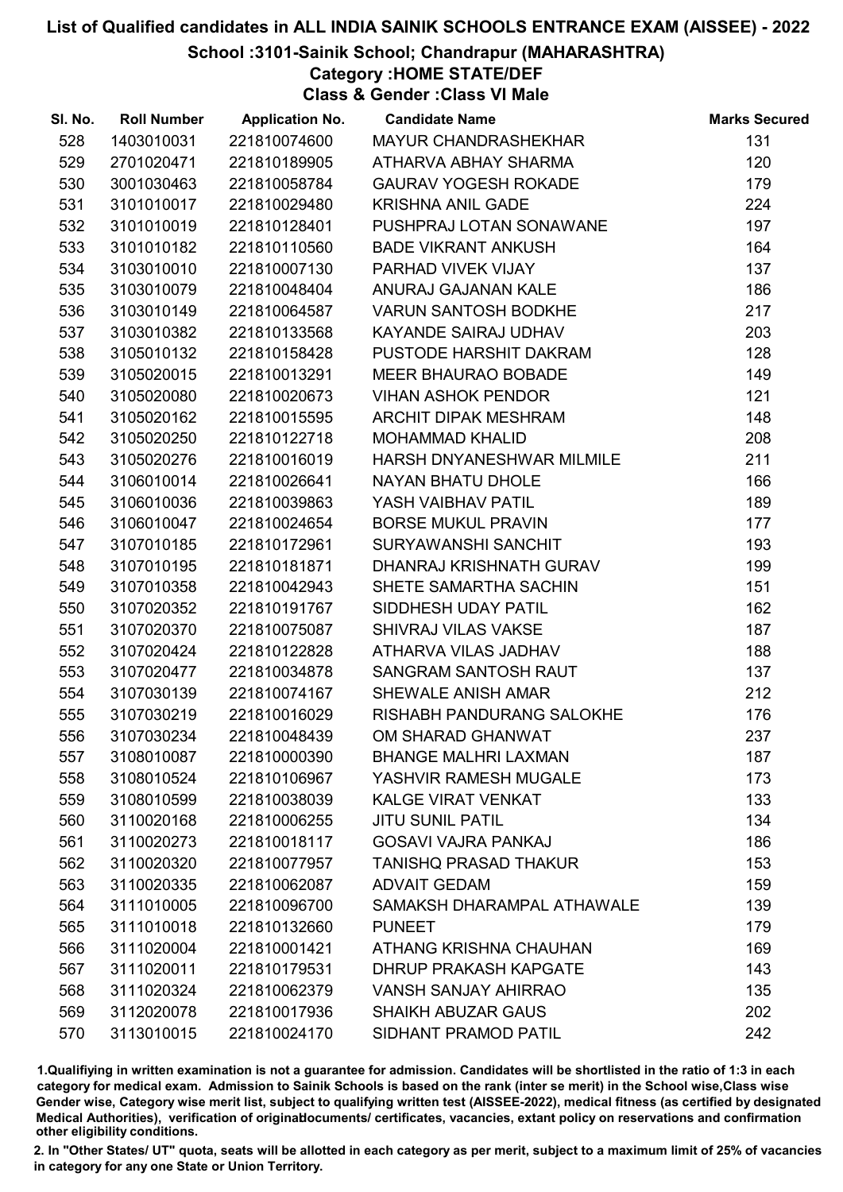# List of Qualified candidates in ALL INDIA SAINIK SCHOOLS ENTRANCE EXAM (AISSEE) - 2022

## School :3101-Sainik School; Chandrapur (MAHARASHTRA)

### Category :HOME STATE/DEF

### Class & Gender :Class VI Male

| Sl. No. | Roll Number | Application No. | Candidate Name | Marks Secured |
|---|---|---|---|---|
| 528 | 1403010031 | 221810074600 | MAYUR CHANDRASHEKHAR | 131 |
| 529 | 2701020471 | 221810189905 | ATHARVA ABHAY SHARMA | 120 |
| 530 | 3001030463 | 221810058784 | GAURAV YOGESH ROKADE | 179 |
| 531 | 3101010017 | 221810029480 | KRISHNA ANIL GADE | 224 |
| 532 | 3101010019 | 221810128401 | PUSHPRAJ LOTAN SONAWANE | 197 |
| 533 | 3101010182 | 221810110560 | BADE VIKRANT ANKUSH | 164 |
| 534 | 3103010010 | 221810007130 | PARHAD VIVEK VIJAY | 137 |
| 535 | 3103010079 | 221810048404 | ANURAJ GAJANAN KALE | 186 |
| 536 | 3103010149 | 221810064587 | VARUN SANTOSH BODKHE | 217 |
| 537 | 3103010382 | 221810133568 | KAYANDE SAIRAJ UDHAV | 203 |
| 538 | 3105010132 | 221810158428 | PUSTODE HARSHIT DAKRAM | 128 |
| 539 | 3105020015 | 221810013291 | MEER BHAURAO BOBADE | 149 |
| 540 | 3105020080 | 221810020673 | VIHAN ASHOK PENDOR | 121 |
| 541 | 3105020162 | 221810015595 | ARCHIT DIPAK MESHRAM | 148 |
| 542 | 3105020250 | 221810122718 | MOHAMMAD KHALID | 208 |
| 543 | 3105020276 | 221810016019 | HARSH DNYANESHWAR MILMILE | 211 |
| 544 | 3106010014 | 221810026641 | NAYAN BHATU DHOLE | 166 |
| 545 | 3106010036 | 221810039863 | YASH VAIBHAV PATIL | 189 |
| 546 | 3106010047 | 221810024654 | BORSE MUKUL PRAVIN | 177 |
| 547 | 3107010185 | 221810172961 | SURYAWANSHI SANCHIT | 193 |
| 548 | 3107010195 | 221810181871 | DHANRAJ KRISHNATH GURAV | 199 |
| 549 | 3107010358 | 221810042943 | SHETE SAMARTHA SACHIN | 151 |
| 550 | 3107020352 | 221810191767 | SIDDHESH UDAY PATIL | 162 |
| 551 | 3107020370 | 221810075087 | SHIVRAJ VILAS VAKSE | 187 |
| 552 | 3107020424 | 221810122828 | ATHARVA VILAS JADHAV | 188 |
| 553 | 3107020477 | 221810034878 | SANGRAM SANTOSH RAUT | 137 |
| 554 | 3107030139 | 221810074167 | SHEWALE ANISH AMAR | 212 |
| 555 | 3107030219 | 221810016029 | RISHABH PANDURANG SALOKHE | 176 |
| 556 | 3107030234 | 221810048439 | OM SHARAD GHANWAT | 237 |
| 557 | 3108010087 | 221810000390 | BHANGE MALHRI LAXMAN | 187 |
| 558 | 3108010524 | 221810106967 | YASHVIR RAMESH MUGALE | 173 |
| 559 | 3108010599 | 221810038039 | KALGE VIRAT VENKAT | 133 |
| 560 | 3110020168 | 221810006255 | JITU SUNIL PATIL | 134 |
| 561 | 3110020273 | 221810018117 | GOSAVI VAJRA PANKAJ | 186 |
| 562 | 3110020320 | 221810077957 | TANISHQ PRASAD THAKUR | 153 |
| 563 | 3110020335 | 221810062087 | ADVAIT GEDAM | 159 |
| 564 | 3111010005 | 221810096700 | SAMAKSH DHARAMPAL ATHAWALE | 139 |
| 565 | 3111010018 | 221810132660 | PUNEET | 179 |
| 566 | 3111020004 | 221810001421 | ATHANG KRISHNA CHAUHAN | 169 |
| 567 | 3111020011 | 221810179531 | DHRUP PRAKASH KAPGATE | 143 |
| 568 | 3111020324 | 221810062379 | VANSH SANJAY AHIRRAO | 135 |
| 569 | 3112020078 | 221810017936 | SHAIKH ABUZAR GAUS | 202 |
| 570 | 3113010015 | 221810024170 | SIDHANT PRAMOD PATIL | 242 |

1.Qualifiying in written examination is not a guarantee for admission. Candidates will be shortlisted in the ratio of 1:3 in each category for medical exam. Admission to Sainik Schools is based on the rank (inter se merit) in the School wise,Class wise Gender wise, Category wise merit list, subject to qualifying written test (AISSEE-2022), medical fitness (as certified by designated Medical Authorities), verification of originaldocuments/ certificates, vacancies, extant policy on reservations and confirmation other eligibility conditions.

2. In "Other States/ UT" quota, seats will be allotted in each category as per merit, subject to a maximum limit of 25% of vacancies in category for any one State or Union Territory.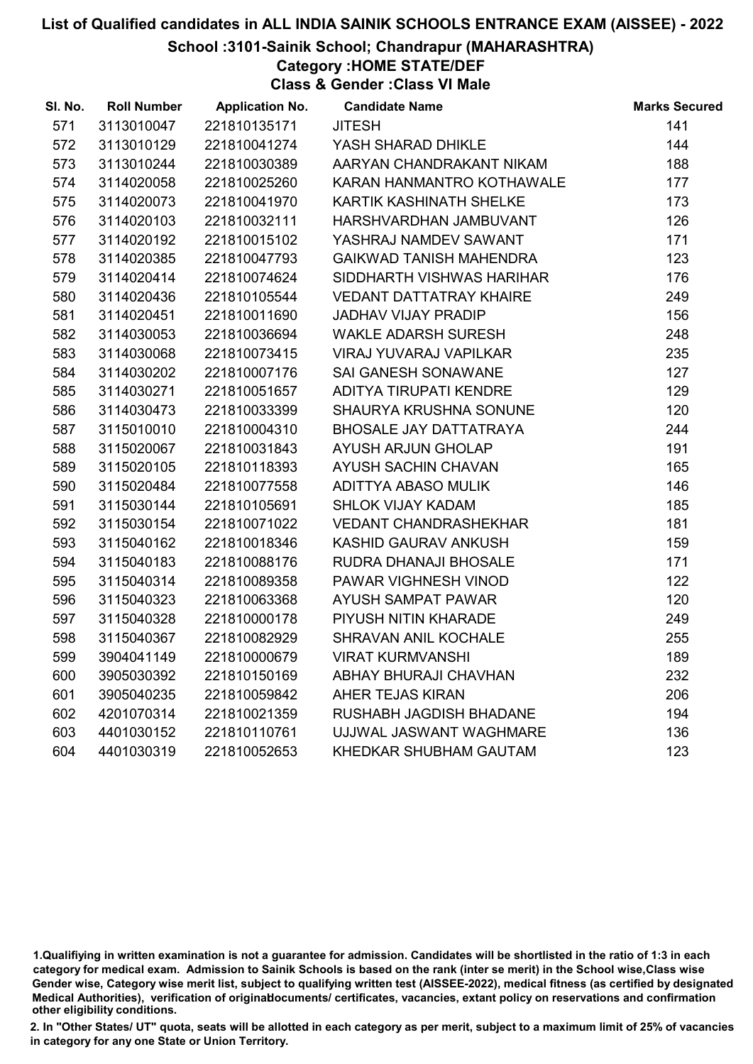# List of Qualified candidates in ALL INDIA SAINIK SCHOOLS ENTRANCE EXAM (AISSEE) - 2022

## School :3101-Sainik School; Chandrapur (MAHARASHTRA)

### Category :HOME STATE/DEF

### Class & Gender :Class VI Male

| Sl. No. | Roll Number | Application No. | Candidate Name | Marks Secured |
|---|---|---|---|---|
| 571 | 3113010047 | 221810135171 | JITESH | 141 |
| 572 | 3113010129 | 221810041274 | YASH SHARAD DHIKLE | 144 |
| 573 | 3113010244 | 221810030389 | AARYAN CHANDRAKANT NIKAM | 188 |
| 574 | 3114020058 | 221810025260 | KARAN HANMANTRO KOTHAWALE | 177 |
| 575 | 3114020073 | 221810041970 | KARTIK KASHINATH SHELKE | 173 |
| 576 | 3114020103 | 221810032111 | HARSHVARDHAN JAMBUVANT | 126 |
| 577 | 3114020192 | 221810015102 | YASHRAJ NAMDEV SAWANT | 171 |
| 578 | 3114020385 | 221810047793 | GAIKWAD TANISH MAHENDRA | 123 |
| 579 | 3114020414 | 221810074624 | SIDDHARTH VISHWAS HARIHAR | 176 |
| 580 | 3114020436 | 221810105544 | VEDANT DATTATRAY KHAIRE | 249 |
| 581 | 3114020451 | 221810011690 | JADHAV VIJAY PRADIP | 156 |
| 582 | 3114030053 | 221810036694 | WAKLE ADARSH SURESH | 248 |
| 583 | 3114030068 | 221810073415 | VIRAJ YUVARAJ VAPILKAR | 235 |
| 584 | 3114030202 | 221810007176 | SAI GANESH SONAWANE | 127 |
| 585 | 3114030271 | 221810051657 | ADITYA TIRUPATI KENDRE | 129 |
| 586 | 3114030473 | 221810033399 | SHAURYA KRUSHNA SONUNE | 120 |
| 587 | 3115010010 | 221810004310 | BHOSALE JAY DATTATRAYA | 244 |
| 588 | 3115020067 | 221810031843 | AYUSH ARJUN GHOLAP | 191 |
| 589 | 3115020105 | 221810118393 | AYUSH SACHIN CHAVAN | 165 |
| 590 | 3115020484 | 221810077558 | ADITTYA ABASO MULIK | 146 |
| 591 | 3115030144 | 221810105691 | SHLOK VIJAY KADAM | 185 |
| 592 | 3115030154 | 221810071022 | VEDANT CHANDRASHEKHAR | 181 |
| 593 | 3115040162 | 221810018346 | KASHID GAURAV ANKUSH | 159 |
| 594 | 3115040183 | 221810088176 | RUDRA DHANAJI BHOSALE | 171 |
| 595 | 3115040314 | 221810089358 | PAWAR VIGHNESH VINOD | 122 |
| 596 | 3115040323 | 221810063368 | AYUSH SAMPAT PAWAR | 120 |
| 597 | 3115040328 | 221810000178 | PIYUSH NITIN KHARADE | 249 |
| 598 | 3115040367 | 221810082929 | SHRAVAN ANIL KOCHALE | 255 |
| 599 | 3904041149 | 221810000679 | VIRAT KURMVANSHI | 189 |
| 600 | 3905030392 | 221810150169 | ABHAY BHURAJI CHAVHAN | 232 |
| 601 | 3905040235 | 221810059842 | AHER TEJAS KIRAN | 206 |
| 602 | 4201070314 | 221810021359 | RUSHABH JAGDISH BHADANE | 194 |
| 603 | 4401030152 | 221810110761 | UJJWAL JASWANT WAGHMARE | 136 |
| 604 | 4401030319 | 221810052653 | KHEDKAR SHUBHAM GAUTAM | 123 |

1.Qualifiying in written examination is not a guarantee for admission. Candidates will be shortlisted in the ratio of 1:3 in each category for medical exam. Admission to Sainik Schools is based on the rank (inter se merit) in the School wise,Class wise Gender wise, Category wise merit list, subject to qualifying written test (AISSEE-2022), medical fitness (as certified by designated Medical Authorities), verification of originaldocuments/ certificates, vacancies, extant policy on reservations and confirmation other eligibility conditions.

2. In "Other States/ UT" quota, seats will be allotted in each category as per merit, subject to a maximum limit of 25% of vacancies in category for any one State or Union Territory.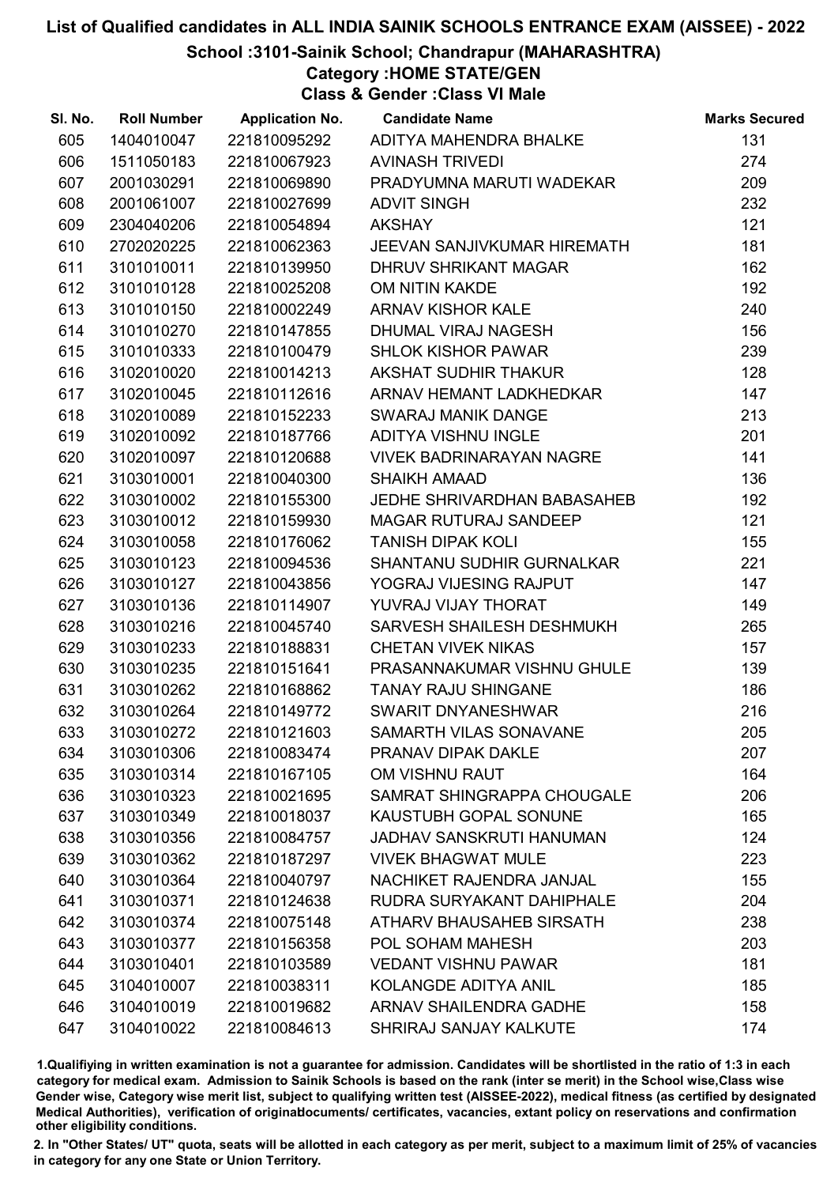# List of Qualified candidates in ALL INDIA SAINIK SCHOOLS ENTRANCE EXAM (AISSEE) - 2022

## School :3101-Sainik School; Chandrapur (MAHARASHTRA)

### Category :HOME STATE/GEN

### Class & Gender :Class VI Male

| Sl. No. | Roll Number | Application No. | Candidate Name | Marks Secured |
|---|---|---|---|---|
| 605 | 1404010047 | 221810095292 | ADITYA MAHENDRA BHALKE | 131 |
| 606 | 1511050183 | 221810067923 | AVINASH TRIVEDI | 274 |
| 607 | 2001030291 | 221810069890 | PRADYUMNA MARUTI WADEKAR | 209 |
| 608 | 2001061007 | 221810027699 | ADVIT SINGH | 232 |
| 609 | 2304040206 | 221810054894 | AKSHAY | 121 |
| 610 | 2702020225 | 221810062363 | JEEVAN SANJIVKUMAR HIREMATH | 181 |
| 611 | 3101010011 | 221810139950 | DHRUV SHRIKANT MAGAR | 162 |
| 612 | 3101010128 | 221810025208 | OM NITIN KAKDE | 192 |
| 613 | 3101010150 | 221810002249 | ARNAV KISHOR KALE | 240 |
| 614 | 3101010270 | 221810147855 | DHUMAL VIRAJ NAGESH | 156 |
| 615 | 3101010333 | 221810100479 | SHLOK KISHOR PAWAR | 239 |
| 616 | 3102010020 | 221810014213 | AKSHAT SUDHIR THAKUR | 128 |
| 617 | 3102010045 | 221810112616 | ARNAV HEMANT LADKHEDKAR | 147 |
| 618 | 3102010089 | 221810152233 | SWARAJ MANIK DANGE | 213 |
| 619 | 3102010092 | 221810187766 | ADITYA VISHNU INGLE | 201 |
| 620 | 3102010097 | 221810120688 | VIVEK BADRINARAYAN NAGRE | 141 |
| 621 | 3103010001 | 221810040300 | SHAIKH AMAAD | 136 |
| 622 | 3103010002 | 221810155300 | JEDHE SHRIVARDHAN BABASAHEB | 192 |
| 623 | 3103010012 | 221810159930 | MAGAR RUTURAJ SANDEEP | 121 |
| 624 | 3103010058 | 221810176062 | TANISH DIPAK KOLI | 155 |
| 625 | 3103010123 | 221810094536 | SHANTANU SUDHIR GURNALKAR | 221 |
| 626 | 3103010127 | 221810043856 | YOGRAJ VIJESING RAJPUT | 147 |
| 627 | 3103010136 | 221810114907 | YUVRAJ VIJAY THORAT | 149 |
| 628 | 3103010216 | 221810045740 | SARVESH SHAILESH DESHMUKH | 265 |
| 629 | 3103010233 | 221810188831 | CHETAN VIVEK NIKAS | 157 |
| 630 | 3103010235 | 221810151641 | PRASANNAKUMAR VISHNU GHULE | 139 |
| 631 | 3103010262 | 221810168862 | TANAY RAJU SHINGANE | 186 |
| 632 | 3103010264 | 221810149772 | SWARIT DNYANESHWAR | 216 |
| 633 | 3103010272 | 221810121603 | SAMARTH VILAS SONAVANE | 205 |
| 634 | 3103010306 | 221810083474 | PRANAV DIPAK DAKLE | 207 |
| 635 | 3103010314 | 221810167105 | OM VISHNU RAUT | 164 |
| 636 | 3103010323 | 221810021695 | SAMRAT SHINGRAPPA CHOUGALE | 206 |
| 637 | 3103010349 | 221810018037 | KAUSTUBH GOPAL SONUNE | 165 |
| 638 | 3103010356 | 221810084757 | JADHAV SANSKRUTI HANUMAN | 124 |
| 639 | 3103010362 | 221810187297 | VIVEK BHAGWAT MULE | 223 |
| 640 | 3103010364 | 221810040797 | NACHIKET RAJENDRA JANJAL | 155 |
| 641 | 3103010371 | 221810124638 | RUDRA SURYAKANT DAHIPHALE | 204 |
| 642 | 3103010374 | 221810075148 | ATHARV BHAUSAHEB SIRSATH | 238 |
| 643 | 3103010377 | 221810156358 | POL SOHAM MAHESH | 203 |
| 644 | 3103010401 | 221810103589 | VEDANT VISHNU PAWAR | 181 |
| 645 | 3104010007 | 221810038311 | KOLANGDE ADITYA ANIL | 185 |
| 646 | 3104010019 | 221810019682 | ARNAV SHAILENDRA GADHE | 158 |
| 647 | 3104010022 | 221810084613 | SHRIRAJ SANJAY KALKUTE | 174 |

1.Qualifying in written examination is not a guarantee for admission. Candidates will be shortlisted in the ratio of 1:3 in each category for medical exam. Admission to Sainik Schools is based on the rank (inter se merit) in the School wise,Class wise Gender wise, Category wise merit list, subject to qualifying written test (AISSEE-2022), medical fitness (as certified by designated Medical Authorities), verification of originaldocuments/ certificates, vacancies, extant policy on reservations and confirmation other eligibility conditions.

2. In "Other States/ UT" quota, seats will be allotted in each category as per merit, subject to a maximum limit of 25% of vacancies in category for any one State or Union Territory.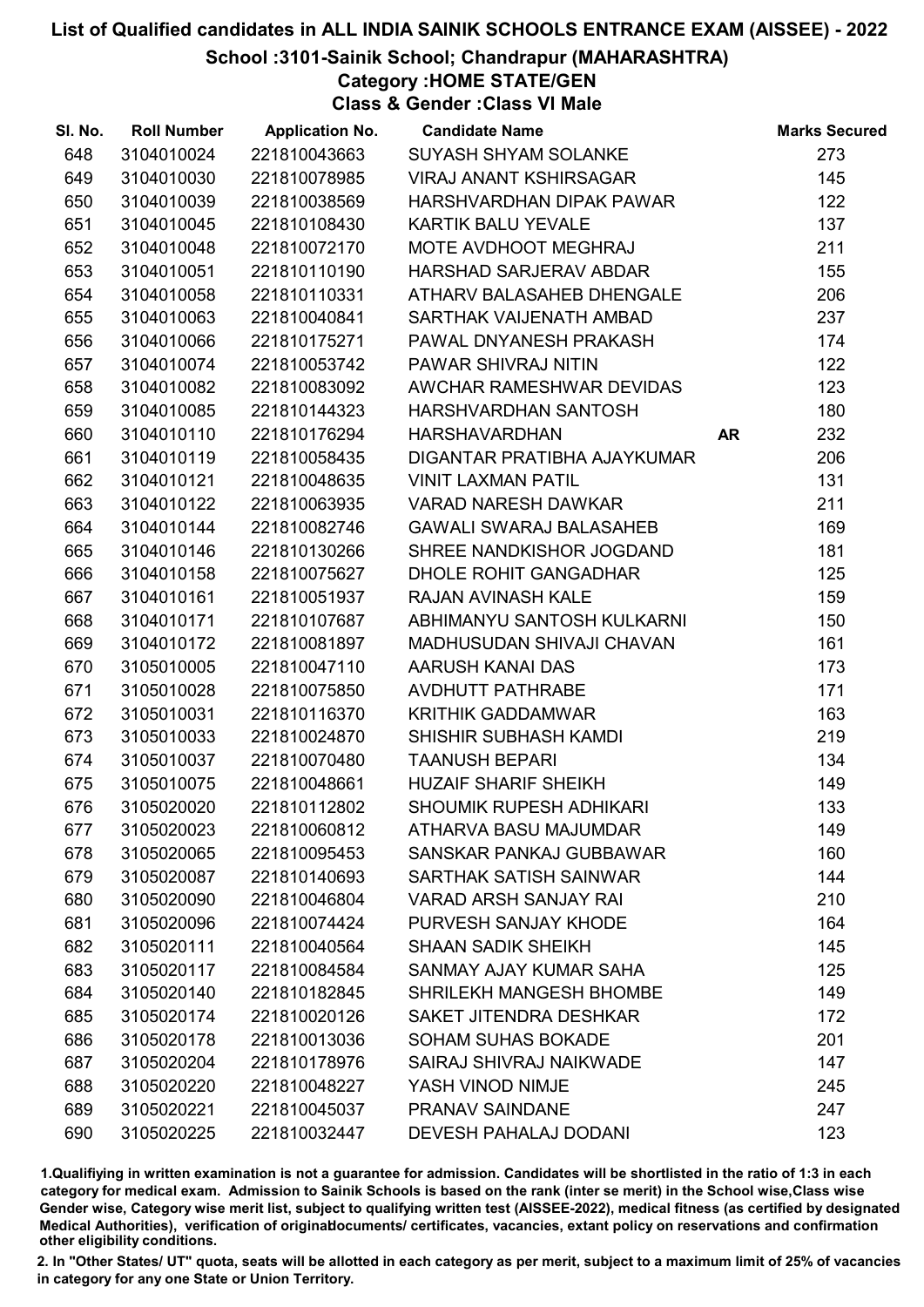# List of Qualified candidates in ALL INDIA SAINIK SCHOOLS ENTRANCE EXAM (AISSEE) - 2022

## School :3101-Sainik School; Chandrapur (MAHARASHTRA)

### Category :HOME STATE/GEN

### Class & Gender :Class VI Male

| Sl. No. | Roll Number | Application No. | Candidate Name | | Marks Secured |
|---|---|---|---|---|---|
| 648 | 3104010024 | 221810043663 | SUYASH SHYAM SOLANKE | | 273 |
| 649 | 3104010030 | 221810078985 | VIRAJ ANANT KSHIRSAGAR | | 145 |
| 650 | 3104010039 | 221810038569 | HARSHVARDHAN DIPAK PAWAR | | 122 |
| 651 | 3104010045 | 221810108430 | KARTIK BALU YEVALE | | 137 |
| 652 | 3104010048 | 221810072170 | MOTE AVDHOOT MEGHRAJ | | 211 |
| 653 | 3104010051 | 221810110190 | HARSHAD SARJERAV ABDAR | | 155 |
| 654 | 3104010058 | 221810110331 | ATHARV BALASAHEB DHENGALE | | 206 |
| 655 | 3104010063 | 221810040841 | SARTHAK VAIJENATH AMBAD | | 237 |
| 656 | 3104010066 | 221810175271 | PAWAL DNYANESH PRAKASH | | 174 |
| 657 | 3104010074 | 221810053742 | PAWAR SHIVRAJ NITIN | | 122 |
| 658 | 3104010082 | 221810083092 | AWCHAR RAMESHWAR DEVIDAS | | 123 |
| 659 | 3104010085 | 221810144323 | HARSHVARDHAN SANTOSH | | 180 |
| 660 | 3104010110 | 221810176294 | HARSHAVARDHAN | AR | 232 |
| 661 | 3104010119 | 221810058435 | DIGANTAR PRATIBHA AJAYKUMAR | | 206 |
| 662 | 3104010121 | 221810048635 | VINIT LAXMAN PATIL | | 131 |
| 663 | 3104010122 | 221810063935 | VARAD NARESH DAWKAR | | 211 |
| 664 | 3104010144 | 221810082746 | GAWALI SWARAJ BALASAHEB | | 169 |
| 665 | 3104010146 | 221810130266 | SHREE NANDKISHOR JOGDAND | | 181 |
| 666 | 3104010158 | 221810075627 | DHOLE ROHIT GANGADHAR | | 125 |
| 667 | 3104010161 | 221810051937 | RAJAN AVINASH KALE | | 159 |
| 668 | 3104010171 | 221810107687 | ABHIMANYU SANTOSH KULKARNI | | 150 |
| 669 | 3104010172 | 221810081897 | MADHUSUDAN SHIVAJI CHAVAN | | 161 |
| 670 | 3105010005 | 221810047110 | AARUSH KANAI DAS | | 173 |
| 671 | 3105010028 | 221810075850 | AVDHUTT PATHRABE | | 171 |
| 672 | 3105010031 | 221810116370 | KRITHIK GADDAMWAR | | 163 |
| 673 | 3105010033 | 221810024870 | SHISHIR SUBHASH KAMDI | | 219 |
| 674 | 3105010037 | 221810070480 | TAANUSH BEPARI | | 134 |
| 675 | 3105010075 | 221810048661 | HUZAIF SHARIF SHEIKH | | 149 |
| 676 | 3105020020 | 221810112802 | SHOUMIK RUPESH ADHIKARI | | 133 |
| 677 | 3105020023 | 221810060812 | ATHARVA BASU MAJUMDAR | | 149 |
| 678 | 3105020065 | 221810095453 | SANSKAR PANKAJ GUBBAWAR | | 160 |
| 679 | 3105020087 | 221810140693 | SARTHAK SATISH SAINWAR | | 144 |
| 680 | 3105020090 | 221810046804 | VARAD ARSH SANJAY RAI | | 210 |
| 681 | 3105020096 | 221810074424 | PURVESH SANJAY KHODE | | 164 |
| 682 | 3105020111 | 221810040564 | SHAAN SADIK SHEIKH | | 145 |
| 683 | 3105020117 | 221810084584 | SANMAY AJAY KUMAR SAHA | | 125 |
| 684 | 3105020140 | 221810182845 | SHRILEKH MANGESH BHOMBE | | 149 |
| 685 | 3105020174 | 221810020126 | SAKET JITENDRA DESHKAR | | 172 |
| 686 | 3105020178 | 221810013036 | SOHAM SUHAS BOKADE | | 201 |
| 687 | 3105020204 | 221810178976 | SAIRAJ SHIVRAJ NAIKWADE | | 147 |
| 688 | 3105020220 | 221810048227 | YASH VINOD NIMJE | | 245 |
| 689 | 3105020221 | 221810045037 | PRANAV SAINDANE | | 247 |
| 690 | 3105020225 | 221810032447 | DEVESH PAHALAJ DODANI | | 123 |

1.Qualifying in written examination is not a guarantee for admission. Candidates will be shortlisted in the ratio of 1:3 in each category for medical exam. Admission to Sainik Schools is based on the rank (inter se merit) in the School wise,Class wise Gender wise, Category wise merit list, subject to qualifying written test (AISSEE-2022), medical fitness (as certified by designated Medical Authorities), verification of originaldocuments/ certificates, vacancies, extant policy on reservations and confirmation other eligibility conditions.

2. In "Other States/ UT" quota, seats will be allotted in each category as per merit, subject to a maximum limit of 25% of vacancies in category for any one State or Union Territory.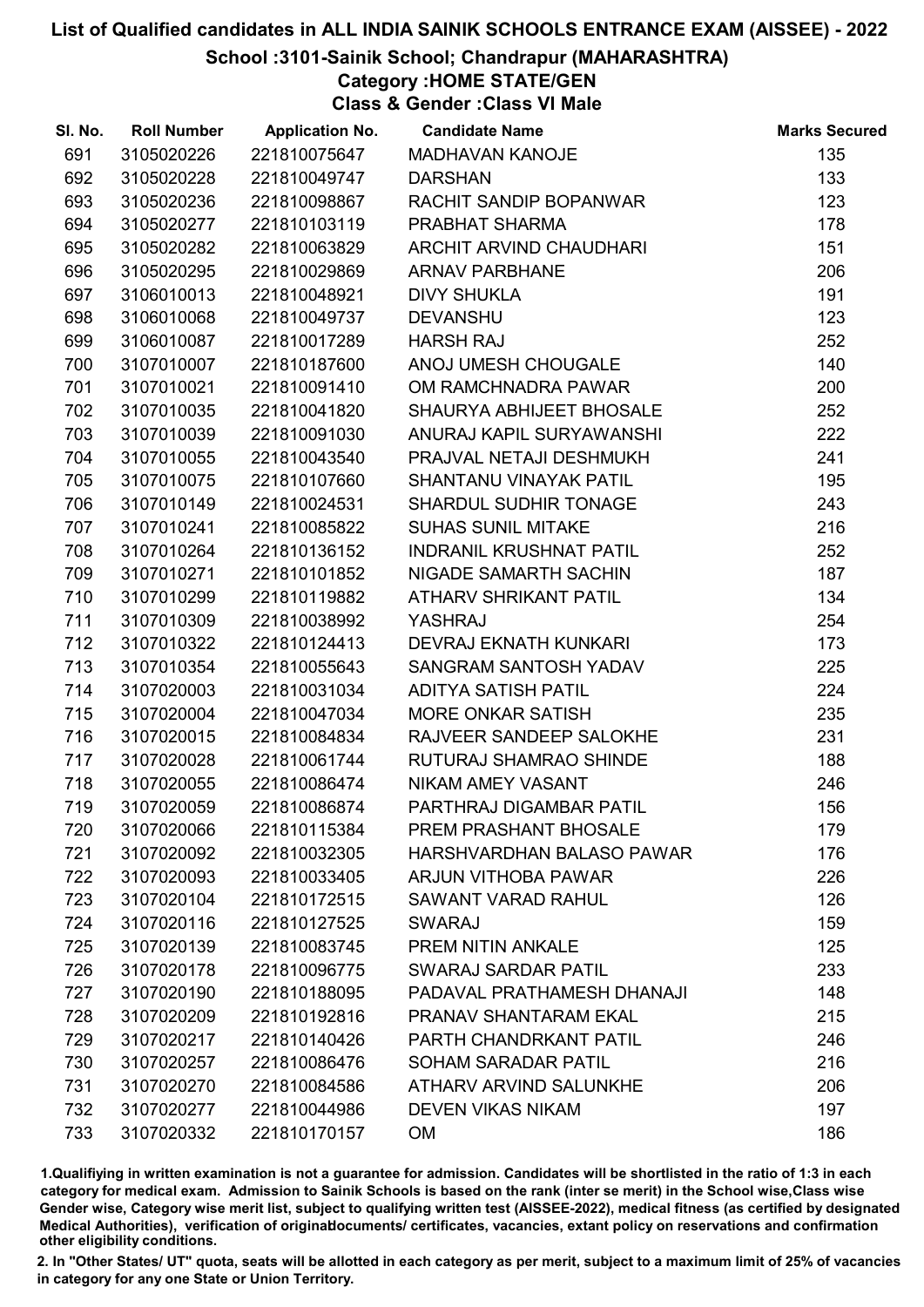# List of Qualified candidates in ALL INDIA SAINIK SCHOOLS ENTRANCE EXAM (AISSEE) - 2022

## School :3101-Sainik School; Chandrapur (MAHARASHTRA)

### Category :HOME STATE/GEN

### Class & Gender :Class VI Male

| Sl. No. | Roll Number | Application No. | Candidate Name | Marks Secured |
|---|---|---|---|---|
| 691 | 3105020226 | 221810075647 | MADHAVAN KANOJE | 135 |
| 692 | 3105020228 | 221810049747 | DARSHAN | 133 |
| 693 | 3105020236 | 221810098867 | RACHIT SANDIP BOPANWAR | 123 |
| 694 | 3105020277 | 221810103119 | PRABHAT SHARMA | 178 |
| 695 | 3105020282 | 221810063829 | ARCHIT ARVIND CHAUDHARI | 151 |
| 696 | 3105020295 | 221810029869 | ARNAV PARBHANE | 206 |
| 697 | 3106010013 | 221810048921 | DIVY SHUKLA | 191 |
| 698 | 3106010068 | 221810049737 | DEVANSHU | 123 |
| 699 | 3106010087 | 221810017289 | HARSH RAJ | 252 |
| 700 | 3107010007 | 221810187600 | ANOJ UMESH CHOUGALE | 140 |
| 701 | 3107010021 | 221810091410 | OM RAMCHNADRA PAWAR | 200 |
| 702 | 3107010035 | 221810041820 | SHAURYA ABHIJEET BHOSALE | 252 |
| 703 | 3107010039 | 221810091030 | ANURAJ KAPIL SURYAWANSHI | 222 |
| 704 | 3107010055 | 221810043540 | PRAJVAL NETAJI DESHMUKH | 241 |
| 705 | 3107010075 | 221810107660 | SHANTANU VINAYAK PATIL | 195 |
| 706 | 3107010149 | 221810024531 | SHARDUL SUDHIR TONAGE | 243 |
| 707 | 3107010241 | 221810085822 | SUHAS SUNIL MITAKE | 216 |
| 708 | 3107010264 | 221810136152 | INDRANIL KRUSHNAT PATIL | 252 |
| 709 | 3107010271 | 221810101852 | NIGADE SAMARTH SACHIN | 187 |
| 710 | 3107010299 | 221810119882 | ATHARV SHRIKANT PATIL | 134 |
| 711 | 3107010309 | 221810038992 | YASHRAJ | 254 |
| 712 | 3107010322 | 221810124413 | DEVRAJ EKNATH KUNKARI | 173 |
| 713 | 3107010354 | 221810055643 | SANGRAM SANTOSH YADAV | 225 |
| 714 | 3107020003 | 221810031034 | ADITYA SATISH PATIL | 224 |
| 715 | 3107020004 | 221810047034 | MORE ONKAR SATISH | 235 |
| 716 | 3107020015 | 221810084834 | RAJVEER SANDEEP SALOKHE | 231 |
| 717 | 3107020028 | 221810061744 | RUTURAJ SHAMRAO SHINDE | 188 |
| 718 | 3107020055 | 221810086474 | NIKAM AMEY VASANT | 246 |
| 719 | 3107020059 | 221810086874 | PARTHRAJ DIGAMBAR PATIL | 156 |
| 720 | 3107020066 | 221810115384 | PREM PRASHANT BHOSALE | 179 |
| 721 | 3107020092 | 221810032305 | HARSHVARDHAN BALASO PAWAR | 176 |
| 722 | 3107020093 | 221810033405 | ARJUN VITHOBA PAWAR | 226 |
| 723 | 3107020104 | 221810172515 | SAWANT VARAD RAHUL | 126 |
| 724 | 3107020116 | 221810127525 | SWARAJ | 159 |
| 725 | 3107020139 | 221810083745 | PREM NITIN ANKALE | 125 |
| 726 | 3107020178 | 221810096775 | SWARAJ SARDAR PATIL | 233 |
| 727 | 3107020190 | 221810188095 | PADAVAL PRATHAMESH DHANAJI | 148 |
| 728 | 3107020209 | 221810192816 | PRANAV SHANTARAM EKAL | 215 |
| 729 | 3107020217 | 221810140426 | PARTH CHANDRKANT PATIL | 246 |
| 730 | 3107020257 | 221810086476 | SOHAM SARADAR PATIL | 216 |
| 731 | 3107020270 | 221810084586 | ATHARV ARVIND SALUNKHE | 206 |
| 732 | 3107020277 | 221810044986 | DEVEN VIKAS NIKAM | 197 |
| 733 | 3107020332 | 221810170157 | OM | 186 |

1.Qualifiying in written examination is not a guarantee for admission. Candidates will be shortlisted in the ratio of 1:3 in each category for medical exam. Admission to Sainik Schools is based on the rank (inter se merit) in the School wise,Class wise Gender wise, Category wise merit list, subject to qualifying written test (AISSEE-2022), medical fitness (as certified by designated Medical Authorities), verification of originaldocuments/ certificates, vacancies, extant policy on reservations and confirmation other eligibility conditions.

2. In "Other States/ UT" quota, seats will be allotted in each category as per merit, subject to a maximum limit of 25% of vacancies in category for any one State or Union Territory.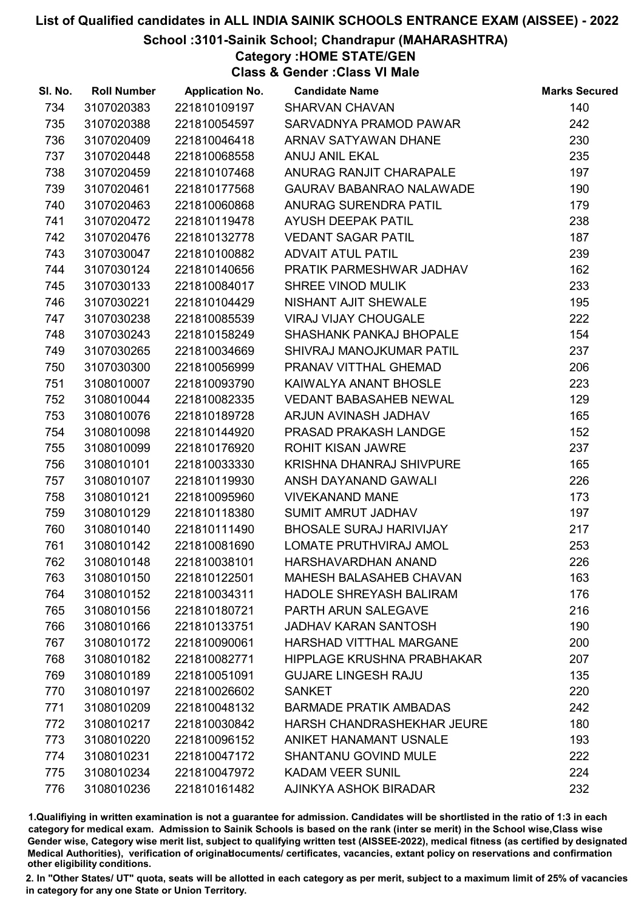# List of Qualified candidates in ALL INDIA SAINIK SCHOOLS ENTRANCE EXAM (AISSEE) - 2022

## School :3101-Sainik School; Chandrapur (MAHARASHTRA)

### Category :HOME STATE/GEN

### Class & Gender :Class VI Male

| Sl. No. | Roll Number | Application No. | Candidate Name | Marks Secured |
|---|---|---|---|---|
| 734 | 3107020383 | 221810109197 | SHARVAN CHAVAN | 140 |
| 735 | 3107020388 | 221810054597 | SARVADNYA PRAMOD PAWAR | 242 |
| 736 | 3107020409 | 221810046418 | ARNAV SATYAWAN DHANE | 230 |
| 737 | 3107020448 | 221810068558 | ANUJ ANIL EKAL | 235 |
| 738 | 3107020459 | 221810107468 | ANURAG RANJIT CHARAPALE | 197 |
| 739 | 3107020461 | 221810177568 | GAURAV BABANRAO NALAWADE | 190 |
| 740 | 3107020463 | 221810060868 | ANURAG SURENDRA PATIL | 179 |
| 741 | 3107020472 | 221810119478 | AYUSH DEEPAK PATIL | 238 |
| 742 | 3107020476 | 221810132778 | VEDANT SAGAR PATIL | 187 |
| 743 | 3107030047 | 221810100882 | ADVAIT ATUL PATIL | 239 |
| 744 | 3107030124 | 221810140656 | PRATIK PARMESHWAR JADHAV | 162 |
| 745 | 3107030133 | 221810084017 | SHREE VINOD MULIK | 233 |
| 746 | 3107030221 | 221810104429 | NISHANT AJIT SHEWALE | 195 |
| 747 | 3107030238 | 221810085539 | VIRAJ VIJAY CHOUGALE | 222 |
| 748 | 3107030243 | 221810158249 | SHASHANK PANKAJ BHOPALE | 154 |
| 749 | 3107030265 | 221810034669 | SHIVRAJ MANOJKUMAR PATIL | 237 |
| 750 | 3107030300 | 221810056999 | PRANAV VITTHAL GHEMAD | 206 |
| 751 | 3108010007 | 221810093790 | KAIWALYA ANANT BHOSLE | 223 |
| 752 | 3108010044 | 221810082335 | VEDANT BABASAHEB NEWAL | 129 |
| 753 | 3108010076 | 221810189728 | ARJUN AVINASH JADHAV | 165 |
| 754 | 3108010098 | 221810144920 | PRASAD PRAKASH LANDGE | 152 |
| 755 | 3108010099 | 221810176920 | ROHIT KISAN JAWRE | 237 |
| 756 | 3108010101 | 221810033330 | KRISHNA DHANRAJ SHIVPURE | 165 |
| 757 | 3108010107 | 221810119930 | ANSH DAYANAND GAWALI | 226 |
| 758 | 3108010121 | 221810095960 | VIVEKANAND MANE | 173 |
| 759 | 3108010129 | 221810118380 | SUMIT AMRUT JADHAV | 197 |
| 760 | 3108010140 | 221810111490 | BHOSALE SURAJ HARIVIJAY | 217 |
| 761 | 3108010142 | 221810081690 | LOMATE PRUTHVIRAJ AMOL | 253 |
| 762 | 3108010148 | 221810038101 | HARSHAVARDHAN ANAND | 226 |
| 763 | 3108010150 | 221810122501 | MAHESH BALASAHEB CHAVAN | 163 |
| 764 | 3108010152 | 221810034311 | HADOLE SHREYASH BALIRAM | 176 |
| 765 | 3108010156 | 221810180721 | PARTH ARUN SALEGAVE | 216 |
| 766 | 3108010166 | 221810133751 | JADHAV KARAN SANTOSH | 190 |
| 767 | 3108010172 | 221810090061 | HARSHAD VITTHAL MARGANE | 200 |
| 768 | 3108010182 | 221810082771 | HIPPLAGE KRUSHNA PRABHAKAR | 207 |
| 769 | 3108010189 | 221810051091 | GUJARE LINGESH RAJU | 135 |
| 770 | 3108010197 | 221810026602 | SANKET | 220 |
| 771 | 3108010209 | 221810048132 | BARMADE PRATIK AMBADAS | 242 |
| 772 | 3108010217 | 221810030842 | HARSH CHANDRASHEKHAR JEURE | 180 |
| 773 | 3108010220 | 221810096152 | ANIKET HANAMANT USNALE | 193 |
| 774 | 3108010231 | 221810047172 | SHANTANU GOVIND MULE | 222 |
| 775 | 3108010234 | 221810047972 | KADAM VEER SUNIL | 224 |
| 776 | 3108010236 | 221810161482 | AJINKYA ASHOK BIRADAR | 232 |

1.Qualifiying in written examination is not a guarantee for admission. Candidates will be shortlisted in the ratio of 1:3 in each category for medical exam. Admission to Sainik Schools is based on the rank (inter se merit) in the School wise,Class wise Gender wise, Category wise merit list, subject to qualifying written test (AISSEE-2022), medical fitness (as certified by designated Medical Authorities), verification of originaldocuments/ certificates, vacancies, extant policy on reservations and confirmation other eligibility conditions.

2. In "Other States/ UT" quota, seats will be allotted in each category as per merit, subject to a maximum limit of 25% of vacancies in category for any one State or Union Territory.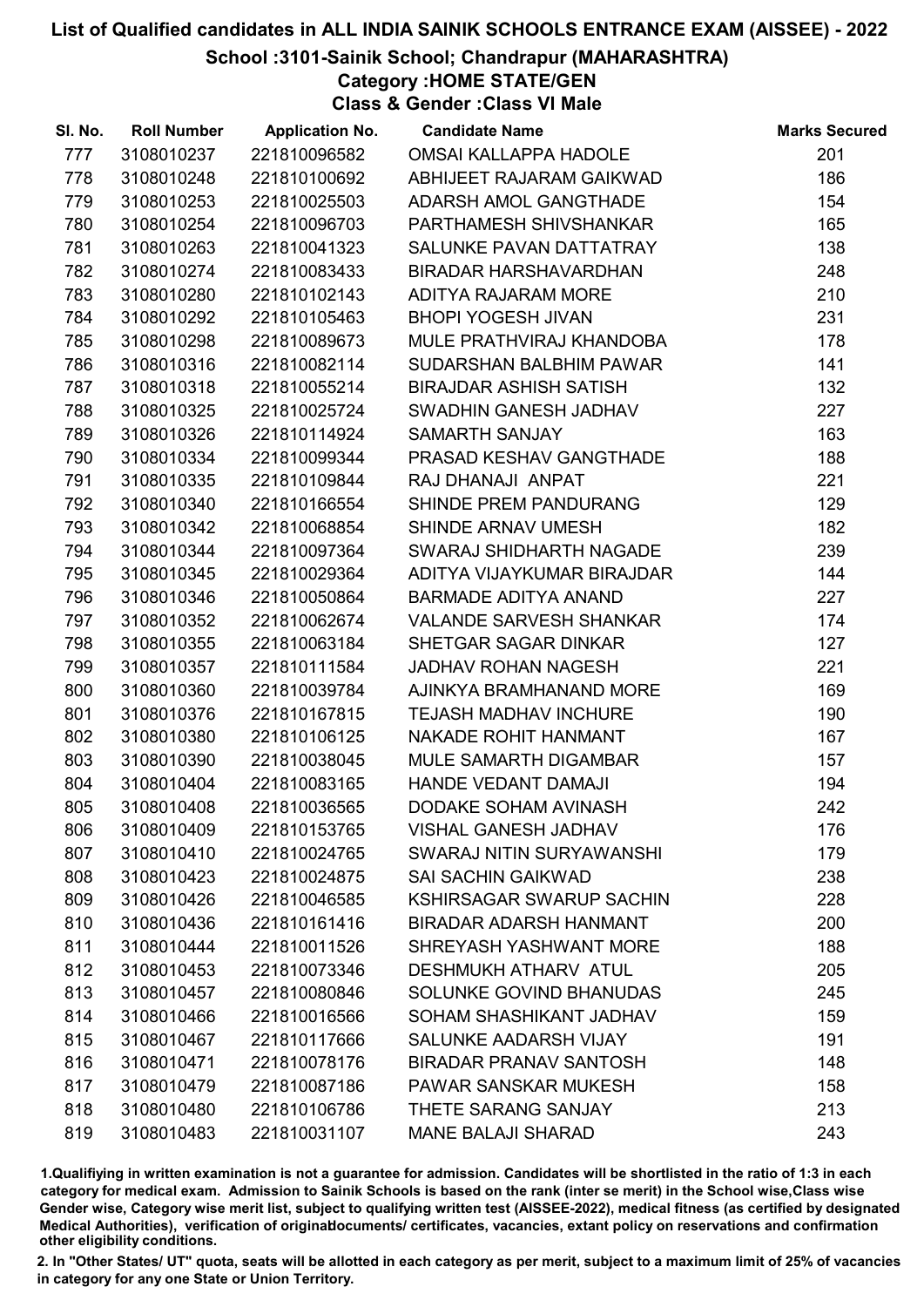# List of Qualified candidates in ALL INDIA SAINIK SCHOOLS ENTRANCE EXAM (AISSEE) - 2022

## School :3101-Sainik School; Chandrapur (MAHARASHTRA)

### Category :HOME STATE/GEN

### Class & Gender :Class VI Male

| Sl. No. | Roll Number | Application No. | Candidate Name | Marks Secured |
|---|---|---|---|---|
| 777 | 3108010237 | 221810096582 | OMSAI KALLAPPA HADOLE | 201 |
| 778 | 3108010248 | 221810100692 | ABHIJEET RAJARAM GAIKWAD | 186 |
| 779 | 3108010253 | 221810025503 | ADARSH AMOL GANGTHADE | 154 |
| 780 | 3108010254 | 221810096703 | PARTHAMESH SHIVSHANKAR | 165 |
| 781 | 3108010263 | 221810041323 | SALUNKE PAVAN DATTATRAY | 138 |
| 782 | 3108010274 | 221810083433 | BIRADAR HARSHAVARDHAN | 248 |
| 783 | 3108010280 | 221810102143 | ADITYA RAJARAM MORE | 210 |
| 784 | 3108010292 | 221810105463 | BHOPI YOGESH JIVAN | 231 |
| 785 | 3108010298 | 221810089673 | MULE PRATHVIRAJ KHANDOBA | 178 |
| 786 | 3108010316 | 221810082114 | SUDARSHAN BALBHIM PAWAR | 141 |
| 787 | 3108010318 | 221810055214 | BIRAJDAR ASHISH SATISH | 132 |
| 788 | 3108010325 | 221810025724 | SWADHIN GANESH JADHAV | 227 |
| 789 | 3108010326 | 221810114924 | SAMARTH SANJAY | 163 |
| 790 | 3108010334 | 221810099344 | PRASAD KESHAV GANGTHADE | 188 |
| 791 | 3108010335 | 221810109844 | RAJ DHANAJI ANPAT | 221 |
| 792 | 3108010340 | 221810166554 | SHINDE PREM PANDURANG | 129 |
| 793 | 3108010342 | 221810068854 | SHINDE ARNAV UMESH | 182 |
| 794 | 3108010344 | 221810097364 | SWARAJ SHIDHARTH NAGADE | 239 |
| 795 | 3108010345 | 221810029364 | ADITYA VIJAYKUMAR BIRAJDAR | 144 |
| 796 | 3108010346 | 221810050864 | BARMADE ADITYA ANAND | 227 |
| 797 | 3108010352 | 221810062674 | VALANDE SARVESH SHANKAR | 174 |
| 798 | 3108010355 | 221810063184 | SHETGAR SAGAR DINKAR | 127 |
| 799 | 3108010357 | 221810111584 | JADHAV ROHAN NAGESH | 221 |
| 800 | 3108010360 | 221810039784 | AJINKYA BRAMHANAND MORE | 169 |
| 801 | 3108010376 | 221810167815 | TEJASH MADHAV INCHURE | 190 |
| 802 | 3108010380 | 221810106125 | NAKADE ROHIT HANMANT | 167 |
| 803 | 3108010390 | 221810038045 | MULE SAMARTH DIGAMBAR | 157 |
| 804 | 3108010404 | 221810083165 | HANDE VEDANT DAMAJI | 194 |
| 805 | 3108010408 | 221810036565 | DODAKE SOHAM AVINASH | 242 |
| 806 | 3108010409 | 221810153765 | VISHAL GANESH JADHAV | 176 |
| 807 | 3108010410 | 221810024765 | SWARAJ NITIN SURYAWANSHI | 179 |
| 808 | 3108010423 | 221810024875 | SAI SACHIN GAIKWAD | 238 |
| 809 | 3108010426 | 221810046585 | KSHIRSAGAR SWARUP SACHIN | 228 |
| 810 | 3108010436 | 221810161416 | BIRADAR ADARSH HANMANT | 200 |
| 811 | 3108010444 | 221810011526 | SHREYASH YASHWANT MORE | 188 |
| 812 | 3108010453 | 221810073346 | DESHMUKH ATHARV ATUL | 205 |
| 813 | 3108010457 | 221810080846 | SOLUNKE GOVIND BHANUDAS | 245 |
| 814 | 3108010466 | 221810016566 | SOHAM SHASHIKANT JADHAV | 159 |
| 815 | 3108010467 | 221810117666 | SALUNKE AADARSH VIJAY | 191 |
| 816 | 3108010471 | 221810078176 | BIRADAR PRANAV SANTOSH | 148 |
| 817 | 3108010479 | 221810087186 | PAWAR SANSKAR MUKESH | 158 |
| 818 | 3108010480 | 221810106786 | THETE SARANG SANJAY | 213 |
| 819 | 3108010483 | 221810031107 | MANE BALAJI SHARAD | 243 |

1.Qualifiying in written examination is not a guarantee for admission. Candidates will be shortlisted in the ratio of 1:3 in each category for medical exam. Admission to Sainik Schools is based on the rank (inter se merit) in the School wise,Class wise Gender wise, Category wise merit list, subject to qualifying written test (AISSEE-2022), medical fitness (as certified by designated Medical Authorities), verification of originaldocuments/ certificates, vacancies, extant policy on reservations and confirmation other eligibility conditions.

2. In "Other States/ UT" quota, seats will be allotted in each category as per merit, subject to a maximum limit of 25% of vacancies in category for any one State or Union Territory.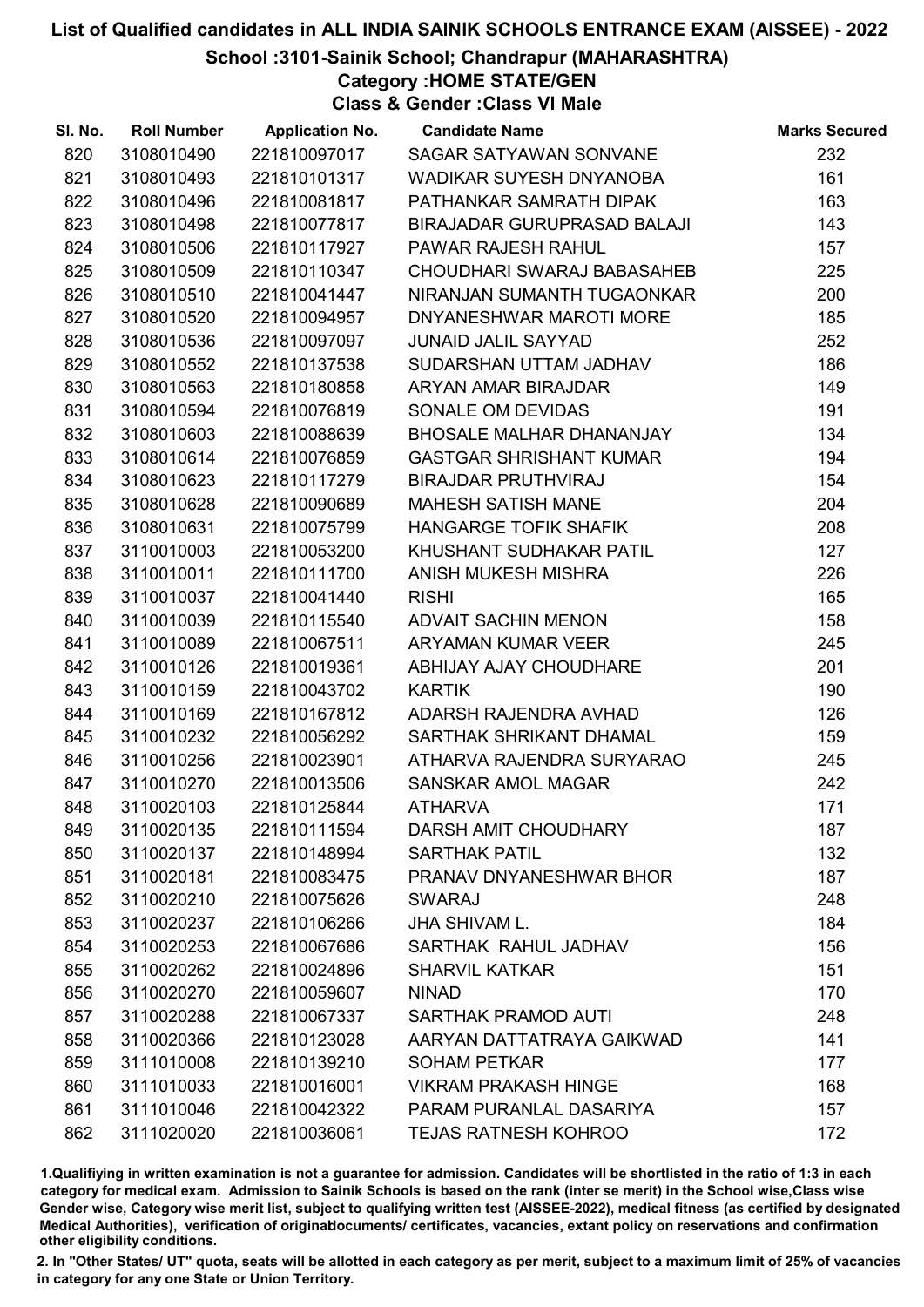# List of Qualified candidates in ALL INDIA SAINIK SCHOOLS ENTRANCE EXAM (AISSEE) - 2022

## School :3101-Sainik School; Chandrapur (MAHARASHTRA)

### Category :HOME STATE/GEN

### Class & Gender :Class VI Male

| Sl. No. | Roll Number | Application No. | Candidate Name | Marks Secured |
|---|---|---|---|---|
| 820 | 3108010490 | 221810097017 | SAGAR SATYAWAN SONVANE | 232 |
| 821 | 3108010493 | 221810101317 | WADIKAR SUYESH DNYANOBA | 161 |
| 822 | 3108010496 | 221810081817 | PATHANKAR SAMRATH DIPAK | 163 |
| 823 | 3108010498 | 221810077817 | BIRAJADAR GURUPRASAD BALAJI | 143 |
| 824 | 3108010506 | 221810117927 | PAWAR RAJESH RAHUL | 157 |
| 825 | 3108010509 | 221810110347 | CHOUDHARI SWARAJ BABASAHEB | 225 |
| 826 | 3108010510 | 221810041447 | NIRANJAN SUMANTH TUGAONKAR | 200 |
| 827 | 3108010520 | 221810094957 | DNYANESHWAR MAROTI MORE | 185 |
| 828 | 3108010536 | 221810097097 | JUNAID JALIL SAYYAD | 252 |
| 829 | 3108010552 | 221810137538 | SUDARSHAN UTTAM JADHAV | 186 |
| 830 | 3108010563 | 221810180858 | ARYAN AMAR BIRAJDAR | 149 |
| 831 | 3108010594 | 221810076819 | SONALE OM DEVIDAS | 191 |
| 832 | 3108010603 | 221810088639 | BHOSALE MALHAR DHANANJAY | 134 |
| 833 | 3108010614 | 221810076859 | GASTGAR SHRISHANT KUMAR | 194 |
| 834 | 3108010623 | 221810117279 | BIRAJDAR PRUTHVIRAJ | 154 |
| 835 | 3108010628 | 221810090689 | MAHESH SATISH MANE | 204 |
| 836 | 3108010631 | 221810075799 | HANGARGE TOFIK SHAFIK | 208 |
| 837 | 3110010003 | 221810053200 | KHUSHANT SUDHAKAR PATIL | 127 |
| 838 | 3110010011 | 221810111700 | ANISH MUKESH MISHRA | 226 |
| 839 | 3110010037 | 221810041440 | RISHI | 165 |
| 840 | 3110010039 | 221810115540 | ADVAIT SACHIN MENON | 158 |
| 841 | 3110010089 | 221810067511 | ARYAMAN KUMAR VEER | 245 |
| 842 | 3110010126 | 221810019361 | ABHIJAY AJAY CHOUDHARE | 201 |
| 843 | 3110010159 | 221810043702 | KARTIK | 190 |
| 844 | 3110010169 | 221810167812 | ADARSH RAJENDRA AVHAD | 126 |
| 845 | 3110010232 | 221810056292 | SARTHAK SHRIKANT DHAMAL | 159 |
| 846 | 3110010256 | 221810023901 | ATHARVA RAJENDRA SURYARAO | 245 |
| 847 | 3110010270 | 221810013506 | SANSKAR AMOL MAGAR | 242 |
| 848 | 3110020103 | 221810125844 | ATHARVA | 171 |
| 849 | 3110020135 | 221810111594 | DARSH AMIT CHOUDHARY | 187 |
| 850 | 3110020137 | 221810148994 | SARTHAK PATIL | 132 |
| 851 | 3110020181 | 221810083475 | PRANAV DNYANESHWAR BHOR | 187 |
| 852 | 3110020210 | 221810075626 | SWARAJ | 248 |
| 853 | 3110020237 | 221810106266 | JHA SHIVAM L. | 184 |
| 854 | 3110020253 | 221810067686 | SARTHAK RAHUL JADHAV | 156 |
| 855 | 3110020262 | 221810024896 | SHARVIL KATKAR | 151 |
| 856 | 3110020270 | 221810059607 | NINAD | 170 |
| 857 | 3110020288 | 221810067337 | SARTHAK PRAMOD AUTI | 248 |
| 858 | 3110020366 | 221810123028 | AARYAN DATTATRAYA GAIKWAD | 141 |
| 859 | 3111010008 | 221810139210 | SOHAM PETKAR | 177 |
| 860 | 3111010033 | 221810016001 | VIKRAM PRAKASH HINGE | 168 |
| 861 | 3111010046 | 221810042322 | PARAM PURANLAL DASARIYA | 157 |
| 862 | 3111020020 | 221810036061 | TEJAS RATNESH KOHROO | 172 |

1.Qualifying in written examination is not a guarantee for admission. Candidates will be shortlisted in the ratio of 1:3 in each category for medical exam. Admission to Sainik Schools is based on the rank (inter se merit) in the School wise,Class wise Gender wise, Category wise merit list, subject to qualifying written test (AISSEE-2022), medical fitness (as certified by designated Medical Authorities), verification of originaldocuments/ certificates, vacancies, extant policy on reservations and confirmation other eligibility conditions.

2. In "Other States/ UT" quota, seats will be allotted in each category as per merit, subject to a maximum limit of 25% of vacancies in category for any one State or Union Territory.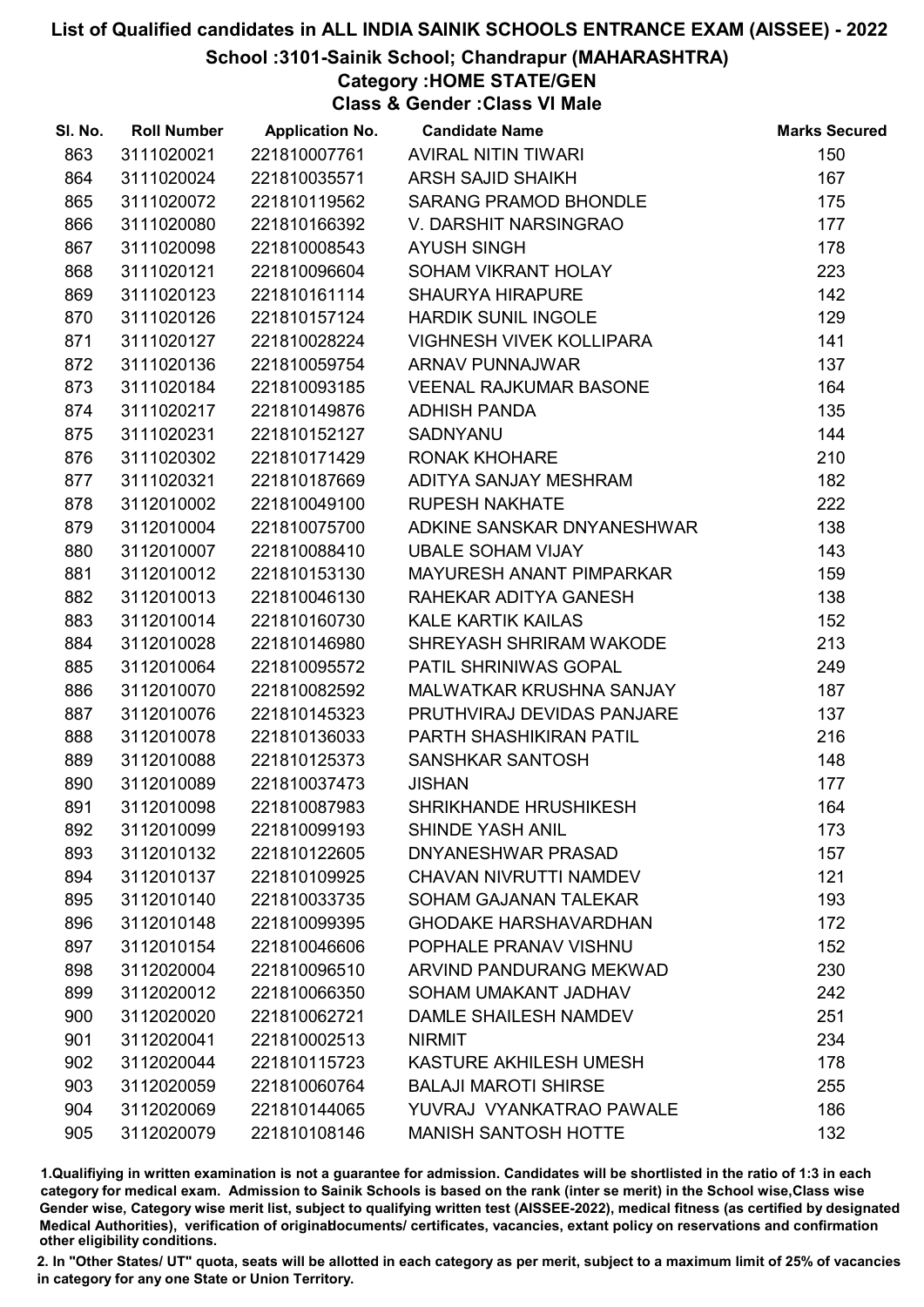# List of Qualified candidates in ALL INDIA SAINIK SCHOOLS ENTRANCE EXAM (AISSEE) - 2022

## School :3101-Sainik School; Chandrapur (MAHARASHTRA)

### Category :HOME STATE/GEN

### Class & Gender :Class VI Male

| Sl. No. | Roll Number | Application No. | Candidate Name | Marks Secured |
|---|---|---|---|---|
| 863 | 3111020021 | 221810007761 | AVIRAL NITIN TIWARI | 150 |
| 864 | 3111020024 | 221810035571 | ARSH SAJID SHAIKH | 167 |
| 865 | 3111020072 | 221810119562 | SARANG PRAMOD BHONDLE | 175 |
| 866 | 3111020080 | 221810166392 | V. DARSHIT NARSINGRAO | 177 |
| 867 | 3111020098 | 221810008543 | AYUSH SINGH | 178 |
| 868 | 3111020121 | 221810096604 | SOHAM VIKRANT HOLAY | 223 |
| 869 | 3111020123 | 221810161114 | SHAURYA HIRAPURE | 142 |
| 870 | 3111020126 | 221810157124 | HARDIK SUNIL INGOLE | 129 |
| 871 | 3111020127 | 221810028224 | VIGHNESH VIVEK KOLLIPARA | 141 |
| 872 | 3111020136 | 221810059754 | ARNAV PUNNAJWAR | 137 |
| 873 | 3111020184 | 221810093185 | VEENAL RAJKUMAR BASONE | 164 |
| 874 | 3111020217 | 221810149876 | ADHISH PANDA | 135 |
| 875 | 3111020231 | 221810152127 | SADNYANU | 144 |
| 876 | 3111020302 | 221810171429 | RONAK KHOHARE | 210 |
| 877 | 3111020321 | 221810187669 | ADITYA SANJAY MESHRAM | 182 |
| 878 | 3112010002 | 221810049100 | RUPESH NAKHATE | 222 |
| 879 | 3112010004 | 221810075700 | ADKINE SANSKAR DNYANESHWAR | 138 |
| 880 | 3112010007 | 221810088410 | UBALE SOHAM VIJAY | 143 |
| 881 | 3112010012 | 221810153130 | MAYURESH ANANT PIMPARKAR | 159 |
| 882 | 3112010013 | 221810046130 | RAHEKAR ADITYA GANESH | 138 |
| 883 | 3112010014 | 221810160730 | KALE KARTIK KAILAS | 152 |
| 884 | 3112010028 | 221810146980 | SHREYASH SHRIRAM WAKODE | 213 |
| 885 | 3112010064 | 221810095572 | PATIL SHRINIWAS GOPAL | 249 |
| 886 | 3112010070 | 221810082592 | MALWATKAR KRUSHNA SANJAY | 187 |
| 887 | 3112010076 | 221810145323 | PRUTHVIRAJ DEVIDAS PANJARE | 137 |
| 888 | 3112010078 | 221810136033 | PARTH SHASHIKIRAN PATIL | 216 |
| 889 | 3112010088 | 221810125373 | SANSHKAR SANTOSH | 148 |
| 890 | 3112010089 | 221810037473 | JISHAN | 177 |
| 891 | 3112010098 | 221810087983 | SHRIKHANDE HRUSHIKESH | 164 |
| 892 | 3112010099 | 221810099193 | SHINDE YASH ANIL | 173 |
| 893 | 3112010132 | 221810122605 | DNYANESHWAR PRASAD | 157 |
| 894 | 3112010137 | 221810109925 | CHAVAN NIVRUTTI NAMDEV | 121 |
| 895 | 3112010140 | 221810033735 | SOHAM GAJANAN TALEKAR | 193 |
| 896 | 3112010148 | 221810099395 | GHODAKE HARSHAVARDHAN | 172 |
| 897 | 3112010154 | 221810046606 | POPHALE PRANAV VISHNU | 152 |
| 898 | 3112020004 | 221810096510 | ARVIND PANDURANG MEKWAD | 230 |
| 899 | 3112020012 | 221810066350 | SOHAM UMAKANT JADHAV | 242 |
| 900 | 3112020020 | 221810062721 | DAMLE SHAILESH NAMDEV | 251 |
| 901 | 3112020041 | 221810002513 | NIRMIT | 234 |
| 902 | 3112020044 | 221810115723 | KASTURE AKHILESH UMESH | 178 |
| 903 | 3112020059 | 221810060764 | BALAJI MAROTI SHIRSE | 255 |
| 904 | 3112020069 | 221810144065 | YUVRAJ VYANKATRAO PAWALE | 186 |
| 905 | 3112020079 | 221810108146 | MANISH SANTOSH HOTTE | 132 |

1.Qualifying in written examination is not a guarantee for admission. Candidates will be shortlisted in the ratio of 1:3 in each category for medical exam. Admission to Sainik Schools is based on the rank (inter se merit) in the School wise,Class wise Gender wise, Category wise merit list, subject to qualifying written test (AISSEE-2022), medical fitness (as certified by designated Medical Authorities), verification of originaldocuments/ certificates, vacancies, extant policy on reservations and confirmation other eligibility conditions.

2. In "Other States/ UT" quota, seats will be allotted in each category as per merit, subject to a maximum limit of 25% of vacancies in category for any one State or Union Territory.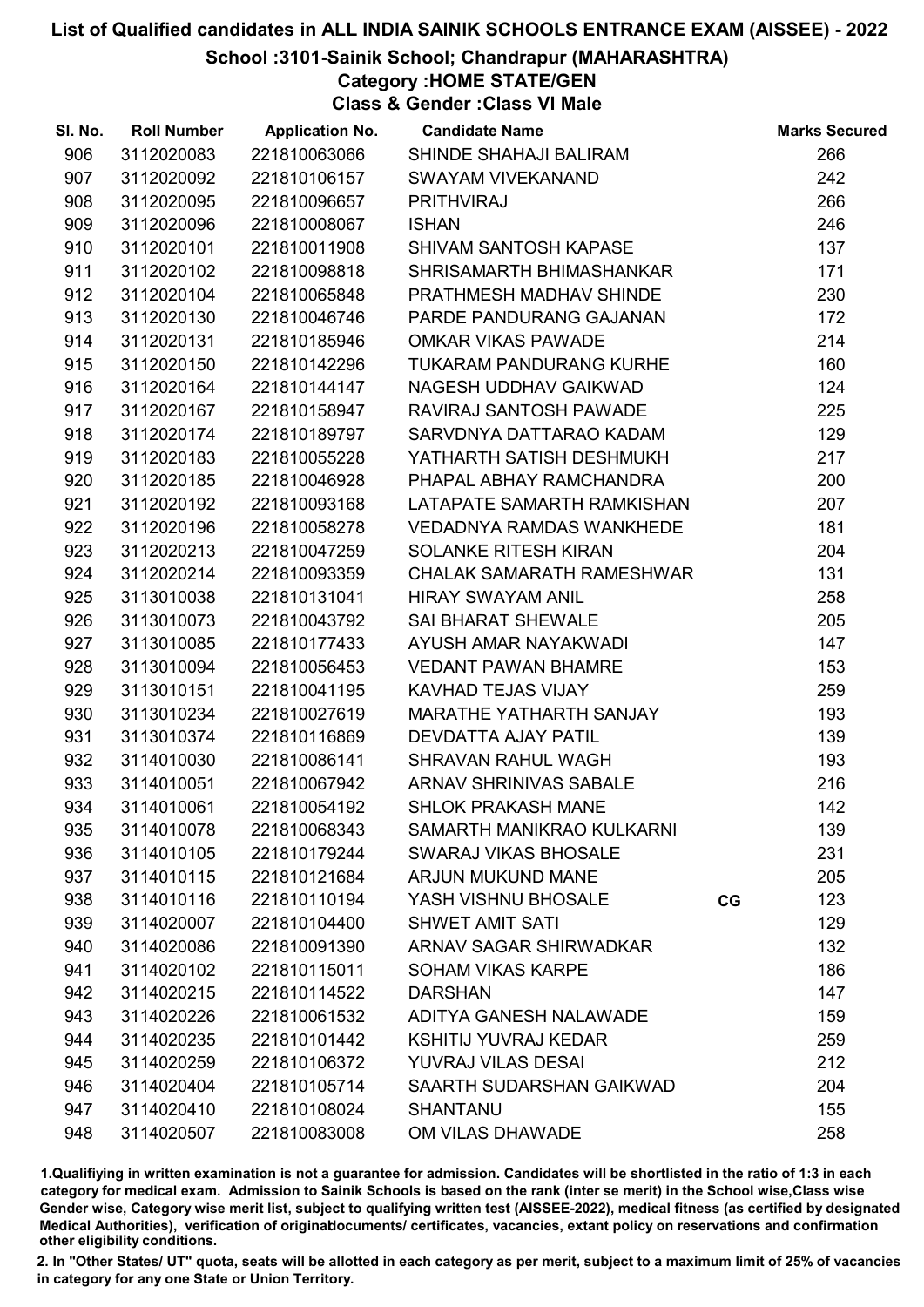# List of Qualified candidates in ALL INDIA SAINIK SCHOOLS ENTRANCE EXAM (AISSEE) - 2022

## School :3101-Sainik School; Chandrapur (MAHARASHTRA)

### Category :HOME STATE/GEN

### Class & Gender :Class VI Male

| Sl. No. | Roll Number | Application No. | Candidate Name | | Marks Secured |
|---|---|---|---|---|---|
| 906 | 3112020083 | 221810063066 | SHINDE SHAHAJI BALIRAM | | 266 |
| 907 | 3112020092 | 221810106157 | SWAYAM VIVEKANAND | | 242 |
| 908 | 3112020095 | 221810096657 | PRITHVIRAJ | | 266 |
| 909 | 3112020096 | 221810008067 | ISHAN | | 246 |
| 910 | 3112020101 | 221810011908 | SHIVAM SANTOSH KAPASE | | 137 |
| 911 | 3112020102 | 221810098818 | SHRISAMARTH BHIMASHANKAR | | 171 |
| 912 | 3112020104 | 221810065848 | PRATHMESH MADHAV SHINDE | | 230 |
| 913 | 3112020130 | 221810046746 | PARDE PANDURANG GAJANAN | | 172 |
| 914 | 3112020131 | 221810185946 | OMKAR VIKAS PAWADE | | 214 |
| 915 | 3112020150 | 221810142296 | TUKARAM PANDURANG KURHE | | 160 |
| 916 | 3112020164 | 221810144147 | NAGESH UDDHAV GAIKWAD | | 124 |
| 917 | 3112020167 | 221810158947 | RAVIRAJ SANTOSH PAWADE | | 225 |
| 918 | 3112020174 | 221810189797 | SARVDNYA DATTARAO KADAM | | 129 |
| 919 | 3112020183 | 221810055228 | YATHARTH SATISH DESHMUKH | | 217 |
| 920 | 3112020185 | 221810046928 | PHAPAL ABHAY RAMCHANDRA | | 200 |
| 921 | 3112020192 | 221810093168 | LATAPATE SAMARTH RAMKISHAN | | 207 |
| 922 | 3112020196 | 221810058278 | VEDADNYA RAMDAS WANKHEDE | | 181 |
| 923 | 3112020213 | 221810047259 | SOLANKE RITESH KIRAN | | 204 |
| 924 | 3112020214 | 221810093359 | CHALAK SAMARATH RAMESHWAR | | 131 |
| 925 | 3113010038 | 221810131041 | HIRAY SWAYAM ANIL | | 258 |
| 926 | 3113010073 | 221810043792 | SAI BHARAT SHEWALE | | 205 |
| 927 | 3113010085 | 221810177433 | AYUSH AMAR NAYAKWADI | | 147 |
| 928 | 3113010094 | 221810056453 | VEDANT PAWAN BHAMRE | | 153 |
| 929 | 3113010151 | 221810041195 | KAVHAD TEJAS VIJAY | | 259 |
| 930 | 3113010234 | 221810027619 | MARATHE YATHARTH SANJAY | | 193 |
| 931 | 3113010374 | 221810116869 | DEVDATTA AJAY PATIL | | 139 |
| 932 | 3114010030 | 221810086141 | SHRAVAN RAHUL WAGH | | 193 |
| 933 | 3114010051 | 221810067942 | ARNAV SHRINIVAS SABALE | | 216 |
| 934 | 3114010061 | 221810054192 | SHLOK PRAKASH MANE | | 142 |
| 935 | 3114010078 | 221810068343 | SAMARTH MANIKRAO KULKARNI | | 139 |
| 936 | 3114010105 | 221810179244 | SWARAJ VIKAS BHOSALE | | 231 |
| 937 | 3114010115 | 221810121684 | ARJUN MUKUND MANE | | 205 |
| 938 | 3114010116 | 221810110194 | YASH VISHNU BHOSALE | CG | 123 |
| 939 | 3114020007 | 221810104400 | SHWET AMIT SATI | | 129 |
| 940 | 3114020086 | 221810091390 | ARNAV SAGAR SHIRWADKAR | | 132 |
| 941 | 3114020102 | 221810115011 | SOHAM VIKAS KARPE | | 186 |
| 942 | 3114020215 | 221810114522 | DARSHAN | | 147 |
| 943 | 3114020226 | 221810061532 | ADITYA GANESH NALAWADE | | 159 |
| 944 | 3114020235 | 221810101442 | KSHITIJ YUVRAJ KEDAR | | 259 |
| 945 | 3114020259 | 221810106372 | YUVRAJ VILAS DESAI | | 212 |
| 946 | 3114020404 | 221810105714 | SAARTH SUDARSHAN GAIKWAD | | 204 |
| 947 | 3114020410 | 221810108024 | SHANTANU | | 155 |
| 948 | 3114020507 | 221810083008 | OM VILAS DHAWADE | | 258 |

1.Qualifiying in written examination is not a guarantee for admission. Candidates will be shortlisted in the ratio of 1:3 in each category for medical exam. Admission to Sainik Schools is based on the rank (inter se merit) in the School wise,Class wise Gender wise, Category wise merit list, subject to qualifying written test (AISSEE-2022), medical fitness (as certified by designated Medical Authorities), verification of originaldocuments/ certificates, vacancies, extant policy on reservations and confirmation other eligibility conditions.

2. In "Other States/ UT" quota, seats will be allotted in each category as per merit, subject to a maximum limit of 25% of vacancies in category for any one State or Union Territory.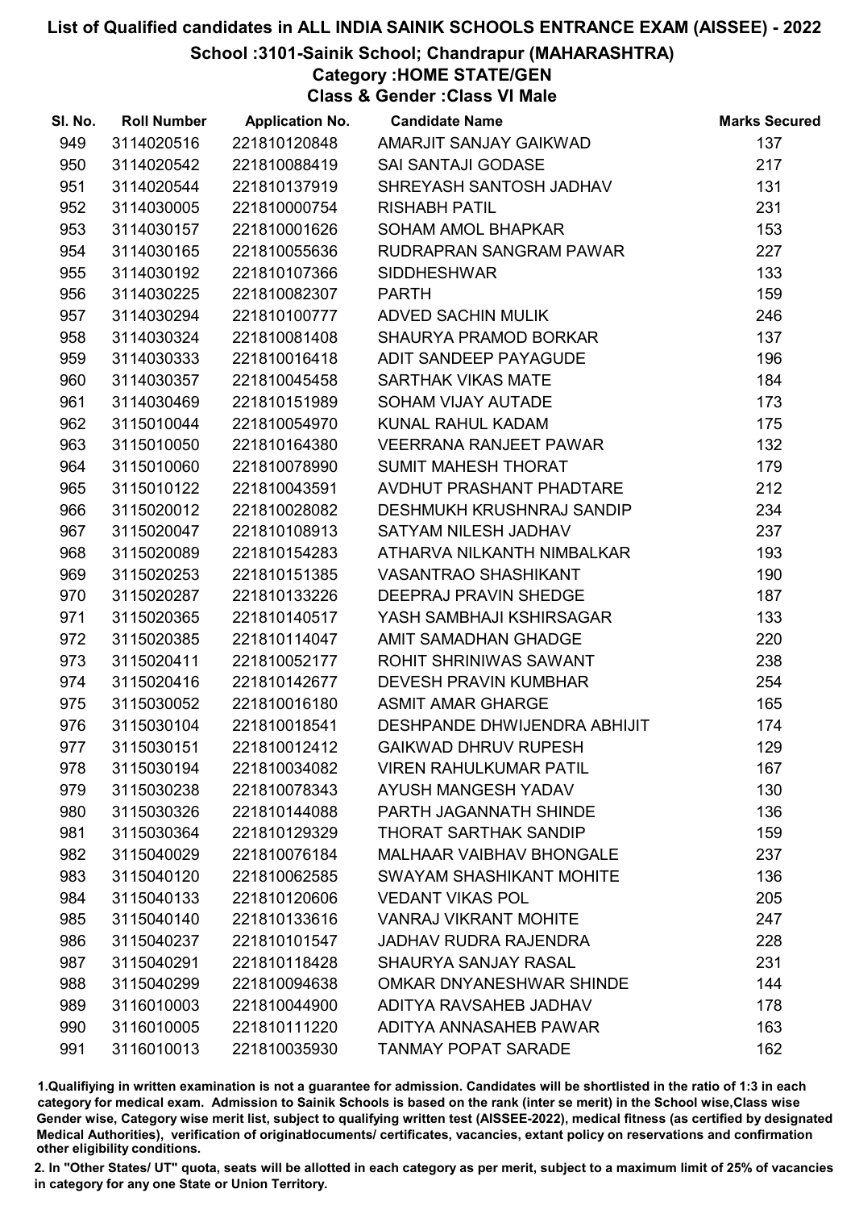# List of Qualified candidates in ALL INDIA SAINIK SCHOOLS ENTRANCE EXAM (AISSEE) - 2022

## School :3101-Sainik School; Chandrapur (MAHARASHTRA)

### Category :HOME STATE/GEN

### Class & Gender :Class VI Male

| Sl. No. | Roll Number | Application No. | Candidate Name | Marks Secured |
|---|---|---|---|---|
| 949 | 3114020516 | 221810120848 | AMARJIT SANJAY GAIKWAD | 137 |
| 950 | 3114020542 | 221810088419 | SAI SANTAJI GODASE | 217 |
| 951 | 3114020544 | 221810137919 | SHREYASH SANTOSH JADHAV | 131 |
| 952 | 3114030005 | 221810000754 | RISHABH PATIL | 231 |
| 953 | 3114030157 | 221810001626 | SOHAM AMOL BHAPKAR | 153 |
| 954 | 3114030165 | 221810055636 | RUDRAPRAN SANGRAM PAWAR | 227 |
| 955 | 3114030192 | 221810107366 | SIDDHESHWAR | 133 |
| 956 | 3114030225 | 221810082307 | PARTH | 159 |
| 957 | 3114030294 | 221810100777 | ADVED SACHIN MULIK | 246 |
| 958 | 3114030324 | 221810081408 | SHAURYA PRAMOD BORKAR | 137 |
| 959 | 3114030333 | 221810016418 | ADIT SANDEEP PAYAGUDE | 196 |
| 960 | 3114030357 | 221810045458 | SARTHAK VIKAS MATE | 184 |
| 961 | 3114030469 | 221810151989 | SOHAM VIJAY AUTADE | 173 |
| 962 | 3115010044 | 221810054970 | KUNAL RAHUL KADAM | 175 |
| 963 | 3115010050 | 221810164380 | VEERRANA RANJEET PAWAR | 132 |
| 964 | 3115010060 | 221810078990 | SUMIT MAHESH THORAT | 179 |
| 965 | 3115010122 | 221810043591 | AVDHUT PRASHANT PHADTARE | 212 |
| 966 | 3115020012 | 221810028082 | DESHMUKH KRUSHNRAJ SANDIP | 234 |
| 967 | 3115020047 | 221810108913 | SATYAM NILESH JADHAV | 237 |
| 968 | 3115020089 | 221810154283 | ATHARVA NILKANTH NIMBALKAR | 193 |
| 969 | 3115020253 | 221810151385 | VASANTRAO SHASHIKANT | 190 |
| 970 | 3115020287 | 221810133226 | DEEPRAJ PRAVIN SHEDGE | 187 |
| 971 | 3115020365 | 221810140517 | YASH SAMBHAJI KSHIRSAGAR | 133 |
| 972 | 3115020385 | 221810114047 | AMIT SAMADHAN GHADGE | 220 |
| 973 | 3115020411 | 221810052177 | ROHIT SHRINIWAS SAWANT | 238 |
| 974 | 3115020416 | 221810142677 | DEVESH PRAVIN KUMBHAR | 254 |
| 975 | 3115030052 | 221810016180 | ASMIT AMAR GHARGE | 165 |
| 976 | 3115030104 | 221810018541 | DESHPANDE DHWIJENDRA ABHIJIT | 174 |
| 977 | 3115030151 | 221810012412 | GAIKWAD DHRUV RUPESH | 129 |
| 978 | 3115030194 | 221810034082 | VIREN RAHULKUMAR PATIL | 167 |
| 979 | 3115030238 | 221810078343 | AYUSH MANGESH YADAV | 130 |
| 980 | 3115030326 | 221810144088 | PARTH JAGANNATH SHINDE | 136 |
| 981 | 3115030364 | 221810129329 | THORAT SARTHAK SANDIP | 159 |
| 982 | 3115040029 | 221810076184 | MALHAAR VAIBHAV BHONGALE | 237 |
| 983 | 3115040120 | 221810062585 | SWAYAM SHASHIKANT MOHITE | 136 |
| 984 | 3115040133 | 221810120606 | VEDANT VIKAS POL | 205 |
| 985 | 3115040140 | 221810133616 | VANRAJ VIKRANT MOHITE | 247 |
| 986 | 3115040237 | 221810101547 | JADHAV RUDRA RAJENDRA | 228 |
| 987 | 3115040291 | 221810118428 | SHAURYA SANJAY RASAL | 231 |
| 988 | 3115040299 | 221810094638 | OMKAR DNYANESHWAR SHINDE | 144 |
| 989 | 3116010003 | 221810044900 | ADITYA RAVSAHEB JADHAV | 178 |
| 990 | 3116010005 | 221810111220 | ADITYA ANNASAHEB PAWAR | 163 |
| 991 | 3116010013 | 221810035930 | TANMAY POPAT SARADE | 162 |

1.Qualifying in written examination is not a guarantee for admission. Candidates will be shortlisted in the ratio of 1:3 in each category for medical exam. Admission to Sainik Schools is based on the rank (inter se merit) in the School wise,Class wise Gender wise, Category wise merit list, subject to qualifying written test (AISSEE-2022), medical fitness (as certified by designated Medical Authorities), verification of originaldocuments/ certificates, vacancies, extant policy on reservations and confirmation other eligibility conditions.

2. In "Other States/ UT" quota, seats will be allotted in each category as per merit, subject to a maximum limit of 25% of vacancies in category for any one State or Union Territory.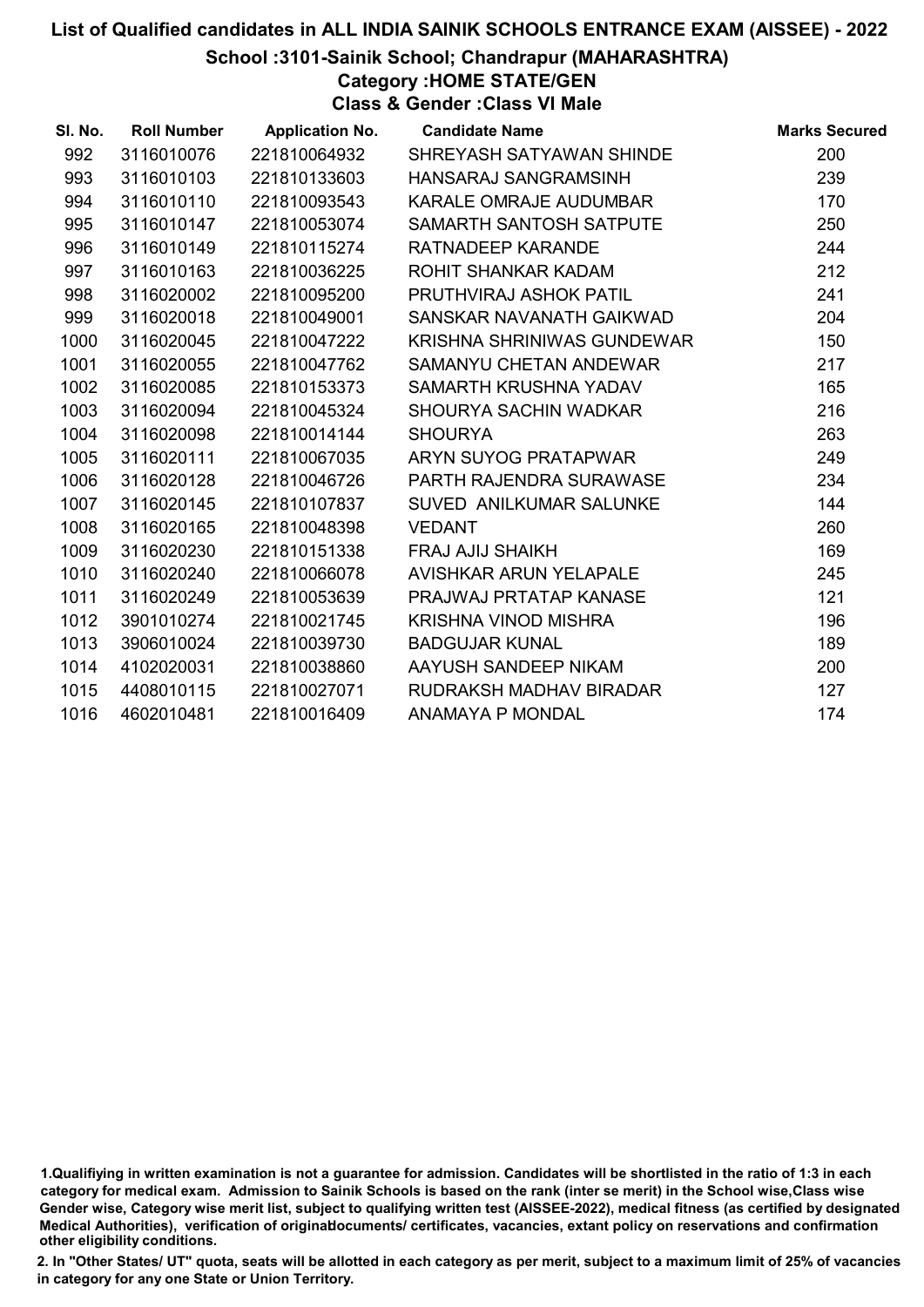# List of Qualified candidates in ALL INDIA SAINIK SCHOOLS ENTRANCE EXAM (AISSEE) - 2022

## School :3101-Sainik School; Chandrapur (MAHARASHTRA)

### Category :HOME STATE/GEN

### Class & Gender :Class VI Male

| Sl. No. | Roll Number | Application No. | Candidate Name | Marks Secured |
|---|---|---|---|---|
| 992 | 3116010076 | 221810064932 | SHREYASH SATYAWAN SHINDE | 200 |
| 993 | 3116010103 | 221810133603 | HANSARAJ SANGRAMSINH | 239 |
| 994 | 3116010110 | 221810093543 | KARALE OMRAJE AUDUMBAR | 170 |
| 995 | 3116010147 | 221810053074 | SAMARTH SANTOSH SATPUTE | 250 |
| 996 | 3116010149 | 221810115274 | RATNADEEP KARANDE | 244 |
| 997 | 3116010163 | 221810036225 | ROHIT SHANKAR KADAM | 212 |
| 998 | 3116020002 | 221810095200 | PRUTHVIRAJ ASHOK PATIL | 241 |
| 999 | 3116020018 | 221810049001 | SANSKAR NAVANATH GAIKWAD | 204 |
| 1000 | 3116020045 | 221810047222 | KRISHNA SHRINIWAS GUNDEWAR | 150 |
| 1001 | 3116020055 | 221810047762 | SAMANYU CHETAN ANDEWAR | 217 |
| 1002 | 3116020085 | 221810153373 | SAMARTH KRUSHNA YADAV | 165 |
| 1003 | 3116020094 | 221810045324 | SHOURYA SACHIN WADKAR | 216 |
| 1004 | 3116020098 | 221810014144 | SHOURYA | 263 |
| 1005 | 3116020111 | 221810067035 | ARYN SUYOG PRATAPWAR | 249 |
| 1006 | 3116020128 | 221810046726 | PARTH RAJENDRA SURAWASE | 234 |
| 1007 | 3116020145 | 221810107837 | SUVED ANILKUMAR SALUNKE | 144 |
| 1008 | 3116020165 | 221810048398 | VEDANT | 260 |
| 1009 | 3116020230 | 221810151338 | FRAJ AJIJ SHAIKH | 169 |
| 1010 | 3116020240 | 221810066078 | AVISHKAR ARUN YELAPALE | 245 |
| 1011 | 3116020249 | 221810053639 | PRAJWAJ PRTATAP KANASE | 121 |
| 1012 | 3901010274 | 221810021745 | KRISHNA VINOD MISHRA | 196 |
| 1013 | 3906010024 | 221810039730 | BADGUJAR KUNAL | 189 |
| 1014 | 4102020031 | 221810038860 | AAYUSH SANDEEP NIKAM | 200 |
| 1015 | 4408010115 | 221810027071 | RUDRAKSH MADHAV BIRADAR | 127 |
| 1016 | 4602010481 | 221810016409 | ANAMAYA P MONDAL | 174 |

1.Qualifiying in written examination is not a guarantee for admission. Candidates will be shortlisted in the ratio of 1:3 in each category for medical exam. Admission to Sainik Schools is based on the rank (inter se merit) in the School wise,Class wise Gender wise, Category wise merit list, subject to qualifying written test (AISSEE-2022), medical fitness (as certified by designated Medical Authorities), verification of originaldocuments/ certificates, vacancies, extant policy on reservations and confirmation other eligibility conditions.

2. In "Other States/ UT" quota, seats will be allotted in each category as per merit, subject to a maximum limit of 25% of vacancies in category for any one State or Union Territory.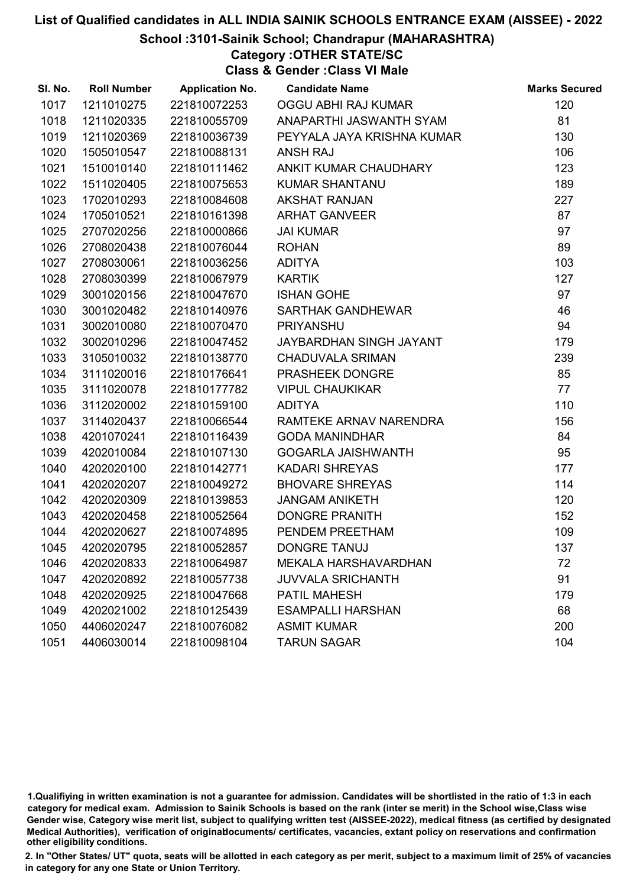# List of Qualified candidates in ALL INDIA SAINIK SCHOOLS ENTRANCE EXAM (AISSEE) - 2022

## School :3101-Sainik School; Chandrapur (MAHARASHTRA)

### Category :OTHER STATE/SC

### Class & Gender :Class VI Male

| Sl. No. | Roll Number | Application No. | Candidate Name | Marks Secured |
|---|---|---|---|---|
| 1017 | 1211010275 | 221810072253 | OGGU ABHI RAJ KUMAR | 120 |
| 1018 | 1211020335 | 221810055709 | ANAPARTHI JASWANTH SYAM | 81 |
| 1019 | 1211020369 | 221810036739 | PEYYALA JAYA KRISHNA KUMAR | 130 |
| 1020 | 1505010547 | 221810088131 | ANSH RAJ | 106 |
| 1021 | 1510010140 | 221810111462 | ANKIT KUMAR CHAUDHARY | 123 |
| 1022 | 1511020405 | 221810075653 | KUMAR SHANTANU | 189 |
| 1023 | 1702010293 | 221810084608 | AKSHAT RANJAN | 227 |
| 1024 | 1705010521 | 221810161398 | ARHAT GANVEER | 87 |
| 1025 | 2707020256 | 221810000866 | JAI KUMAR | 97 |
| 1026 | 2708020438 | 221810076044 | ROHAN | 89 |
| 1027 | 2708030061 | 221810036256 | ADITYA | 103 |
| 1028 | 2708030399 | 221810067979 | KARTIK | 127 |
| 1029 | 3001020156 | 221810047670 | ISHAN GOHE | 97 |
| 1030 | 3001020482 | 221810140976 | SARTHAK GANDHEWAR | 46 |
| 1031 | 3002010080 | 221810070470 | PRIYANSHU | 94 |
| 1032 | 3002010296 | 221810047452 | JAYBARDHAN SINGH JAYANT | 179 |
| 1033 | 3105010032 | 221810138770 | CHADUVALA SRIMAN | 239 |
| 1034 | 3111020016 | 221810176641 | PRASHEEK DONGRE | 85 |
| 1035 | 3111020078 | 221810177782 | VIPUL CHAUKIKAR | 77 |
| 1036 | 3112020002 | 221810159100 | ADITYA | 110 |
| 1037 | 3114020437 | 221810066544 | RAMTEKE ARNAV NARENDRA | 156 |
| 1038 | 4201070241 | 221810116439 | GODA MANINDHAR | 84 |
| 1039 | 4202010084 | 221810107130 | GOGARLA JAISHWANTH | 95 |
| 1040 | 4202020100 | 221810142771 | KADARI SHREYAS | 177 |
| 1041 | 4202020207 | 221810049272 | BHOVARE SHREYAS | 114 |
| 1042 | 4202020309 | 221810139853 | JANGAM ANIKETH | 120 |
| 1043 | 4202020458 | 221810052564 | DONGRE PRANITH | 152 |
| 1044 | 4202020627 | 221810074895 | PENDEM PREETHAM | 109 |
| 1045 | 4202020795 | 221810052857 | DONGRE TANUJ | 137 |
| 1046 | 4202020833 | 221810064987 | MEKALA HARSHAVARDHAN | 72 |
| 1047 | 4202020892 | 221810057738 | JUVVALA SRICHANTH | 91 |
| 1048 | 4202020925 | 221810047668 | PATIL MAHESH | 179 |
| 1049 | 4202021002 | 221810125439 | ESAMPALLI HARSHAN | 68 |
| 1050 | 4406020247 | 221810076082 | ASMIT KUMAR | 200 |
| 1051 | 4406030014 | 221810098104 | TARUN SAGAR | 104 |

1.Qualifiying in written examination is not a guarantee for admission. Candidates will be shortlisted in the ratio of 1:3 in each category for medical exam. Admission to Sainik Schools is based on the rank (inter se merit) in the School wise,Class wise Gender wise, Category wise merit list, subject to qualifying written test (AISSEE-2022), medical fitness (as certified by designated Medical Authorities), verification of originaldocuments/ certificates, vacancies, extant policy on reservations and confirmation other eligibility conditions.

2. In "Other States/ UT" quota, seats will be allotted in each category as per merit, subject to a maximum limit of 25% of vacancies in category for any one State or Union Territory.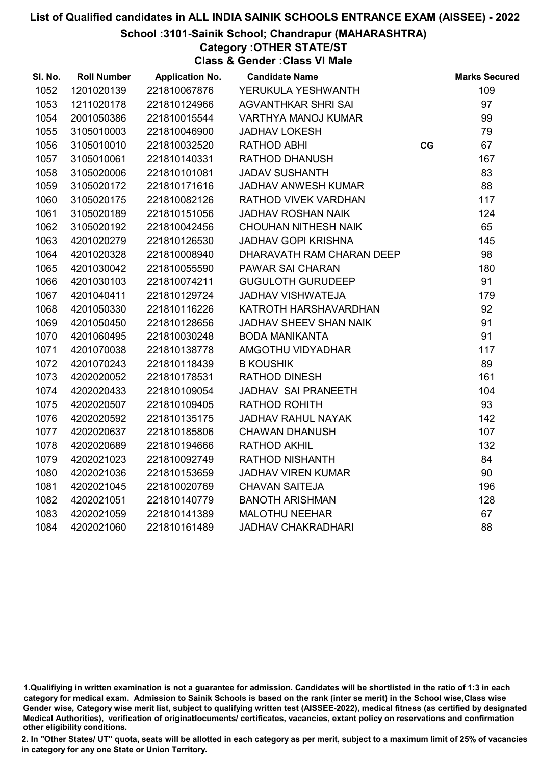# List of Qualified candidates in ALL INDIA SAINIK SCHOOLS ENTRANCE EXAM (AISSEE) - 2022

## School :3101-Sainik School; Chandrapur (MAHARASHTRA)

### Category :OTHER STATE/ST

### Class & Gender :Class VI Male

| Sl. No. | Roll Number | Application No. | Candidate Name | | Marks Secured |
|---|---|---|---|---|---|
| 1052 | 1201020139 | 221810067876 | YERUKULA YESHWANTH | | 109 |
| 1053 | 1211020178 | 221810124966 | AGVANTHKAR SHRI SAI | | 97 |
| 1054 | 2001050386 | 221810015544 | VARTHYA MANOJ KUMAR | | 99 |
| 1055 | 3105010003 | 221810046900 | JADHAV LOKESH | | 79 |
| 1056 | 3105010010 | 221810032520 | RATHOD ABHI | CG | 67 |
| 1057 | 3105010061 | 221810140331 | RATHOD DHANUSH | | 167 |
| 1058 | 3105020006 | 221810101081 | JADAV SUSHANTH | | 83 |
| 1059 | 3105020172 | 221810171616 | JADHAV ANWESH KUMAR | | 88 |
| 1060 | 3105020175 | 221810082126 | RATHOD VIVEK VARDHAN | | 117 |
| 1061 | 3105020189 | 221810151056 | JADHAV ROSHAN NAIK | | 124 |
| 1062 | 3105020192 | 221810042456 | CHOUHAN NITHESH NAIK | | 65 |
| 1063 | 4201020279 | 221810126530 | JADHAV GOPI KRISHNA | | 145 |
| 1064 | 4201020328 | 221810008940 | DHARAVATH RAM CHARAN DEEP | | 98 |
| 1065 | 4201030042 | 221810055590 | PAWAR SAI CHARAN | | 180 |
| 1066 | 4201030103 | 221810074211 | GUGULOTH GURUDEEP | | 91 |
| 1067 | 4201040411 | 221810129724 | JADHAV VISHWATEJA | | 179 |
| 1068 | 4201050330 | 221810116226 | KATROTH HARSHAVARDHAN | | 92 |
| 1069 | 4201050450 | 221810128656 | JADHAV SHEEV SHAN NAIK | | 91 |
| 1070 | 4201060495 | 221810030248 | BODA MANIKANTA | | 91 |
| 1071 | 4201070038 | 221810138778 | AMGOTHU VIDYADHAR | | 117 |
| 1072 | 4201070243 | 221810118439 | B KOUSHIK | | 89 |
| 1073 | 4202020052 | 221810178531 | RATHOD DINESH | | 161 |
| 1074 | 4202020433 | 221810109054 | JADHAV SAI PRANEETH | | 104 |
| 1075 | 4202020507 | 221810109405 | RATHOD ROHITH | | 93 |
| 1076 | 4202020592 | 221810135175 | JADHAV RAHUL NAYAK | | 142 |
| 1077 | 4202020637 | 221810185806 | CHAWAN DHANUSH | | 107 |
| 1078 | 4202020689 | 221810194666 | RATHOD AKHIL | | 132 |
| 1079 | 4202021023 | 221810092749 | RATHOD NISHANTH | | 84 |
| 1080 | 4202021036 | 221810153659 | JADHAV VIREN KUMAR | | 90 |
| 1081 | 4202021045 | 221810020769 | CHAVAN SAITEJA | | 196 |
| 1082 | 4202021051 | 221810140779 | BANOTH ARISHMAN | | 128 |
| 1083 | 4202021059 | 221810141389 | MALOTHU NEEHAR | | 67 |
| 1084 | 4202021060 | 221810161489 | JADHAV CHAKRADHARI | | 88 |

1.Qualifiying in written examination is not a guarantee for admission. Candidates will be shortlisted in the ratio of 1:3 in each category for medical exam. Admission to Sainik Schools is based on the rank (inter se merit) in the School wise,Class wise Gender wise, Category wise merit list, subject to qualifying written test (AISSEE-2022), medical fitness (as certified by designated Medical Authorities), verification of originaldocuments/ certificates, vacancies, extant policy on reservations and confirmation other eligibility conditions.

2. In "Other States/ UT" quota, seats will be allotted in each category as per merit, subject to a maximum limit of 25% of vacancies in category for any one State or Union Territory.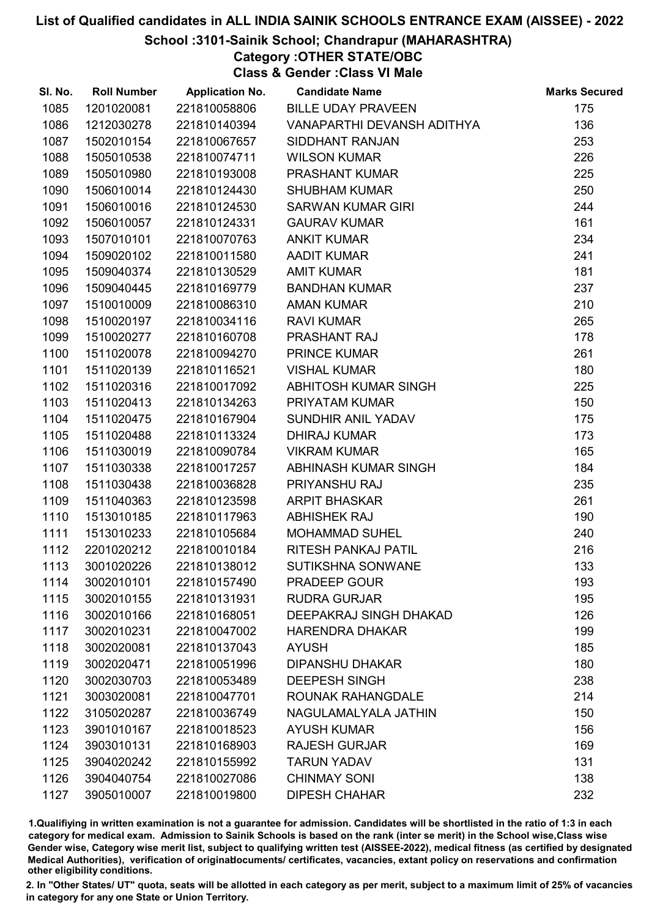# List of Qualified candidates in ALL INDIA SAINIK SCHOOLS ENTRANCE EXAM (AISSEE) - 2022

## School :3101-Sainik School; Chandrapur (MAHARASHTRA)

### Category :OTHER STATE/OBC

### Class & Gender :Class VI Male

| Sl. No. | Roll Number | Application No. | Candidate Name | Marks Secured |
|---|---|---|---|---|
| 1085 | 1201020081 | 221810058806 | BILLE UDAY PRAVEEN | 175 |
| 1086 | 1212030278 | 221810140394 | VANAPARTHI DEVANSH ADITHYA | 136 |
| 1087 | 1502010154 | 221810067657 | SIDDHANT RANJAN | 253 |
| 1088 | 1505010538 | 221810074711 | WILSON KUMAR | 226 |
| 1089 | 1505010980 | 221810193008 | PRASHANT KUMAR | 225 |
| 1090 | 1506010014 | 221810124430 | SHUBHAM KUMAR | 250 |
| 1091 | 1506010016 | 221810124530 | SARWAN KUMAR GIRI | 244 |
| 1092 | 1506010057 | 221810124331 | GAURAV KUMAR | 161 |
| 1093 | 1507010101 | 221810070763 | ANKIT KUMAR | 234 |
| 1094 | 1509020102 | 221810011580 | AADIT KUMAR | 241 |
| 1095 | 1509040374 | 221810130529 | AMIT KUMAR | 181 |
| 1096 | 1509040445 | 221810169779 | BANDHAN KUMAR | 237 |
| 1097 | 1510010009 | 221810086310 | AMAN KUMAR | 210 |
| 1098 | 1510020197 | 221810034116 | RAVI KUMAR | 265 |
| 1099 | 1510020277 | 221810160708 | PRASHANT RAJ | 178 |
| 1100 | 1511020078 | 221810094270 | PRINCE KUMAR | 261 |
| 1101 | 1511020139 | 221810116521 | VISHAL KUMAR | 180 |
| 1102 | 1511020316 | 221810017092 | ABHITOSH KUMAR SINGH | 225 |
| 1103 | 1511020413 | 221810134263 | PRIYATAM KUMAR | 150 |
| 1104 | 1511020475 | 221810167904 | SUNDHIR ANIL YADAV | 175 |
| 1105 | 1511020488 | 221810113324 | DHIRAJ KUMAR | 173 |
| 1106 | 1511030019 | 221810090784 | VIKRAM KUMAR | 165 |
| 1107 | 1511030338 | 221810017257 | ABHINASH KUMAR SINGH | 184 |
| 1108 | 1511030438 | 221810036828 | PRIYANSHU RAJ | 235 |
| 1109 | 1511040363 | 221810123598 | ARPIT BHASKAR | 261 |
| 1110 | 1513010185 | 221810117963 | ABHISHEK RAJ | 190 |
| 1111 | 1513010233 | 221810105684 | MOHAMMAD SUHEL | 240 |
| 1112 | 2201020212 | 221810010184 | RITESH PANKAJ PATIL | 216 |
| 1113 | 3001020226 | 221810138012 | SUTIKSHNA SONWANE | 133 |
| 1114 | 3002010101 | 221810157490 | PRADEEP GOUR | 193 |
| 1115 | 3002010155 | 221810131931 | RUDRA GURJAR | 195 |
| 1116 | 3002010166 | 221810168051 | DEEPAKRAJ SINGH DHAKAD | 126 |
| 1117 | 3002010231 | 221810047002 | HARENDRA DHAKAR | 199 |
| 1118 | 3002020081 | 221810137043 | AYUSH | 185 |
| 1119 | 3002020471 | 221810051996 | DIPANSHU DHAKAR | 180 |
| 1120 | 3002030703 | 221810053489 | DEEPESH SINGH | 238 |
| 1121 | 3003020081 | 221810047701 | ROUNAK RAHANGDALE | 214 |
| 1122 | 3105020287 | 221810036749 | NAGULAMALYALA JATHIN | 150 |
| 1123 | 3901010167 | 221810018523 | AYUSH KUMAR | 156 |
| 1124 | 3903010131 | 221810168903 | RAJESH GURJAR | 169 |
| 1125 | 3904020242 | 221810155992 | TARUN YADAV | 131 |
| 1126 | 3904040754 | 221810027086 | CHINMAY SONI | 138 |
| 1127 | 3905010007 | 221810019800 | DIPESH CHAHAR | 232 |

1.Qualifying in written examination is not a guarantee for admission. Candidates will be shortlisted in the ratio of 1:3 in each category for medical exam. Admission to Sainik Schools is based on the rank (inter se merit) in the School wise,Class wise Gender wise, Category wise merit list, subject to qualifying written test (AISSEE-2022), medical fitness (as certified by designated Medical Authorities), verification of originaldocuments/ certificates, vacancies, extant policy on reservations and confirmation other eligibility conditions.

2. In "Other States/ UT" quota, seats will be allotted in each category as per merit, subject to a maximum limit of 25% of vacancies in category for any one State or Union Territory.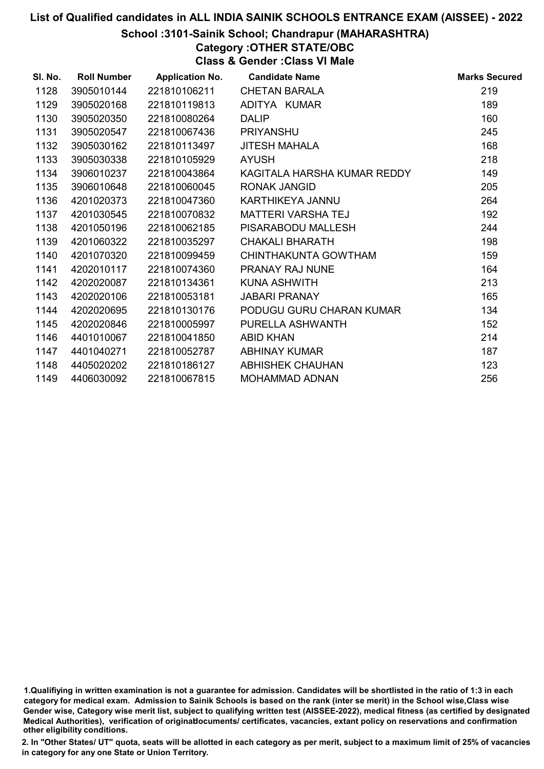# List of Qualified candidates in ALL INDIA SAINIK SCHOOLS ENTRANCE EXAM (AISSEE) - 2022

## School :3101-Sainik School; Chandrapur (MAHARASHTRA)

### Category :OTHER STATE/OBC

### Class & Gender :Class VI Male

| Sl. No. | Roll Number | Application No. | Candidate Name | Marks Secured |
|---|---|---|---|---|
| 1128 | 3905010144 | 221810106211 | CHETAN BARALA | 219 |
| 1129 | 3905020168 | 221810119813 | ADITYA KUMAR | 189 |
| 1130 | 3905020350 | 221810080264 | DALIP | 160 |
| 1131 | 3905020547 | 221810067436 | PRIYANSHU | 245 |
| 1132 | 3905030162 | 221810113497 | JITESH MAHALA | 168 |
| 1133 | 3905030338 | 221810105929 | AYUSH | 218 |
| 1134 | 3906010237 | 221810043864 | KAGITALA HARSHA KUMAR REDDY | 149 |
| 1135 | 3906010648 | 221810060045 | RONAK JANGID | 205 |
| 1136 | 4201020373 | 221810047360 | KARTHIKEYA JANNU | 264 |
| 1137 | 4201030545 | 221810070832 | MATTERI VARSHA TEJ | 192 |
| 1138 | 4201050196 | 221810062185 | PISARABODU MALLESH | 244 |
| 1139 | 4201060322 | 221810035297 | CHAKALI BHARATH | 198 |
| 1140 | 4201070320 | 221810099459 | CHINTHAKUNTA GOWTHAM | 159 |
| 1141 | 4202010117 | 221810074360 | PRANAY RAJ NUNE | 164 |
| 1142 | 4202020087 | 221810134361 | KUNA ASHWITH | 213 |
| 1143 | 4202020106 | 221810053181 | JABARI PRANAY | 165 |
| 1144 | 4202020695 | 221810130176 | PODUGU GURU CHARAN KUMAR | 134 |
| 1145 | 4202020846 | 221810005997 | PURELLA ASHWANTH | 152 |
| 1146 | 4401010067 | 221810041850 | ABID KHAN | 214 |
| 1147 | 4401040271 | 221810052787 | ABHINAY KUMAR | 187 |
| 1148 | 4405020202 | 221810186127 | ABHISHEK CHAUHAN | 123 |
| 1149 | 4406030092 | 221810067815 | MOHAMMAD ADNAN | 256 |

1.Qualifiying in written examination is not a guarantee for admission. Candidates will be shortlisted in the ratio of 1:3 in each category for medical exam. Admission to Sainik Schools is based on the rank (inter se merit) in the School wise,Class wise Gender wise, Category wise merit list, subject to qualifying written test (AISSEE-2022), medical fitness (as certified by designated Medical Authorities), verification of originaldocuments/ certificates, vacancies, extant policy on reservations and confirmation other eligibility conditions.

2. In "Other States/ UT" quota, seats will be allotted in each category as per merit, subject to a maximum limit of 25% of vacancies in category for any one State or Union Territory.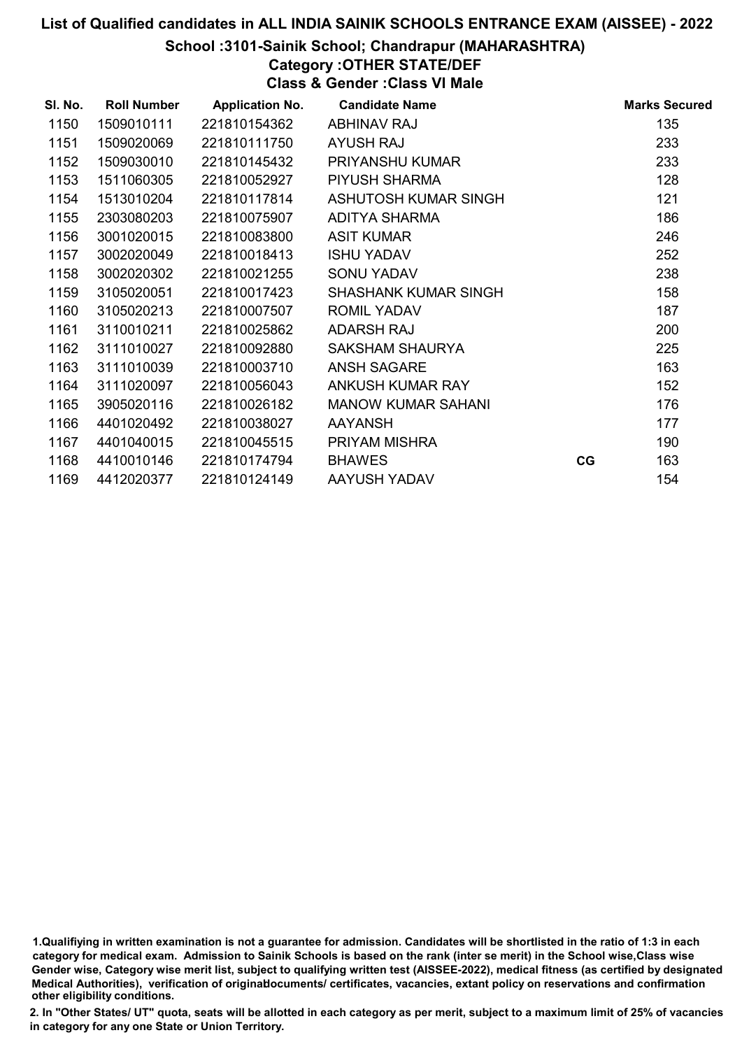# List of Qualified candidates in ALL INDIA SAINIK SCHOOLS ENTRANCE EXAM (AISSEE) - 2022

## School :3101-Sainik School; Chandrapur (MAHARASHTRA)

### Category :OTHER STATE/DEF

### Class & Gender :Class VI Male

| Sl. No. | Roll Number | Application No. | Candidate Name | | Marks Secured |
|---|---|---|---|---|---|
| 1150 | 1509010111 | 221810154362 | ABHINAV RAJ | | 135 |
| 1151 | 1509020069 | 221810111750 | AYUSH RAJ | | 233 |
| 1152 | 1509030010 | 221810145432 | PRIYANSHU KUMAR | | 233 |
| 1153 | 1511060305 | 221810052927 | PIYUSH SHARMA | | 128 |
| 1154 | 1513010204 | 221810117814 | ASHUTOSH KUMAR SINGH | | 121 |
| 1155 | 2303080203 | 221810075907 | ADITYA SHARMA | | 186 |
| 1156 | 3001020015 | 221810083800 | ASIT KUMAR | | 246 |
| 1157 | 3002020049 | 221810018413 | ISHU YADAV | | 252 |
| 1158 | 3002020302 | 221810021255 | SONU YADAV | | 238 |
| 1159 | 3105020051 | 221810017423 | SHASHANK KUMAR SINGH | | 158 |
| 1160 | 3105020213 | 221810007507 | ROMIL YADAV | | 187 |
| 1161 | 3110010211 | 221810025862 | ADARSH RAJ | | 200 |
| 1162 | 3111010027 | 221810092880 | SAKSHAM SHAURYA | | 225 |
| 1163 | 3111010039 | 221810003710 | ANSH SAGARE | | 163 |
| 1164 | 3111020097 | 221810056043 | ANKUSH KUMAR RAY | | 152 |
| 1165 | 3905020116 | 221810026182 | MANOW KUMAR SAHANI | | 176 |
| 1166 | 4401020492 | 221810038027 | AAYANSH | | 177 |
| 1167 | 4401040015 | 221810045515 | PRIYAM MISHRA | | 190 |
| 1168 | 4410010146 | 221810174794 | BHAWES | CG | 163 |
| 1169 | 4412020377 | 221810124149 | AAYUSH YADAV | | 154 |

1.Qualifiying in written examination is not a guarantee for admission. Candidates will be shortlisted in the ratio of 1:3 in each category for medical exam. Admission to Sainik Schools is based on the rank (inter se merit) in the School wise,Class wise Gender wise, Category wise merit list, subject to qualifying written test (AISSEE-2022), medical fitness (as certified by designated Medical Authorities), verification of originaldocuments/ certificates, vacancies, extant policy on reservations and confirmation other eligibility conditions.

2. In "Other States/ UT" quota, seats will be allotted in each category as per merit, subject to a maximum limit of 25% of vacancies in category for any one State or Union Territory.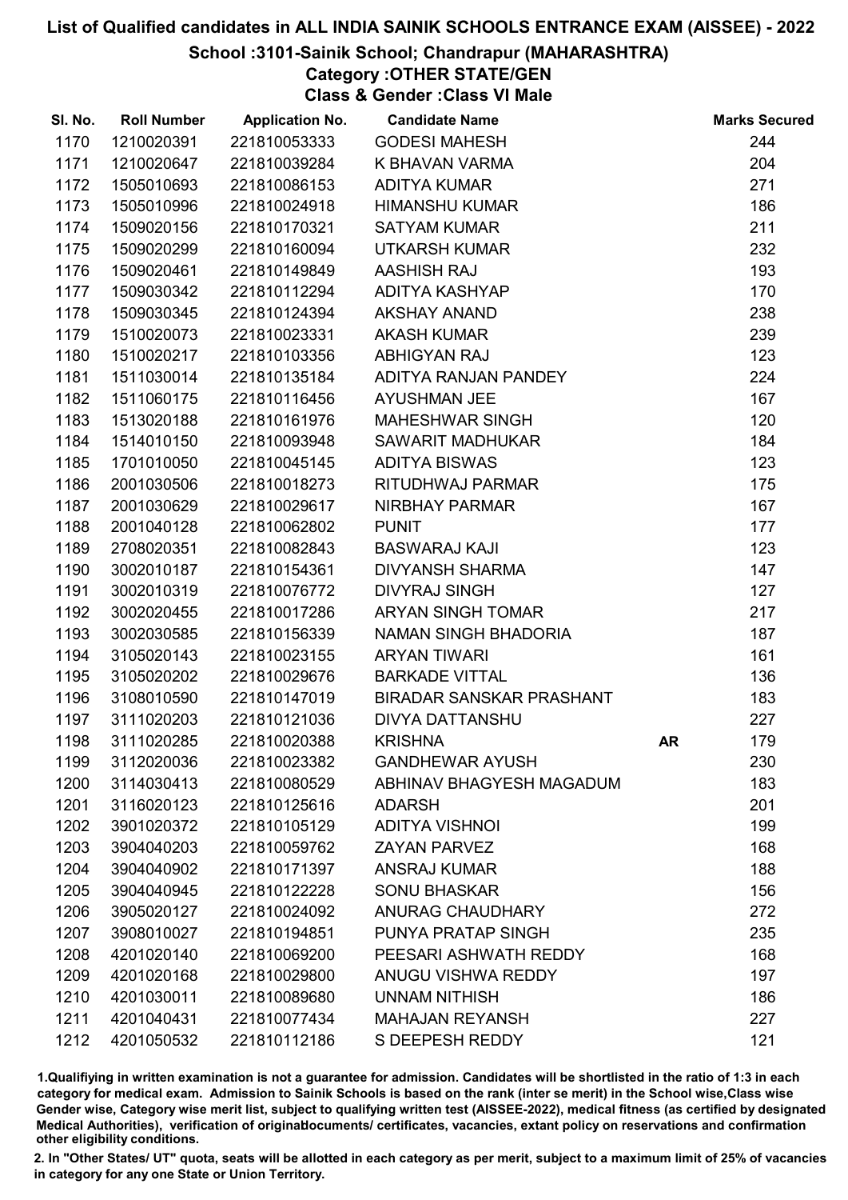# List of Qualified candidates in ALL INDIA SAINIK SCHOOLS ENTRANCE EXAM (AISSEE) - 2022

## School :3101-Sainik School; Chandrapur (MAHARASHTRA)

### Category :OTHER STATE/GEN

### Class & Gender :Class VI Male

| Sl. No. | Roll Number | Application No. | Candidate Name | | Marks Secured |
|---|---|---|---|---|---|
| 1170 | 1210020391 | 221810053333 | GODESI MAHESH | | 244 |
| 1171 | 1210020647 | 221810039284 | K BHAVAN VARMA | | 204 |
| 1172 | 1505010693 | 221810086153 | ADITYA KUMAR | | 271 |
| 1173 | 1505010996 | 221810024918 | HIMANSHU KUMAR | | 186 |
| 1174 | 1509020156 | 221810170321 | SATYAM KUMAR | | 211 |
| 1175 | 1509020299 | 221810160094 | UTKARSH KUMAR | | 232 |
| 1176 | 1509020461 | 221810149849 | AASHISH RAJ | | 193 |
| 1177 | 1509030342 | 221810112294 | ADITYA KASHYAP | | 170 |
| 1178 | 1509030345 | 221810124394 | AKSHAY ANAND | | 238 |
| 1179 | 1510020073 | 221810023331 | AKASH KUMAR | | 239 |
| 1180 | 1510020217 | 221810103356 | ABHIGYAN RAJ | | 123 |
| 1181 | 1511030014 | 221810135184 | ADITYA RANJAN PANDEY | | 224 |
| 1182 | 1511060175 | 221810116456 | AYUSHMAN JEE | | 167 |
| 1183 | 1513020188 | 221810161976 | MAHESHWAR SINGH | | 120 |
| 1184 | 1514010150 | 221810093948 | SAWARIT MADHUKAR | | 184 |
| 1185 | 1701010050 | 221810045145 | ADITYA BISWAS | | 123 |
| 1186 | 2001030506 | 221810018273 | RITUDHWAJ PARMAR | | 175 |
| 1187 | 2001030629 | 221810029617 | NIRBHAY PARMAR | | 167 |
| 1188 | 2001040128 | 221810062802 | PUNIT | | 177 |
| 1189 | 2708020351 | 221810082843 | BASWARAJ KAJI | | 123 |
| 1190 | 3002010187 | 221810154361 | DIVYANSH SHARMA | | 147 |
| 1191 | 3002010319 | 221810076772 | DIVYRAJ SINGH | | 127 |
| 1192 | 3002020455 | 221810017286 | ARYAN SINGH TOMAR | | 217 |
| 1193 | 3002030585 | 221810156339 | NAMAN SINGH BHADORIA | | 187 |
| 1194 | 3105020143 | 221810023155 | ARYAN TIWARI | | 161 |
| 1195 | 3105020202 | 221810029676 | BARKADE VITTAL | | 136 |
| 1196 | 3108010590 | 221810147019 | BIRADAR SANSKAR PRASHANT | | 183 |
| 1197 | 3111020203 | 221810121036 | DIVYA DATTANSHU | | 227 |
| 1198 | 3111020285 | 221810020388 | KRISHNA | AR | 179 |
| 1199 | 3112020036 | 221810023382 | GANDHEWAR AYUSH | | 230 |
| 1200 | 3114030413 | 221810080529 | ABHINAV BHAGYESH MAGADUM | | 183 |
| 1201 | 3116020123 | 221810125616 | ADARSH | | 201 |
| 1202 | 3901020372 | 221810105129 | ADITYA VISHNOI | | 199 |
| 1203 | 3904040203 | 221810059762 | ZAYAN PARVEZ | | 168 |
| 1204 | 3904040902 | 221810171397 | ANSRAJ KUMAR | | 188 |
| 1205 | 3904040945 | 221810122228 | SONU BHASKAR | | 156 |
| 1206 | 3905020127 | 221810024092 | ANURAG CHAUDHARY | | 272 |
| 1207 | 3908010027 | 221810194851 | PUNYA PRATAP SINGH | | 235 |
| 1208 | 4201020140 | 221810069200 | PEESARI ASHWATH REDDY | | 168 |
| 1209 | 4201020168 | 221810029800 | ANUGU VISHWA REDDY | | 197 |
| 1210 | 4201030011 | 221810089680 | UNNAM NITHISH | | 186 |
| 1211 | 4201040431 | 221810077434 | MAHAJAN REYANSH | | 227 |
| 1212 | 4201050532 | 221810112186 | S DEEPESH REDDY | | 121 |

1.Qualifiying in written examination is not a guarantee for admission. Candidates will be shortlisted in the ratio of 1:3 in each category for medical exam. Admission to Sainik Schools is based on the rank (inter se merit) in the School wise,Class wise Gender wise, Category wise merit list, subject to qualifying written test (AISSEE-2022), medical fitness (as certified by designated Medical Authorities), verification of originaldocuments/ certificates, vacancies, extant policy on reservations and confirmation other eligibility conditions.

2. In "Other States/ UT" quota, seats will be allotted in each category as per merit, subject to a maximum limit of 25% of vacancies in category for any one State or Union Territory.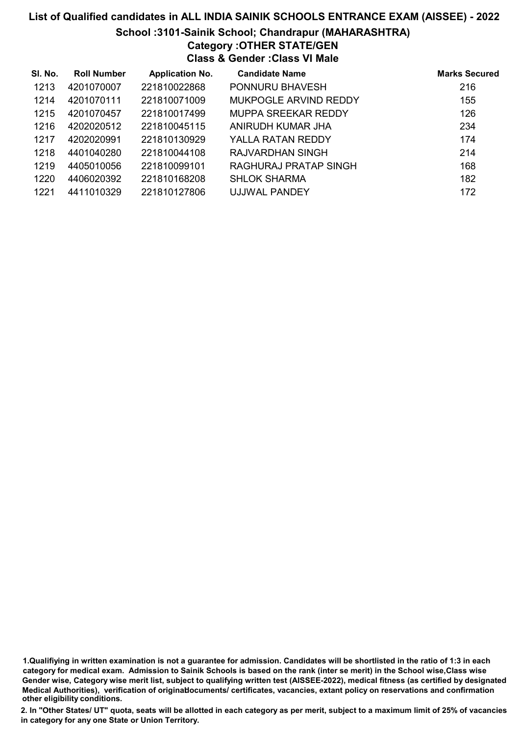# List of Qualified candidates in ALL INDIA SAINIK SCHOOLS ENTRANCE EXAM (AISSEE) - 2022

## School :3101-Sainik School; Chandrapur (MAHARASHTRA)

### Category :OTHER STATE/GEN

### Class & Gender :Class VI Male

| Sl. No. | Roll Number | Application No. | Candidate Name | Marks Secured |
|---|---|---|---|---|
| 1213 | 4201070007 | 221810022868 | PONNURU BHAVESH | 216 |
| 1214 | 4201070111 | 221810071009 | MUKPOGLE ARVIND REDDY | 155 |
| 1215 | 4201070457 | 221810017499 | MUPPA SREEKAR REDDY | 126 |
| 1216 | 4202020512 | 221810045115 | ANIRUDH KUMAR JHA | 234 |
| 1217 | 4202020991 | 221810130929 | YALLA RATAN REDDY | 174 |
| 1218 | 4401040280 | 221810044108 | RAJVARDHAN SINGH | 214 |
| 1219 | 4405010056 | 221810099101 | RAGHURAJ PRATAP SINGH | 168 |
| 1220 | 4406020392 | 221810168208 | SHLOK SHARMA | 182 |
| 1221 | 4411010329 | 221810127806 | UJJWAL PANDEY | 172 |

1.Qualifiying in written examination is not a guarantee for admission. Candidates will be shortlisted in the ratio of 1:3 in each category for medical exam. Admission to Sainik Schools is based on the rank (inter se merit) in the School wise,Class wise Gender wise, Category wise merit list, subject to qualifying written test (AISSEE-2022), medical fitness (as certified by designated Medical Authorities), verification of originaldocuments/ certificates, vacancies, extant policy on reservations and confirmation other eligibility conditions.

2. In "Other States/ UT" quota, seats will be allotted in each category as per merit, subject to a maximum limit of 25% of vacancies in category for any one State or Union Territory.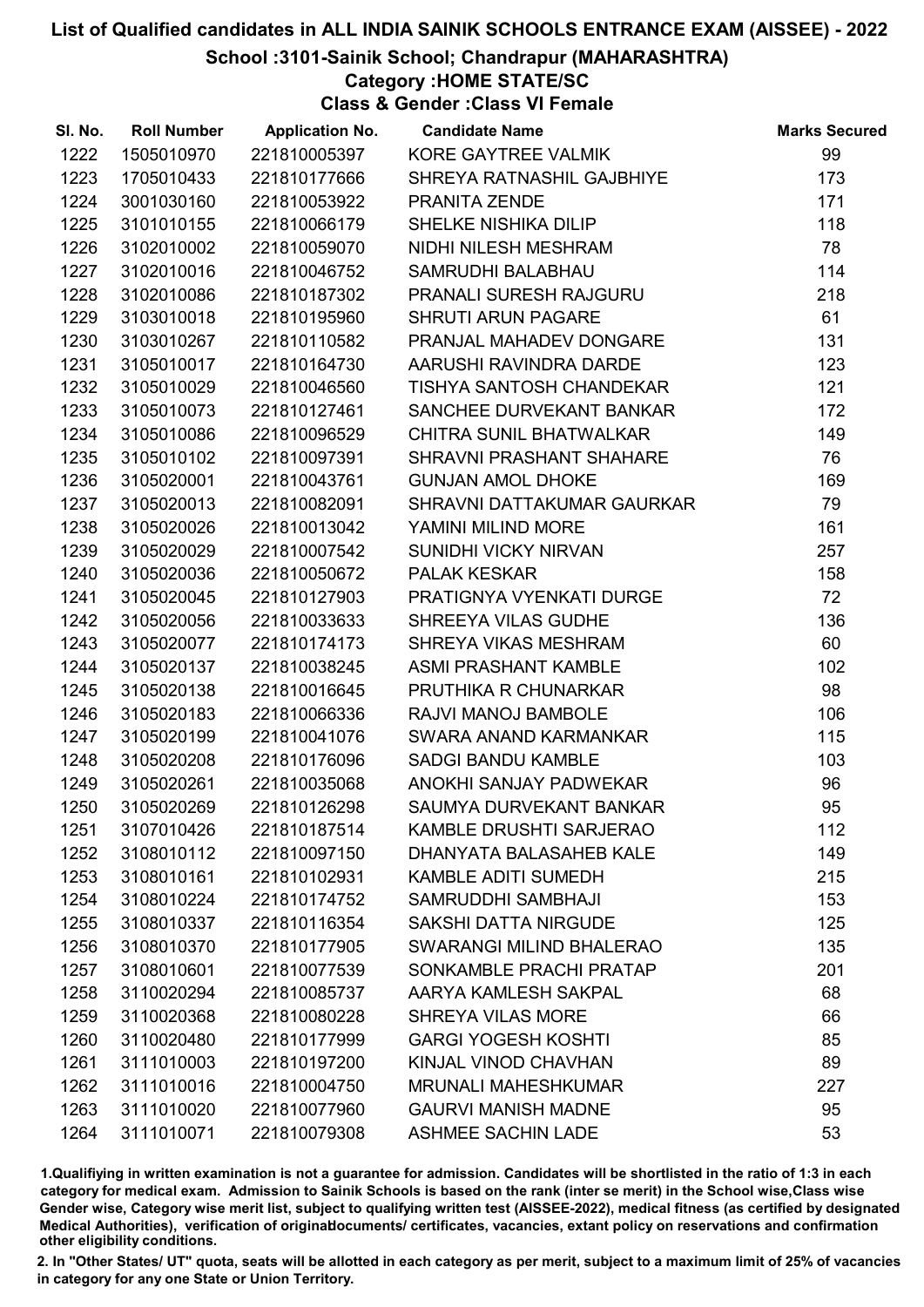# List of Qualified candidates in ALL INDIA SAINIK SCHOOLS ENTRANCE EXAM (AISSEE) - 2022

## School :3101-Sainik School; Chandrapur (MAHARASHTRA)

### Category :HOME STATE/SC

### Class & Gender :Class VI Female

| Sl. No. | Roll Number | Application No. | Candidate Name | Marks Secured |
|---|---|---|---|---|
| 1222 | 1505010970 | 221810005397 | KORE GAYTREE VALMIK | 99 |
| 1223 | 1705010433 | 221810177666 | SHREYA RATNASHIL GAJBHIYE | 173 |
| 1224 | 3001030160 | 221810053922 | PRANITA ZENDE | 171 |
| 1225 | 3101010155 | 221810066179 | SHELKE NISHIKA DILIP | 118 |
| 1226 | 3102010002 | 221810059070 | NIDHI NILESH MESHRAM | 78 |
| 1227 | 3102010016 | 221810046752 | SAMRUDHI BALABHAU | 114 |
| 1228 | 3102010086 | 221810187302 | PRANALI SURESH RAJGURU | 218 |
| 1229 | 3103010018 | 221810195960 | SHRUTI ARUN PAGARE | 61 |
| 1230 | 3103010267 | 221810110582 | PRANJAL MAHADEV DONGARE | 131 |
| 1231 | 3105010017 | 221810164730 | AARUSHI RAVINDRA DARDE | 123 |
| 1232 | 3105010029 | 221810046560 | TISHYA SANTOSH CHANDEKAR | 121 |
| 1233 | 3105010073 | 221810127461 | SANCHEE DURVEKANT BANKAR | 172 |
| 1234 | 3105010086 | 221810096529 | CHITRA SUNIL BHATWALKAR | 149 |
| 1235 | 3105010102 | 221810097391 | SHRAVNI PRASHANT SHAHARE | 76 |
| 1236 | 3105020001 | 221810043761 | GUNJAN AMOL DHOKE | 169 |
| 1237 | 3105020013 | 221810082091 | SHRAVNI DATTAKUMAR GAURKAR | 79 |
| 1238 | 3105020026 | 221810013042 | YAMINI MILIND MORE | 161 |
| 1239 | 3105020029 | 221810007542 | SUNIDHI VICKY NIRVAN | 257 |
| 1240 | 3105020036 | 221810050672 | PALAK KESKAR | 158 |
| 1241 | 3105020045 | 221810127903 | PRATIGNYA VYENKATI DURGE | 72 |
| 1242 | 3105020056 | 221810033633 | SHREEYA VILAS GUDHE | 136 |
| 1243 | 3105020077 | 221810174173 | SHREYA VIKAS MESHRAM | 60 |
| 1244 | 3105020137 | 221810038245 | ASMI PRASHANT KAMBLE | 102 |
| 1245 | 3105020138 | 221810016645 | PRUTHIKA R CHUNARKAR | 98 |
| 1246 | 3105020183 | 221810066336 | RAJVI MANOJ BAMBOLE | 106 |
| 1247 | 3105020199 | 221810041076 | SWARA ANAND KARMANKAR | 115 |
| 1248 | 3105020208 | 221810176096 | SADGI BANDU KAMBLE | 103 |
| 1249 | 3105020261 | 221810035068 | ANOKHI SANJAY PADWEKAR | 96 |
| 1250 | 3105020269 | 221810126922 | SAUMYA DURVEKANT BANKAR | 95 |
| 1251 | 3107010426 | 221810187514 | KAMBLE DRUSHTI SARJERAO | 112 |
| 1252 | 3108010112 | 221810097150 | DHANYATA BALASAHEB KALE | 149 |
| 1253 | 3108010161 | 221810102931 | KAMBLE ADITI SUMEDH | 215 |
| 1254 | 3108010224 | 221810174752 | SAMRUDDHI SAMBHAJI | 153 |
| 1255 | 3108010337 | 221810116354 | SAKSHI DATTA NIRGUDE | 125 |
| 1256 | 3108010370 | 221810177905 | SWARANGI MILIND BHALERAO | 135 |
| 1257 | 3108010601 | 221810077539 | SONKAMBLE PRACHI PRATAP | 201 |
| 1258 | 3110020294 | 221810085737 | AARYA KAMLESH SAKPAL | 68 |
| 1259 | 3110020368 | 221810080228 | SHREYA VILAS MORE | 66 |
| 1260 | 3110020480 | 221810177999 | GARGI YOGESH KOSHTI | 85 |
| 1261 | 3111010003 | 221810197200 | KINJAL VINOD CHAVHAN | 89 |
| 1262 | 3111010016 | 221810004750 | MRUNALI MAHESHKUMAR | 227 |
| 1263 | 3111010020 | 221810077960 | GAURVI MANISH MADNE | 95 |
| 1264 | 3111010071 | 221810079308 | ASHMEE SACHIN LADE | 53 |

1.Qualifiying in written examination is not a guarantee for admission. Candidates will be shortlisted in the ratio of 1:3 in each category for medical exam. Admission to Sainik Schools is based on the rank (inter se merit) in the School wise,Class wise Gender wise, Category wise merit list, subject to qualifying written test (AISSEE-2022), medical fitness (as certified by designated Medical Authorities), verification of originaldocuments/ certificates, vacancies, extant policy on reservations and confirmation other eligibility conditions.

2. In "Other States/ UT" quota, seats will be allotted in each category as per merit, subject to a maximum limit of 25% of vacancies in category for any one State or Union Territory.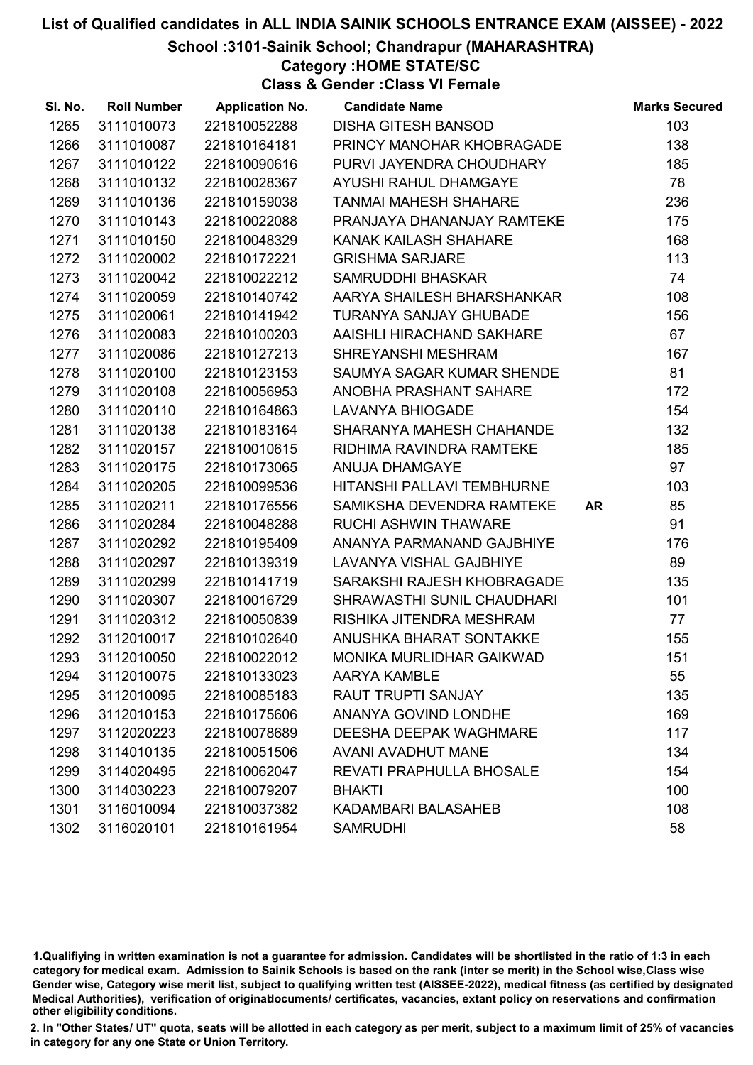# List of Qualified candidates in ALL INDIA SAINIK SCHOOLS ENTRANCE EXAM (AISSEE) - 2022

## School :3101-Sainik School; Chandrapur (MAHARASHTRA)

### Category :HOME STATE/SC

### Class & Gender :Class VI Female

| Sl. No. | Roll Number | Application No. | Candidate Name | | Marks Secured |
|---|---|---|---|---|---|
| 1265 | 3111010073 | 221810052288 | DISHA GITESH BANSOD | | 103 |
| 1266 | 3111010087 | 221810164181 | PRINCY MANOHAR KHOBRAGADE | | 138 |
| 1267 | 3111010122 | 221810090616 | PURVI JAYENDRA CHOUDHARY | | 185 |
| 1268 | 3111010132 | 221810028367 | AYUSHI RAHUL DHAMGAYE | | 78 |
| 1269 | 3111010136 | 221810159038 | TANMAI MAHESH SHAHARE | | 236 |
| 1270 | 3111010143 | 221810022088 | PRANJAYA DHANANJAY RAMTEKE | | 175 |
| 1271 | 3111010150 | 221810048329 | KANAK KAILASH SHAHARE | | 168 |
| 1272 | 3111020002 | 221810172221 | GRISHMA SARJARE | | 113 |
| 1273 | 3111020042 | 221810022212 | SAMRUDDHI BHASKAR | | 74 |
| 1274 | 3111020059 | 221810140742 | AARYA SHAILESH BHARSHANKAR | | 108 |
| 1275 | 3111020061 | 221810141942 | TURANYA SANJAY GHUBADE | | 156 |
| 1276 | 3111020083 | 221810100203 | AAISHLI HIRACHAND SAKHARE | | 67 |
| 1277 | 3111020086 | 221810127213 | SHREYANSHI MESHRAM | | 167 |
| 1278 | 3111020100 | 221810123153 | SAUMYA SAGAR KUMAR SHENDE | | 81 |
| 1279 | 3111020108 | 221810056953 | ANOBHA PRASHANT SAHARE | | 172 |
| 1280 | 3111020110 | 221810164863 | LAVANYA BHIOGADE | | 154 |
| 1281 | 3111020138 | 221810183164 | SHARANYA MAHESH CHAHANDE | | 132 |
| 1282 | 3111020157 | 221810010615 | RIDHIMA RAVINDRA RAMTEKE | | 185 |
| 1283 | 3111020175 | 221810173065 | ANUJA DHAMGAYE | | 97 |
| 1284 | 3111020205 | 221810099536 | HITANSHI PALLAVI TEMBHURNE | | 103 |
| 1285 | 3111020211 | 221810176556 | SAMIKSHA DEVENDRA RAMTEKE | AR | 85 |
| 1286 | 3111020284 | 221810048288 | RUCHI ASHWIN THAWARE | | 91 |
| 1287 | 3111020292 | 221810195409 | ANANYA PARMANAND GAJBHIYE | | 176 |
| 1288 | 3111020297 | 221810139319 | LAVANYA VISHAL GAJBHIYE | | 89 |
| 1289 | 3111020299 | 221810141719 | SARAKSHI RAJESH KHOBRAGADE | | 135 |
| 1290 | 3111020307 | 221810016729 | SHRAWASTHI SUNIL CHAUDHARI | | 101 |
| 1291 | 3111020312 | 221810050839 | RISHIKA JITENDRA MESHRAM | | 77 |
| 1292 | 3112010017 | 221810102640 | ANUSHKA BHARAT SONTAKKE | | 155 |
| 1293 | 3112010050 | 221810022012 | MONIKA MURLIDHAR GAIKWAD | | 151 |
| 1294 | 3112010075 | 221810133023 | AARYA KAMBLE | | 55 |
| 1295 | 3112010095 | 221810085183 | RAUT TRUPTI SANJAY | | 135 |
| 1296 | 3112010153 | 221810175606 | ANANYA GOVIND LONDHE | | 169 |
| 1297 | 3112020223 | 221810078689 | DEESHA DEEPAK WAGHMARE | | 117 |
| 1298 | 3114010135 | 221810051506 | AVANI AVADHUT MANE | | 134 |
| 1299 | 3114020495 | 221810062047 | REVATI PRAPHULLA BHOSALE | | 154 |
| 1300 | 3114030223 | 221810079207 | BHAKTI | | 100 |
| 1301 | 3116010094 | 221810037382 | KADAMBARI BALASAHEB | | 108 |
| 1302 | 3116020101 | 221810161954 | SAMRUDHI | | 58 |

1.Qualifiying in written examination is not a guarantee for admission. Candidates will be shortlisted in the ratio of 1:3 in each category for medical exam. Admission to Sainik Schools is based on the rank (inter se merit) in the School wise,Class wise Gender wise, Category wise merit list, subject to qualifying written test (AISSEE-2022), medical fitness (as certified by designated Medical Authorities), verification of originaldocuments/ certificates, vacancies, extant policy on reservations and confirmation other eligibility conditions.

2. In "Other States/ UT" quota, seats will be allotted in each category as per merit, subject to a maximum limit of 25% of vacancies in category for any one State or Union Territory.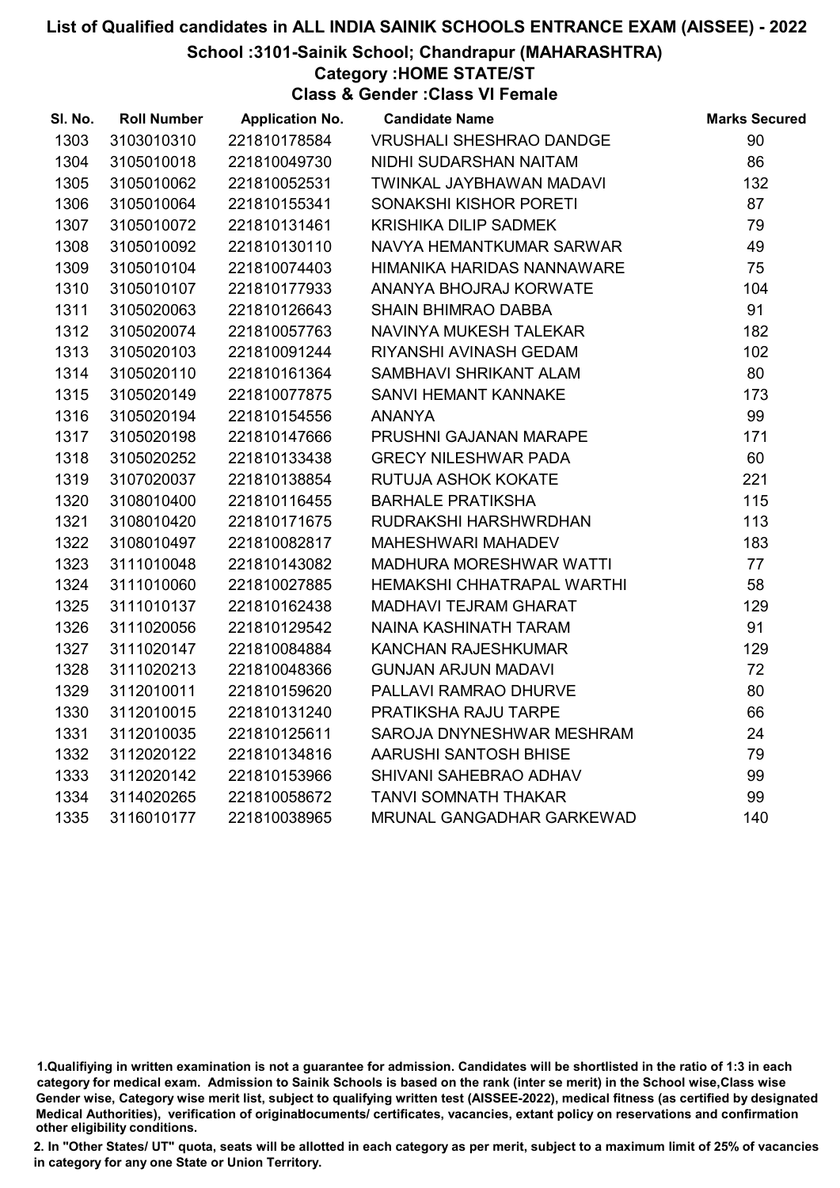# List of Qualified candidates in ALL INDIA SAINIK SCHOOLS ENTRANCE EXAM (AISSEE) - 2022

## School :3101-Sainik School; Chandrapur (MAHARASHTRA)

### Category :HOME STATE/ST

### Class & Gender :Class VI Female

| Sl. No. | Roll Number | Application No. | Candidate Name | Marks Secured |
|---|---|---|---|---|
| 1303 | 3103010310 | 221810178584 | VRUSHALI SHESHRAO DANDGE | 90 |
| 1304 | 3105010018 | 221810049730 | NIDHI SUDARSHAN NAITAM | 86 |
| 1305 | 3105010062 | 221810052531 | TWINKAL JAYBHAWAN MADAVI | 132 |
| 1306 | 3105010064 | 221810155341 | SONAKSHI KISHOR PORETI | 87 |
| 1307 | 3105010072 | 221810131461 | KRISHIKA DILIP SADMEK | 79 |
| 1308 | 3105010092 | 221810130110 | NAVYA HEMANTKUMAR SARWAR | 49 |
| 1309 | 3105010104 | 221810074403 | HIMANIKA HARIDAS NANNAWARE | 75 |
| 1310 | 3105010107 | 221810177933 | ANANYA BHOJRAJ KORWATE | 104 |
| 1311 | 3105020063 | 221810126643 | SHAIN BHIMRAO DABBA | 91 |
| 1312 | 3105020074 | 221810057763 | NAVINYA MUKESH TALEKAR | 182 |
| 1313 | 3105020103 | 221810091244 | RIYANSHI AVINASH GEDAM | 102 |
| 1314 | 3105020110 | 221810161364 | SAMBHAVI SHRIKANT ALAM | 80 |
| 1315 | 3105020149 | 221810077875 | SANVI HEMANT KANNAKE | 173 |
| 1316 | 3105020194 | 221810154556 | ANANYA | 99 |
| 1317 | 3105020198 | 221810147666 | PRUSHNI GAJANAN MARAPE | 171 |
| 1318 | 3105020252 | 221810133438 | GRECY NILESHWAR PADA | 60 |
| 1319 | 3107020037 | 221810138854 | RUTUJA ASHOK KOKATE | 221 |
| 1320 | 3108010400 | 221810116455 | BARHALE PRATIKSHA | 115 |
| 1321 | 3108010420 | 221810171675 | RUDRAKSHI HARSHWRDHAN | 113 |
| 1322 | 3108010497 | 221810082817 | MAHESHWARI MAHADEV | 183 |
| 1323 | 3111010048 | 221810143082 | MADHURA MORESHWAR WATTI | 77 |
| 1324 | 3111010060 | 221810027885 | HEMAKSHI CHHATRAPAL WARTHI | 58 |
| 1325 | 3111010137 | 221810162438 | MADHAVI TEJRAM GHARAT | 129 |
| 1326 | 3111020056 | 221810129542 | NAINA KASHINATH TARAM | 91 |
| 1327 | 3111020147 | 221810084884 | KANCHAN RAJESHKUMAR | 129 |
| 1328 | 3111020213 | 221810048366 | GUNJAN ARJUN MADAVI | 72 |
| 1329 | 3112010011 | 221810159620 | PALLAVI RAMRAO DHURVE | 80 |
| 1330 | 3112010015 | 221810131240 | PRATIKSHA RAJU TARPE | 66 |
| 1331 | 3112010035 | 221810125611 | SAROJA DNYNESHWAR MESHRAM | 24 |
| 1332 | 3112020122 | 221810134816 | AARUSHI SANTOSH BHISE | 79 |
| 1333 | 3112020142 | 221810153966 | SHIVANI SAHEBRAO ADHAV | 99 |
| 1334 | 3114020265 | 221810058672 | TANVI SOMNATH THAKAR | 99 |
| 1335 | 3116010177 | 221810038965 | MRUNAL GANGADHAR GARKEWAD | 140 |

1.Qualifiying in written examination is not a guarantee for admission. Candidates will be shortlisted in the ratio of 1:3 in each category for medical exam. Admission to Sainik Schools is based on the rank (inter se merit) in the School wise,Class wise Gender wise, Category wise merit list, subject to qualifying written test (AISSEE-2022), medical fitness (as certified by designated Medical Authorities), verification of originaldocuments/ certificates, vacancies, extant policy on reservations and confirmation other eligibility conditions.

2. In "Other States/ UT" quota, seats will be allotted in each category as per merit, subject to a maximum limit of 25% of vacancies in category for any one State or Union Territory.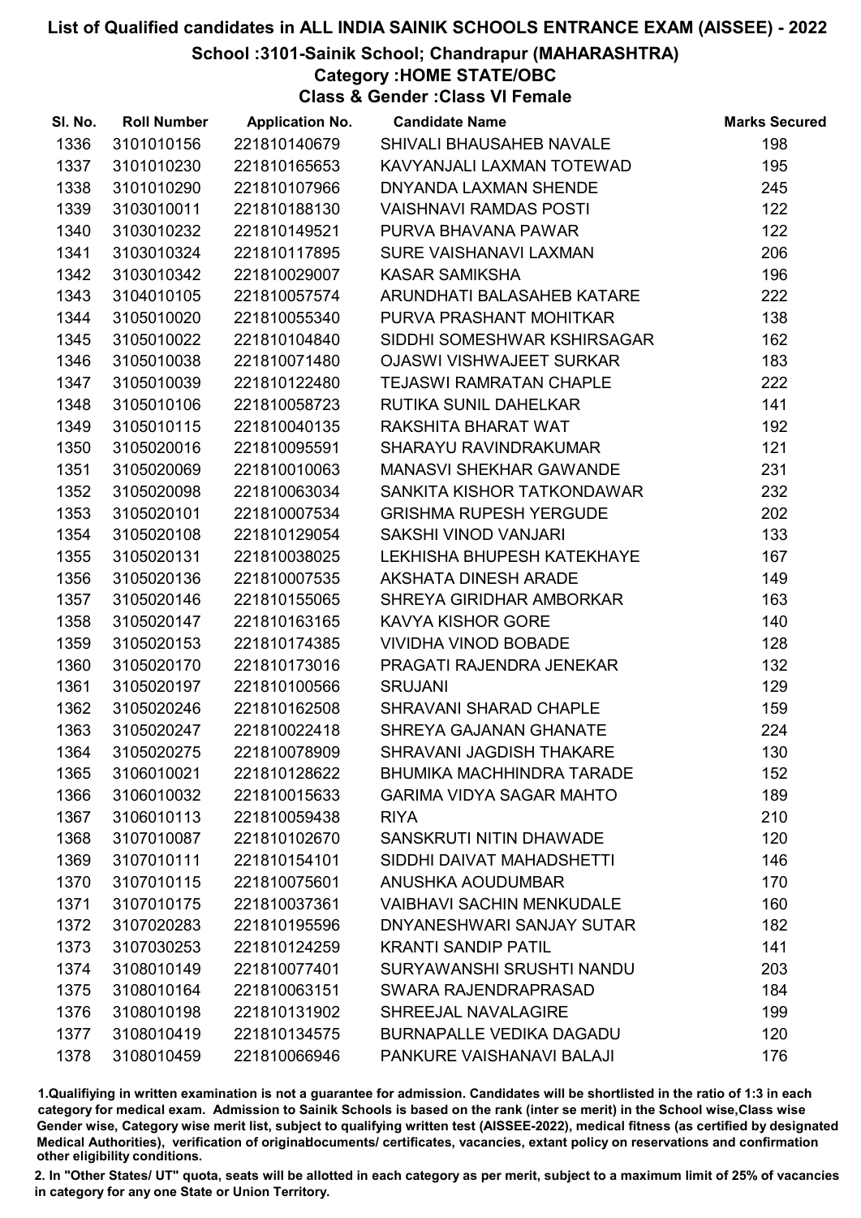# List of Qualified candidates in ALL INDIA SAINIK SCHOOLS ENTRANCE EXAM (AISSEE) - 2022

## School :3101-Sainik School; Chandrapur (MAHARASHTRA)

### Category :HOME STATE/OBC

### Class & Gender :Class VI Female

| Sl. No. | Roll Number | Application No. | Candidate Name | Marks Secured |
|---|---|---|---|---|
| 1336 | 3101010156 | 221810140679 | SHIVALI BHAUSAHEB NAVALE | 198 |
| 1337 | 3101010230 | 221810165653 | KAVYANJALI LAXMAN TOTEWAD | 195 |
| 1338 | 3101010290 | 221810107966 | DNYANDA LAXMAN SHENDE | 245 |
| 1339 | 3103010011 | 221810188130 | VAISHNAVI RAMDAS POSTI | 122 |
| 1340 | 3103010232 | 221810149521 | PURVA BHAVANA PAWAR | 122 |
| 1341 | 3103010324 | 221810117895 | SURE VAISHANAVI LAXMAN | 206 |
| 1342 | 3103010342 | 221810029007 | KASAR SAMIKSHA | 196 |
| 1343 | 3104010105 | 221810057574 | ARUNDHATI BALASAHEB KATARE | 222 |
| 1344 | 3105010020 | 221810055340 | PURVA PRASHANT MOHITKAR | 138 |
| 1345 | 3105010022 | 221810104840 | SIDDHI SOMESHWAR KSHIRSAGAR | 162 |
| 1346 | 3105010038 | 221810071480 | OJASWI VISHWAJEET SURKAR | 183 |
| 1347 | 3105010039 | 221810122480 | TEJASWI RAMRATAN CHAPLE | 222 |
| 1348 | 3105010106 | 221810058723 | RUTIKA SUNIL DAHELKAR | 141 |
| 1349 | 3105010115 | 221810040135 | RAKSHITA BHARAT WAT | 192 |
| 1350 | 3105020016 | 221810095591 | SHARAYU RAVINDRAKUMAR | 121 |
| 1351 | 3105020069 | 221810010063 | MANASVI SHEKHAR GAWANDE | 231 |
| 1352 | 3105020098 | 221810063034 | SANKITA KISHOR TATKONDAWAR | 232 |
| 1353 | 3105020101 | 221810007534 | GRISHMA RUPESH YERGUDE | 202 |
| 1354 | 3105020108 | 221810129054 | SAKSHI VINOD VANJARI | 133 |
| 1355 | 3105020131 | 221810038025 | LEKHISHA BHUPESH KATEKHAYE | 167 |
| 1356 | 3105020136 | 221810007535 | AKSHATA DINESH ARADE | 149 |
| 1357 | 3105020146 | 221810155065 | SHREYA GIRIDHAR AMBORKAR | 163 |
| 1358 | 3105020147 | 221810163165 | KAVYA KISHOR GORE | 140 |
| 1359 | 3105020153 | 221810174385 | VIVIDHA VINOD BOBADE | 128 |
| 1360 | 3105020170 | 221810173016 | PRAGATI RAJENDRA JENEKAR | 132 |
| 1361 | 3105020197 | 221810100566 | SRUJANI | 129 |
| 1362 | 3105020246 | 221810162508 | SHRAVANI SHARAD CHAPLE | 159 |
| 1363 | 3105020247 | 221810022418 | SHREYA GAJANAN GHANATE | 224 |
| 1364 | 3105020275 | 221810078909 | SHRAVANI JAGDISH THAKARE | 130 |
| 1365 | 3106010021 | 221810128622 | BHUMIKA MACHHINDRA TARADE | 152 |
| 1366 | 3106010032 | 221810015633 | GARIMA VIDYA SAGAR MAHTO | 189 |
| 1367 | 3106010113 | 221810059438 | RIYA | 210 |
| 1368 | 3107010087 | 221810102670 | SANSKRUTI NITIN DHAWADE | 120 |
| 1369 | 3107010111 | 221810154101 | SIDDHI DAIVAT MAHADSHETTI | 146 |
| 1370 | 3107010115 | 221810075601 | ANUSHKA AOUDUMBAR | 170 |
| 1371 | 3107010175 | 221810037361 | VAIBHAVI SACHIN MENKUDALE | 160 |
| 1372 | 3107020283 | 221810195596 | DNYANESHWARI SANJAY SUTAR | 182 |
| 1373 | 3107030253 | 221810124259 | KRANTI SANDIP PATIL | 141 |
| 1374 | 3108010149 | 221810077401 | SURYAWANSHI SRUSHTI NANDU | 203 |
| 1375 | 3108010164 | 221810063151 | SWARA RAJENDRAPRASAD | 184 |
| 1376 | 3108010198 | 221810131902 | SHREEJAL NAVALAGIRE | 199 |
| 1377 | 3108010419 | 221810134575 | BURNAPALLE VEDIKA DAGADU | 120 |
| 1378 | 3108010459 | 221810066946 | PANKURE VAISHANAVI BALAJI | 176 |

1.Qualifiying in written examination is not a guarantee for admission. Candidates will be shortlisted in the ratio of 1:3 in each category for medical exam. Admission to Sainik Schools is based on the rank (inter se merit) in the School wise,Class wise Gender wise, Category wise merit list, subject to qualifying written test (AISSEE-2022), medical fitness (as certified by designated Medical Authorities), verification of originaldocuments/ certificates, vacancies, extant policy on reservations and confirmation other eligibility conditions.

2. In "Other States/ UT" quota, seats will be allotted in each category as per merit, subject to a maximum limit of 25% of vacancies in category for any one State or Union Territory.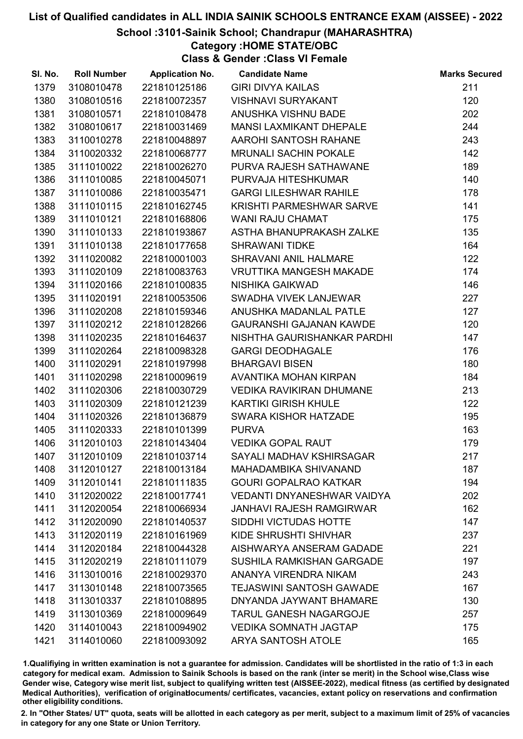# List of Qualified candidates in ALL INDIA SAINIK SCHOOLS ENTRANCE EXAM (AISSEE) - 2022

## School :3101-Sainik School; Chandrapur (MAHARASHTRA)

### Category :HOME STATE/OBC

### Class & Gender :Class VI Female

| Sl. No. | Roll Number | Application No. | Candidate Name | Marks Secured |
|---|---|---|---|---|
| 1379 | 3108010478 | 221810125186 | GIRI DIVYA KAILAS | 211 |
| 1380 | 3108010516 | 221810072357 | VISHNAVI SURYAKANT | 120 |
| 1381 | 3108010571 | 221810108478 | ANUSHKA VISHNU BADE | 202 |
| 1382 | 3108010617 | 221810031469 | MANSI LAXMIKANT DHEPALE | 244 |
| 1383 | 3110010278 | 221810048897 | AAROHI SANTOSH RAHANE | 243 |
| 1384 | 3110020332 | 221810068777 | MRUNALI SACHIN POKALE | 142 |
| 1385 | 3111010022 | 221810026270 | PURVA RAJESH SATHAWANE | 189 |
| 1386 | 3111010085 | 221810045071 | PURVAJA HITESHKUMAR | 140 |
| 1387 | 3111010086 | 221810035471 | GARGI LILESHWAR RAHILE | 178 |
| 1388 | 3111010115 | 221810162745 | KRISHTI PARMESHWAR SARVE | 141 |
| 1389 | 3111010121 | 221810168806 | WANI RAJU CHAMAT | 175 |
| 1390 | 3111010133 | 221810193867 | ASTHA BHANUPRAKASH ZALKE | 135 |
| 1391 | 3111010138 | 221810177658 | SHRAWANI TIDKE | 164 |
| 1392 | 3111020082 | 221810001003 | SHRAVANI ANIL HALMARE | 122 |
| 1393 | 3111020109 | 221810083763 | VRUTTIKA MANGESH MAKADE | 174 |
| 1394 | 3111020166 | 221810100835 | NISHIKA GAIKWAD | 146 |
| 1395 | 3111020191 | 221810053506 | SWADHA VIVEK LANJEWAR | 227 |
| 1396 | 3111020208 | 221810159346 | ANUSHKA MADANLAL PATLE | 127 |
| 1397 | 3111020212 | 221810128266 | GAURANSHI GAJANAN KAWDE | 120 |
| 1398 | 3111020235 | 221810164637 | NISHTHA GAURISHANKAR PARDHI | 147 |
| 1399 | 3111020264 | 221810098328 | GARGI DEODHAGALE | 176 |
| 1400 | 3111020291 | 221810197998 | BHARGAVI BISEN | 180 |
| 1401 | 3111020298 | 221810009619 | AVANTIKA MOHAN KIRPAN | 184 |
| 1402 | 3111020306 | 221810030729 | VEDIKA RAVIKIRAN DHUMANE | 213 |
| 1403 | 3111020309 | 221810121239 | KARTIKI GIRISH KHULE | 122 |
| 1404 | 3111020326 | 221810136879 | SWARA KISHOR HATZADE | 195 |
| 1405 | 3111020333 | 221810101399 | PURVA | 163 |
| 1406 | 3112010103 | 221810143404 | VEDIKA GOPAL RAUT | 179 |
| 1407 | 3112010109 | 221810103714 | SAYALI MADHAV KSHIRSAGAR | 217 |
| 1408 | 3112010127 | 221810013184 | MAHADAMBIKA SHIVANAND | 187 |
| 1409 | 3112010141 | 221810111835 | GOURI GOPALRAO KATKAR | 194 |
| 1410 | 3112020022 | 221810017741 | VEDANTI DNYANESHWAR VAIDYA | 202 |
| 1411 | 3112020054 | 221810066934 | JANHAVI RAJESH RAMGIRWAR | 162 |
| 1412 | 3112020090 | 221810140537 | SIDDHI VICTUDAS HOTTE | 147 |
| 1413 | 3112020119 | 221810161969 | KIDE SHRUSHTI SHIVHAR | 237 |
| 1414 | 3112020184 | 221810044328 | AISHWARYA ANSERAM GADADE | 221 |
| 1415 | 3112020219 | 221810111079 | SUSHILA RAMKISHAN GARGADE | 197 |
| 1416 | 3113010016 | 221810029370 | ANANYA VIRENDRA NIKAM | 243 |
| 1417 | 3113010148 | 221810073565 | TEJASWINI SANTOSH GAWADE | 167 |
| 1418 | 3113010337 | 221810108895 | DNYANDA JAYWANT BHAMARE | 130 |
| 1419 | 3113010369 | 221810009649 | TARUL GANESH NAGARGOJE | 257 |
| 1420 | 3114010043 | 221810094902 | VEDIKA SOMNATH JAGTAP | 175 |
| 1421 | 3114010060 | 221810093092 | ARYA SANTOSH ATOLE | 165 |

1.Qualifiying in written examination is not a guarantee for admission. Candidates will be shortlisted in the ratio of 1:3 in each category for medical exam. Admission to Sainik Schools is based on the rank (inter se merit) in the School wise,Class wise Gender wise, Category wise merit list, subject to qualifying written test (AISSEE-2022), medical fitness (as certified by designated Medical Authorities), verification of originaldocuments/ certificates, vacancies, extant policy on reservations and confirmation other eligibility conditions.

2. In "Other States/ UT" quota, seats will be allotted in each category as per merit, subject to a maximum limit of 25% of vacancies in category for any one State or Union Territory.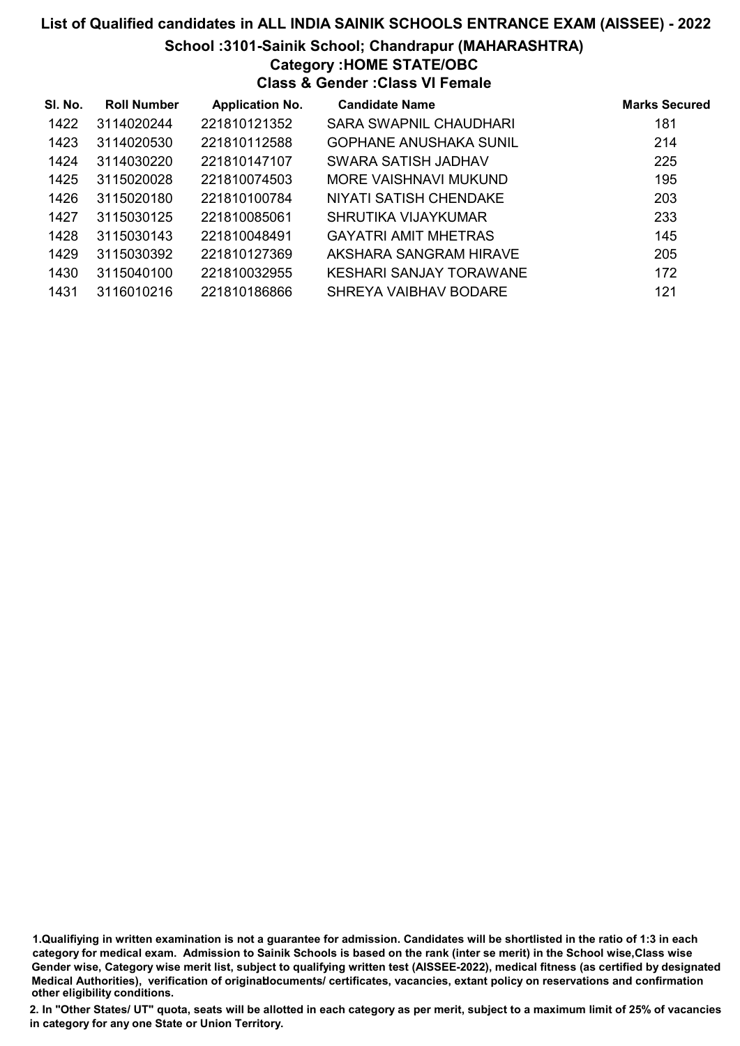# List of Qualified candidates in ALL INDIA SAINIK SCHOOLS ENTRANCE EXAM (AISSEE) - 2022

## School :3101-Sainik School; Chandrapur (MAHARASHTRA)

### Category :HOME STATE/OBC

### Class & Gender :Class VI Female

| Sl. No. | Roll Number | Application No. | Candidate Name | Marks Secured |
|---|---|---|---|---|
| 1422 | 3114020244 | 221810121352 | SARA SWAPNIL CHAUDHARI | 181 |
| 1423 | 3114020530 | 221810112588 | GOPHANE ANUSHAKA SUNIL | 214 |
| 1424 | 3114030220 | 221810147107 | SWARA SATISH JADHAV | 225 |
| 1425 | 3115020028 | 221810074503 | MORE VAISHNAVI MUKUND | 195 |
| 1426 | 3115020180 | 221810100784 | NIYATI SATISH CHENDAKE | 203 |
| 1427 | 3115030125 | 221810085061 | SHRUTIKA VIJAYKUMAR | 233 |
| 1428 | 3115030143 | 221810048491 | GAYATRI AMIT MHETRAS | 145 |
| 1429 | 3115030392 | 221810127369 | AKSHARA SANGRAM HIRAVE | 205 |
| 1430 | 3115040100 | 221810032955 | KESHARI SANJAY TORAWANE | 172 |
| 1431 | 3116010216 | 221810186866 | SHREYA VAIBHAV BODARE | 121 |

1.Qualifiying in written examination is not a guarantee for admission. Candidates will be shortlisted in the ratio of 1:3 in each category for medical exam. Admission to Sainik Schools is based on the rank (inter se merit) in the School wise,Class wise Gender wise, Category wise merit list, subject to qualifying written test (AISSEE-2022), medical fitness (as certified by designated Medical Authorities), verification of originaldocuments/ certificates, vacancies, extant policy on reservations and confirmation other eligibility conditions.

2. In "Other States/ UT" quota, seats will be allotted in each category as per merit, subject to a maximum limit of 25% of vacancies in category for any one State or Union Territory.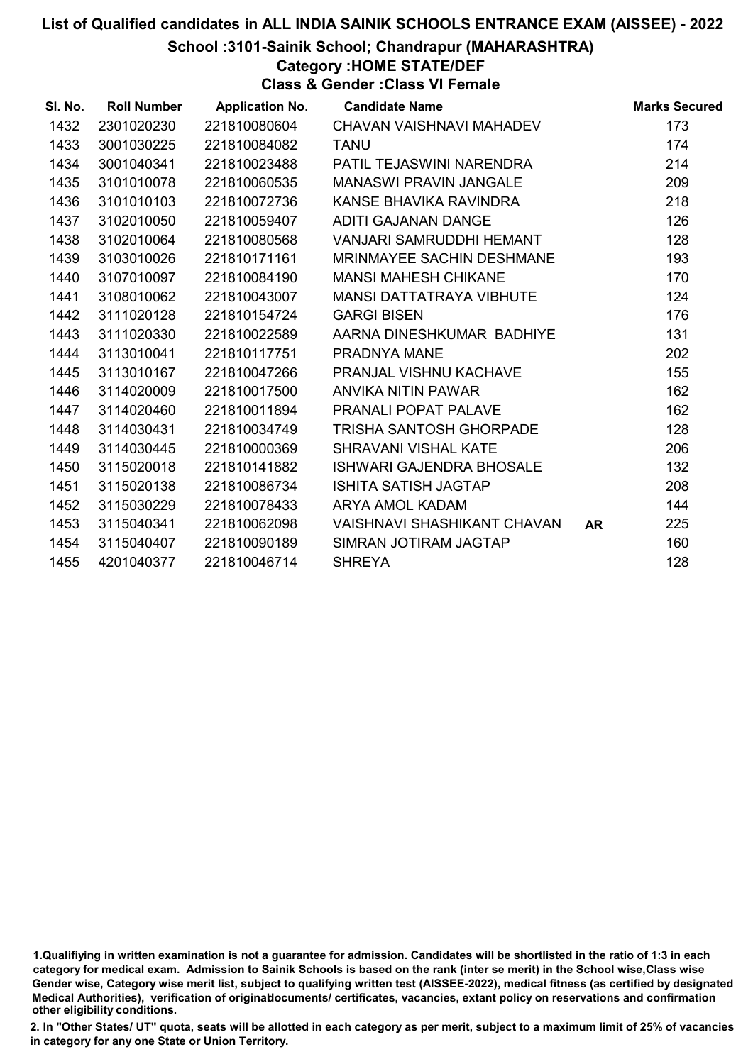# List of Qualified candidates in ALL INDIA SAINIK SCHOOLS ENTRANCE EXAM (AISSEE) - 2022

## School :3101-Sainik School; Chandrapur (MAHARASHTRA)

### Category :HOME STATE/DEF

### Class & Gender :Class VI Female

| Sl. No. | Roll Number | Application No. | Candidate Name | | Marks Secured |
|---|---|---|---|---|---|
| 1432 | 2301020230 | 221810080604 | CHAVAN VAISHNAVI MAHADEV | | 173 |
| 1433 | 3001030225 | 221810084082 | TANU | | 174 |
| 1434 | 3001040341 | 221810023488 | PATIL TEJASWINI NARENDRA | | 214 |
| 1435 | 3101010078 | 221810060535 | MANASWI PRAVIN JANGALE | | 209 |
| 1436 | 3101010103 | 221810072736 | KANSE BHAVIKA RAVINDRA | | 218 |
| 1437 | 3102010050 | 221810059407 | ADITI GAJANAN DANGE | | 126 |
| 1438 | 3102010064 | 221810080568 | VANJARI SAMRUDDHI HEMANT | | 128 |
| 1439 | 3103010026 | 221810171161 | MRINMAYEE SACHIN DESHMANE | | 193 |
| 1440 | 3107010097 | 221810084190 | MANSI MAHESH CHIKANE | | 170 |
| 1441 | 3108010062 | 221810043007 | MANSI DATTATRAYA VIBHUTE | | 124 |
| 1442 | 3111020128 | 221810154724 | GARGI BISEN | | 176 |
| 1443 | 3111020330 | 221810022589 | AARNA DINESHKUMAR BADHIYE | | 131 |
| 1444 | 3113010041 | 221810117751 | PRADNYA MANE | | 202 |
| 1445 | 3113010167 | 221810047266 | PRANJAL VISHNU KACHAVE | | 155 |
| 1446 | 3114020009 | 221810017500 | ANVIKA NITIN PAWAR | | 162 |
| 1447 | 3114020460 | 221810011894 | PRANALI POPAT PALAVE | | 162 |
| 1448 | 3114030431 | 221810034749 | TRISHA SANTOSH GHORPADE | | 128 |
| 1449 | 3114030445 | 221810000369 | SHRAVANI VISHAL KATE | | 206 |
| 1450 | 3115020018 | 221810141882 | ISHWARI GAJENDRA BHOSALE | | 132 |
| 1451 | 3115020138 | 221810086734 | ISHITA SATISH JAGTAP | | 208 |
| 1452 | 3115030229 | 221810078433 | ARYA AMOL KADAM | | 144 |
| 1453 | 3115040341 | 221810062098 | VAISHNAVI SHASHIKANT CHAVAN | **AR** | 225 |
| 1454 | 3115040407 | 221810090189 | SIMRAN JOTIRAM JAGTAP | | 160 |
| 1455 | 4201040377 | 221810046714 | SHREYA | | 128 |

1.Qualifiying in written examination is not a guarantee for admission. Candidates will be shortlisted in the ratio of 1:3 in each category for medical exam. Admission to Sainik Schools is based on the rank (inter se merit) in the School wise,Class wise Gender wise, Category wise merit list, subject to qualifying written test (AISSEE-2022), medical fitness (as certified by designated Medical Authorities), verification of originaldocuments/ certificates, vacancies, extant policy on reservations and confirmation other eligibility conditions.

2. In "Other States/ UT" quota, seats will be allotted in each category as per merit, subject to a maximum limit of 25% of vacancies in category for any one State or Union Territory.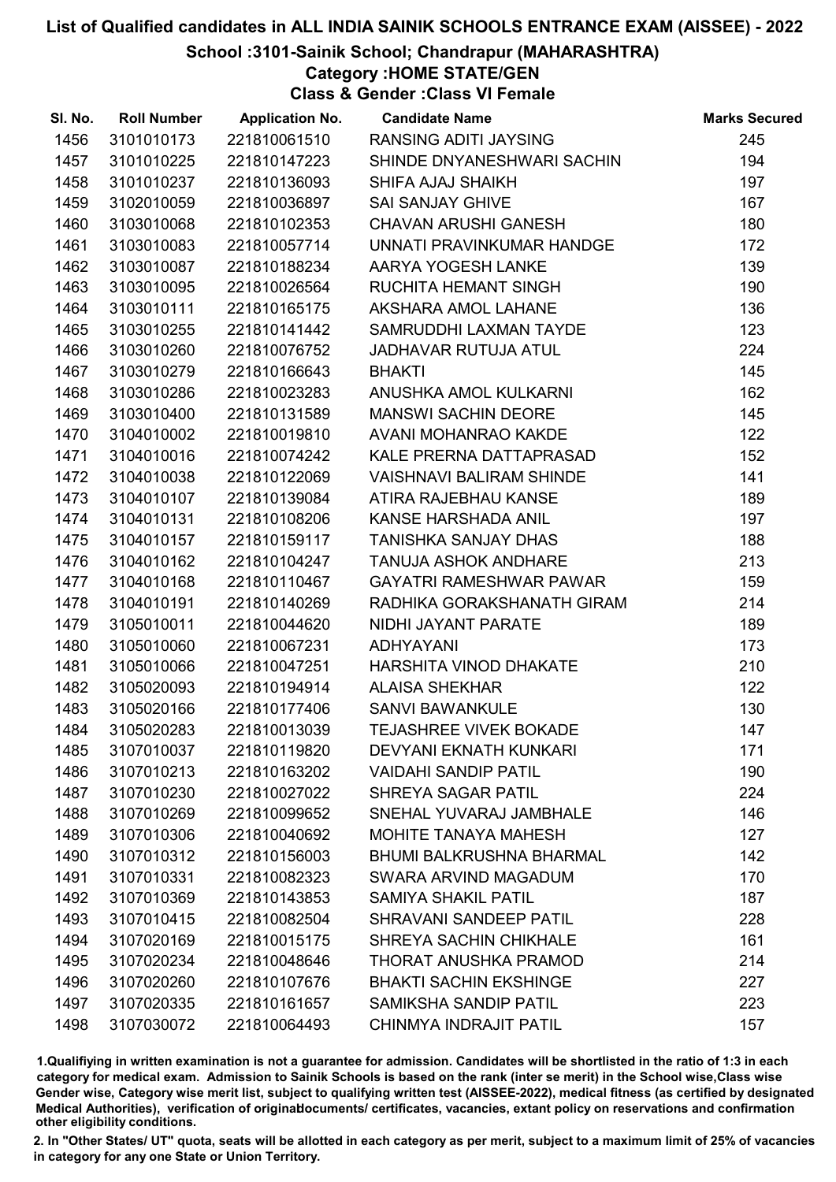# List of Qualified candidates in ALL INDIA SAINIK SCHOOLS ENTRANCE EXAM (AISSEE) - 2022

## School :3101-Sainik School; Chandrapur (MAHARASHTRA)

### Category :HOME STATE/GEN

### Class & Gender :Class VI Female

| Sl. No. | Roll Number | Application No. | Candidate Name | Marks Secured |
|---|---|---|---|---|
| 1456 | 3101010173 | 221810061510 | RANSING ADITI JAYSING | 245 |
| 1457 | 3101010225 | 221810147223 | SHINDE DNYANESHWARI SACHIN | 194 |
| 1458 | 3101010237 | 221810136093 | SHIFA AJAJ SHAIKH | 197 |
| 1459 | 3102010059 | 221810036897 | SAI SANJAY GHIVE | 167 |
| 1460 | 3103010068 | 221810102353 | CHAVAN ARUSHI GANESH | 180 |
| 1461 | 3103010083 | 221810057714 | UNNATI PRAVINKUMAR HANDGE | 172 |
| 1462 | 3103010087 | 221810188234 | AARYA YOGESH LANKE | 139 |
| 1463 | 3103010095 | 221810026564 | RUCHITA HEMANT SINGH | 190 |
| 1464 | 3103010111 | 221810165175 | AKSHARA AMOL LAHANE | 136 |
| 1465 | 3103010255 | 221810141442 | SAMRUDDHI LAXMAN TAYDE | 123 |
| 1466 | 3103010260 | 221810076752 | JADHAVAR RUTUJA ATUL | 224 |
| 1467 | 3103010279 | 221810166643 | BHAKTI | 145 |
| 1468 | 3103010286 | 221810023283 | ANUSHKA AMOL KULKARNI | 162 |
| 1469 | 3103010400 | 221810131589 | MANSWI SACHIN DEORE | 145 |
| 1470 | 3104010002 | 221810019810 | AVANI MOHANRAO KAKDE | 122 |
| 1471 | 3104010016 | 221810074242 | KALE PRERNA DATTAPRASAD | 152 |
| 1472 | 3104010038 | 221810122069 | VAISHNAVI BALIRAM SHINDE | 141 |
| 1473 | 3104010107 | 221810139084 | ATIRA RAJEBHAU KANSE | 189 |
| 1474 | 3104010131 | 221810108206 | KANSE HARSHADA ANIL | 197 |
| 1475 | 3104010157 | 221810159117 | TANISHKA SANJAY DHAS | 188 |
| 1476 | 3104010162 | 221810104247 | TANUJA ASHOK ANDHARE | 213 |
| 1477 | 3104010168 | 221810110467 | GAYATRI RAMESHWAR PAWAR | 159 |
| 1478 | 3104010191 | 221810140269 | RADHIKA GORAKSHANATH GIRAM | 214 |
| 1479 | 3105010011 | 221810044620 | NIDHI JAYANT PARATE | 189 |
| 1480 | 3105010060 | 221810067231 | ADHYAYANI | 173 |
| 1481 | 3105010066 | 221810047251 | HARSHITA VINOD DHAKATE | 210 |
| 1482 | 3105020093 | 221810194914 | ALAISA SHEKHAR | 122 |
| 1483 | 3105020166 | 221810177406 | SANVI BAWANKULE | 130 |
| 1484 | 3105020283 | 221810013039 | TEJASHREE VIVEK BOKADE | 147 |
| 1485 | 3107010037 | 221810119820 | DEVYANI EKNATH KUNKARI | 171 |
| 1486 | 3107010213 | 221810163202 | VAIDAHI SANDIP PATIL | 190 |
| 1487 | 3107010230 | 221810027022 | SHREYA SAGAR PATIL | 224 |
| 1488 | 3107010269 | 221810099652 | SNEHAL YUVARAJ JAMBHALE | 146 |
| 1489 | 3107010306 | 221810040692 | MOHITE TANAYA MAHESH | 127 |
| 1490 | 3107010312 | 221810156003 | BHUMI BALKRUSHNA BHARMAL | 142 |
| 1491 | 3107010331 | 221810082323 | SWARA ARVIND MAGADUM | 170 |
| 1492 | 3107010369 | 221810143853 | SAMIYA SHAKIL PATIL | 187 |
| 1493 | 3107010415 | 221810082504 | SHRAVANI SANDEEP PATIL | 228 |
| 1494 | 3107020169 | 221810015175 | SHREYA SACHIN CHIKHALE | 161 |
| 1495 | 3107020234 | 221810048646 | THORAT ANUSHKA PRAMOD | 214 |
| 1496 | 3107020260 | 221810107676 | BHAKTI SACHIN EKSHINGE | 227 |
| 1497 | 3107020335 | 221810161657 | SAMIKSHA SANDIP PATIL | 223 |
| 1498 | 3107030072 | 221810064493 | CHINMYA INDRAJIT PATIL | 157 |

1.Qualifiying in written examination is not a guarantee for admission. Candidates will be shortlisted in the ratio of 1:3 in each category for medical exam. Admission to Sainik Schools is based on the rank (inter se merit) in the School wise,Class wise Gender wise, Category wise merit list, subject to qualifying written test (AISSEE-2022), medical fitness (as certified by designated Medical Authorities), verification of originaldocuments/ certificates, vacancies, extant policy on reservations and confirmation other eligibility conditions.

2. In "Other States/ UT" quota, seats will be allotted in each category as per merit, subject to a maximum limit of 25% of vacancies in category for any one State or Union Territory.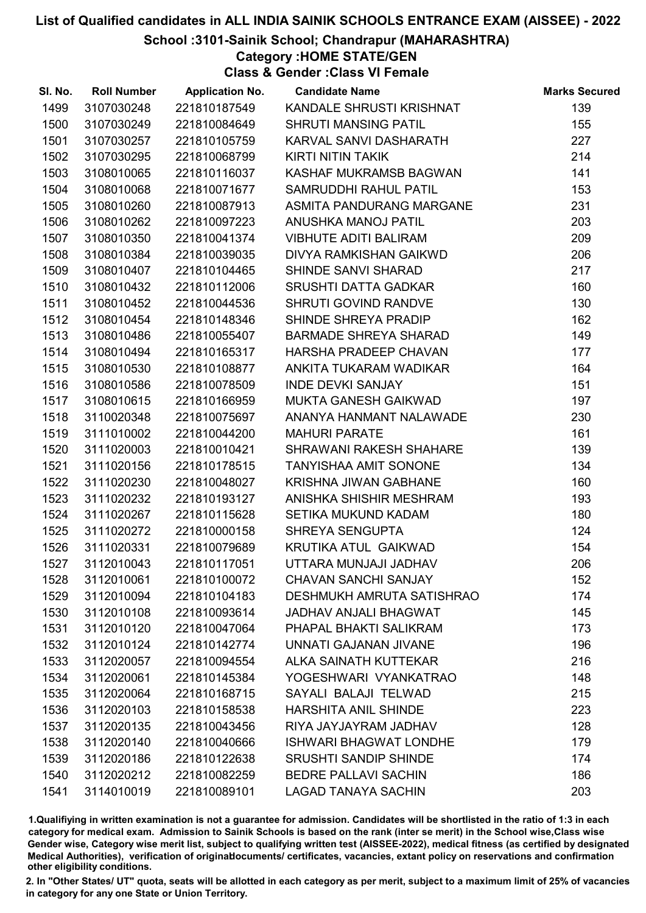# List of Qualified candidates in ALL INDIA SAINIK SCHOOLS ENTRANCE EXAM (AISSEE) - 2022

## School :3101-Sainik School; Chandrapur (MAHARASHTRA)

### Category :HOME STATE/GEN

### Class & Gender :Class VI Female

| Sl. No. | Roll Number | Application No. | Candidate Name | Marks Secured |
|---|---|---|---|---|
| 1499 | 3107030248 | 221810187549 | KANDALE SHRUSTI KRISHNAT | 139 |
| 1500 | 3107030249 | 221810084649 | SHRUTI MANSING PATIL | 155 |
| 1501 | 3107030257 | 221810105759 | KARVAL SANVI DASHARATH | 227 |
| 1502 | 3107030295 | 221810068799 | KIRTI NITIN TAKIK | 214 |
| 1503 | 3108010065 | 221810116037 | KASHAF MUKRAMSB BAGWAN | 141 |
| 1504 | 3108010068 | 221810071677 | SAMRUDDHI RAHUL PATIL | 153 |
| 1505 | 3108010260 | 221810087913 | ASMITA PANDURANG MARGANE | 231 |
| 1506 | 3108010262 | 221810097223 | ANUSHKA MANOJ PATIL | 203 |
| 1507 | 3108010350 | 221810041374 | VIBHUTE ADITI BALIRAM | 209 |
| 1508 | 3108010384 | 221810039035 | DIVYA RAMKISHAN GAIKWD | 206 |
| 1509 | 3108010407 | 221810104465 | SHINDE SANVI SHARAD | 217 |
| 1510 | 3108010432 | 221810112006 | SRUSHTI DATTA GADKAR | 160 |
| 1511 | 3108010452 | 221810044536 | SHRUTI GOVIND RANDVE | 130 |
| 1512 | 3108010454 | 221810148346 | SHINDE SHREYA PRADIP | 162 |
| 1513 | 3108010486 | 221810055407 | BARMADE SHREYA SHARAD | 149 |
| 1514 | 3108010494 | 221810165317 | HARSHA PRADEEP CHAVAN | 177 |
| 1515 | 3108010530 | 221810108877 | ANKITA TUKARAM WADIKAR | 164 |
| 1516 | 3108010586 | 221810078509 | INDE DEVKI SANJAY | 151 |
| 1517 | 3108010615 | 221810166959 | MUKTA GANESH GAIKWAD | 197 |
| 1518 | 3110020348 | 221810075697 | ANANYA HANMANT NALAWADE | 230 |
| 1519 | 3111010002 | 221810044200 | MAHURI PARATE | 161 |
| 1520 | 3111020003 | 221810010421 | SHRAWANI RAKESH SHAHARE | 139 |
| 1521 | 3111020156 | 221810178515 | TANYISHAA AMIT SONONE | 134 |
| 1522 | 3111020230 | 221810048027 | KRISHNA JIWAN GABHANE | 160 |
| 1523 | 3111020232 | 221810193127 | ANISHKA SHISHIR MESHRAM | 193 |
| 1524 | 3111020267 | 221810115628 | SETIKA MUKUND KADAM | 180 |
| 1525 | 3111020272 | 221810000158 | SHREYA SENGUPTA | 124 |
| 1526 | 3111020331 | 221810079689 | KRUTIKA ATUL GAIKWAD | 154 |
| 1527 | 3112010043 | 221810117051 | UTTARA MUNJAJI JADHAV | 206 |
| 1528 | 3112010061 | 221810100072 | CHAVAN SANCHI SANJAY | 152 |
| 1529 | 3112010094 | 221810104183 | DESHMUKH AMRUTA SATISHRAO | 174 |
| 1530 | 3112010108 | 221810093614 | JADHAV ANJALI BHAGWAT | 145 |
| 1531 | 3112010120 | 221810047064 | PHAPAL BHAKTI SALIKRAM | 173 |
| 1532 | 3112010124 | 221810142774 | UNNATI GAJANAN JIVANE | 196 |
| 1533 | 3112020057 | 221810094554 | ALKA SAINATH KUTTEKAR | 216 |
| 1534 | 3112020061 | 221810145384 | YOGESHWARI VYANKATRAO | 148 |
| 1535 | 3112020064 | 221810168715 | SAYALI BALAJI TELWAD | 215 |
| 1536 | 3112020103 | 221810158538 | HARSHITA ANIL SHINDE | 223 |
| 1537 | 3112020135 | 221810043456 | RIYA JAYJAYRAM JADHAV | 128 |
| 1538 | 3112020140 | 221810040666 | ISHWARI BHAGWAT LONDHE | 179 |
| 1539 | 3112020186 | 221810122638 | SRUSHTI SANDIP SHINDE | 174 |
| 1540 | 3112020212 | 221810082259 | BEDRE PALLAVI SACHIN | 186 |
| 1541 | 3114010019 | 221810089101 | LAGAD TANAYA SACHIN | 203 |

1.Qualifiying in written examination is not a guarantee for admission. Candidates will be shortlisted in the ratio of 1:3 in each category for medical exam. Admission to Sainik Schools is based on the rank (inter se merit) in the School wise,Class wise Gender wise, Category wise merit list, subject to qualifying written test (AISSEE-2022), medical fitness (as certified by designated Medical Authorities), verification of originaldocuments/ certificates, vacancies, extant policy on reservations and confirmation other eligibility conditions.

2. In "Other States/ UT" quota, seats will be allotted in each category as per merit, subject to a maximum limit of 25% of vacancies in category for any one State or Union Territory.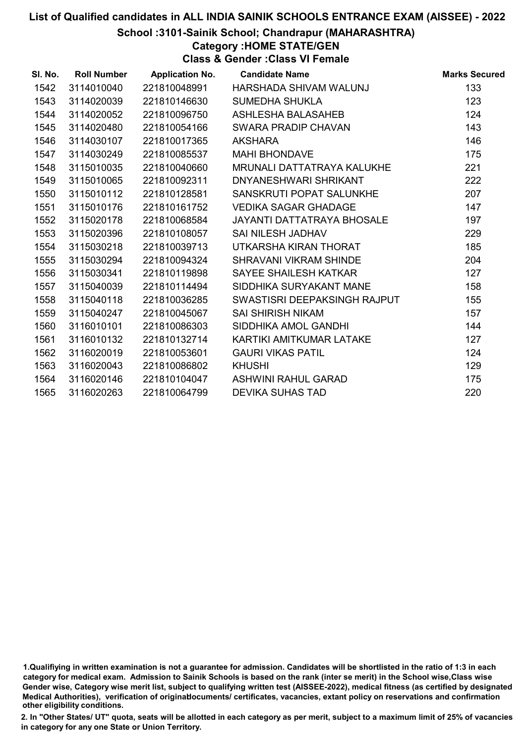# List of Qualified candidates in ALL INDIA SAINIK SCHOOLS ENTRANCE EXAM (AISSEE) - 2022

## School :3101-Sainik School; Chandrapur (MAHARASHTRA)

### Category :HOME STATE/GEN

### Class & Gender :Class VI Female

| Sl. No. | Roll Number | Application No. | Candidate Name | Marks Secured |
|---|---|---|---|---|
| 1542 | 3114010040 | 221810048991 | HARSHADA SHIVAM WALUNJ | 133 |
| 1543 | 3114020039 | 221810146630 | SUMEDHA SHUKLA | 123 |
| 1544 | 3114020052 | 221810096750 | ASHLESHA BALASAHEB | 124 |
| 1545 | 3114020480 | 221810054166 | SWARA PRADIP CHAVAN | 143 |
| 1546 | 3114030107 | 221810017365 | AKSHARA | 146 |
| 1547 | 3114030249 | 221810085537 | MAHI BHONDAVE | 175 |
| 1548 | 3115010035 | 221810040660 | MRUNALI DATTATRAYA KALUKHE | 221 |
| 1549 | 3115010065 | 221810092311 | DNYANESHWARI SHRIKANT | 222 |
| 1550 | 3115010112 | 221810128581 | SANSKRUTI POPAT SALUNKHE | 207 |
| 1551 | 3115010176 | 221810161752 | VEDIKA SAGAR GHADAGE | 147 |
| 1552 | 3115020178 | 221810068584 | JAYANTI DATTATRAYA BHOSALE | 197 |
| 1553 | 3115020396 | 221810108057 | SAI NILESH JADHAV | 229 |
| 1554 | 3115030218 | 221810039713 | UTKARSHA KIRAN THORAT | 185 |
| 1555 | 3115030294 | 221810094324 | SHRAVANI VIKRAM SHINDE | 204 |
| 1556 | 3115030341 | 221810119898 | SAYEE SHAILESH KATKAR | 127 |
| 1557 | 3115040039 | 221810114494 | SIDDHIKA SURYAKANT MANE | 158 |
| 1558 | 3115040118 | 221810036285 | SWASTISRI DEEPAKSINGH RAJPUT | 155 |
| 1559 | 3115040247 | 221810045067 | SAI SHIRISH NIKAM | 157 |
| 1560 | 3116010101 | 221810086303 | SIDDHIKA AMOL GANDHI | 144 |
| 1561 | 3116010132 | 221810132714 | KARTIKI AMITKUMAR LATAKE | 127 |
| 1562 | 3116020019 | 221810053601 | GAURI VIKAS PATIL | 124 |
| 1563 | 3116020043 | 221810086802 | KHUSHI | 129 |
| 1564 | 3116020146 | 221810104047 | ASHWINI RAHUL GARAD | 175 |
| 1565 | 3116020263 | 221810064799 | DEVIKA SUHAS TAD | 220 |

1.Qualifiying in written examination is not a guarantee for admission. Candidates will be shortlisted in the ratio of 1:3 in each category for medical exam. Admission to Sainik Schools is based on the rank (inter se merit) in the School wise,Class wise Gender wise, Category wise merit list, subject to qualifying written test (AISSEE-2022), medical fitness (as certified by designated Medical Authorities), verification of originaldocuments/ certificates, vacancies, extant policy on reservations and confirmation other eligibility conditions.

2. In "Other States/ UT" quota, seats will be allotted in each category as per merit, subject to a maximum limit of 25% of vacancies in category for any one State or Union Territory.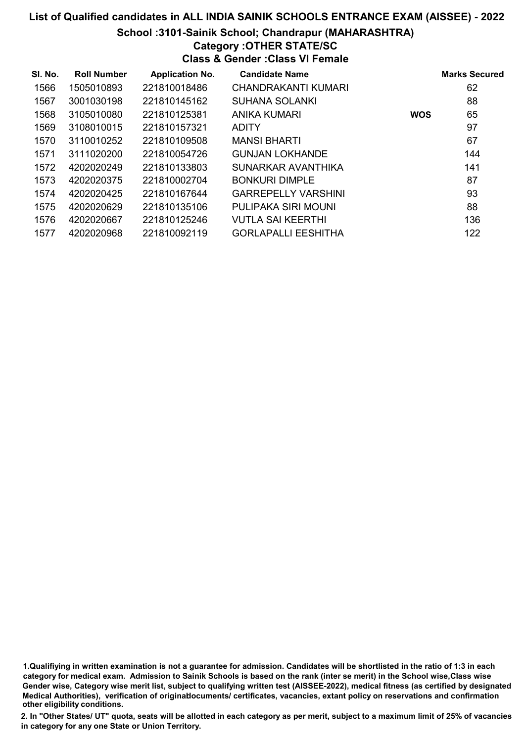# List of Qualified candidates in ALL INDIA SAINIK SCHOOLS ENTRANCE EXAM (AISSEE) - 2022

## School :3101-Sainik School; Chandrapur (MAHARASHTRA)

### Category :OTHER STATE/SC

### Class & Gender :Class VI Female

| Sl. No. | Roll Number | Application No. | Candidate Name | | Marks Secured |
|---|---|---|---|---|---|
| 1566 | 1505010893 | 221810018486 | CHANDRAKANTI KUMARI | | 62 |
| 1567 | 3001030198 | 221810145162 | SUHANA SOLANKI | | 88 |
| 1568 | 3105010080 | 221810125381 | ANIKA KUMARI | WOS | 65 |
| 1569 | 3108010015 | 221810157321 | ADITY | | 97 |
| 1570 | 3110010252 | 221810109508 | MANSI BHARTI | | 67 |
| 1571 | 3111020200 | 221810054726 | GUNJAN LOKHANDE | | 144 |
| 1572 | 4202020249 | 221810133803 | SUNARKAR AVANTHIKA | | 141 |
| 1573 | 4202020375 | 221810002704 | BONKURI DIMPLE | | 87 |
| 1574 | 4202020425 | 221810167644 | GARREPELLY VARSHINI | | 93 |
| 1575 | 4202020629 | 221810135106 | PULIPAKA SIRI MOUNI | | 88 |
| 1576 | 4202020667 | 221810125246 | VUTLA SAI KEERTHI | | 136 |
| 1577 | 4202020968 | 221810092119 | GORLAPALLI EESHITHA | | 122 |

1.Qualifiying in written examination is not a guarantee for admission. Candidates will be shortlisted in the ratio of 1:3 in each category for medical exam. Admission to Sainik Schools is based on the rank (inter se merit) in the School wise,Class wise Gender wise, Category wise merit list, subject to qualifying written test (AISSEE-2022), medical fitness (as certified by designated Medical Authorities), verification of originaldocuments/ certificates, vacancies, extant policy on reservations and confirmation other eligibility conditions.

2. In "Other States/ UT" quota, seats will be allotted in each category as per merit, subject to a maximum limit of 25% of vacancies in category for any one State or Union Territory.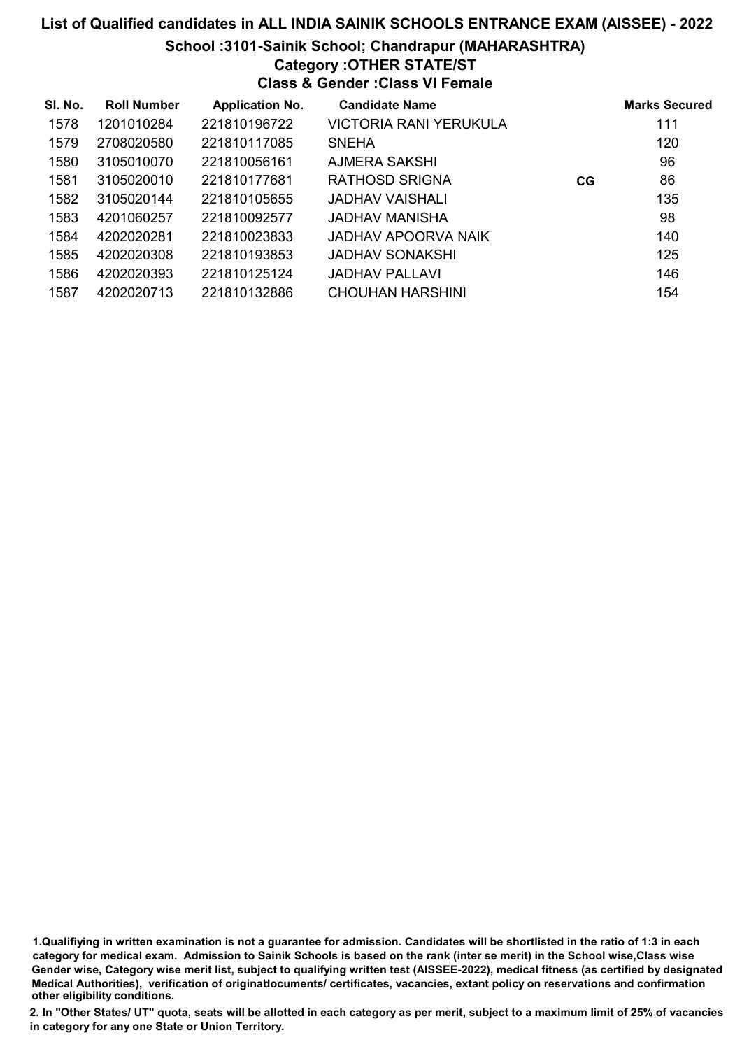# List of Qualified candidates in ALL INDIA SAINIK SCHOOLS ENTRANCE EXAM (AISSEE) - 2022

## School :3101-Sainik School; Chandrapur (MAHARASHTRA)

### Category :OTHER STATE/ST

### Class & Gender :Class VI Female

| Sl. No. | Roll Number | Application No. | Candidate Name | | Marks Secured |
|---|---|---|---|---|---|
| 1578 | 1201010284 | 221810196722 | VICTORIA RANI YERUKULA | | 111 |
| 1579 | 2708020580 | 221810117085 | SNEHA | | 120 |
| 1580 | 3105010070 | 221810056161 | AJMERA SAKSHI | | 96 |
| 1581 | 3105020010 | 221810177681 | RATHOSD SRIGNA | CG | 86 |
| 1582 | 3105020144 | 221810105655 | JADHAV VAISHALI | | 135 |
| 1583 | 4201060257 | 221810092577 | JADHAV MANISHA | | 98 |
| 1584 | 4202020281 | 221810023833 | JADHAV APOORVA NAIK | | 140 |
| 1585 | 4202020308 | 221810193853 | JADHAV SONAKSHI | | 125 |
| 1586 | 4202020393 | 221810125124 | JADHAV PALLAVI | | 146 |
| 1587 | 4202020713 | 221810132886 | CHOUHAN HARSHINI | | 154 |

1.Qualifiying in written examination is not a guarantee for admission. Candidates will be shortlisted in the ratio of 1:3 in each category for medical exam. Admission to Sainik Schools is based on the rank (inter se merit) in the School wise,Class wise Gender wise, Category wise merit list, subject to qualifying written test (AISSEE-2022), medical fitness (as certified by designated Medical Authorities), verification of originaldocuments/ certificates, vacancies, extant policy on reservations and confirmation other eligibility conditions.

2. In "Other States/ UT" quota, seats will be allotted in each category as per merit, subject to a maximum limit of 25% of vacancies in category for any one State or Union Territory.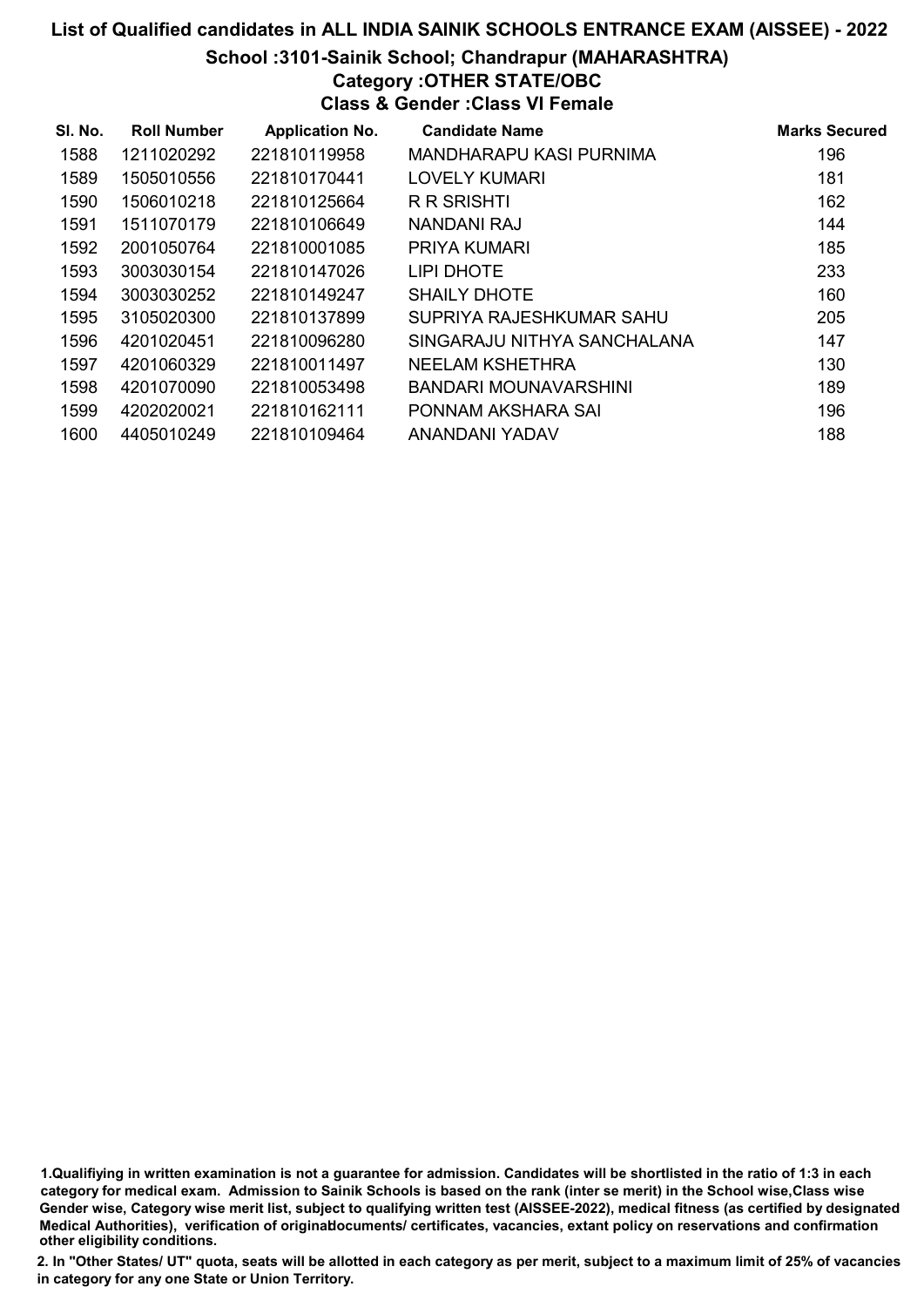# List of Qualified candidates in ALL INDIA SAINIK SCHOOLS ENTRANCE EXAM (AISSEE) - 2022

## School :3101-Sainik School; Chandrapur (MAHARASHTRA)

### Category :OTHER STATE/OBC

### Class & Gender :Class VI Female

| Sl. No. | Roll Number | Application No. | Candidate Name | Marks Secured |
|---|---|---|---|---|
| 1588 | 1211020292 | 221810119958 | MANDHARAPU KASI PURNIMA | 196 |
| 1589 | 1505010556 | 221810170441 | LOVELY KUMARI | 181 |
| 1590 | 1506010218 | 221810125664 | R R SRISHTI | 162 |
| 1591 | 1511070179 | 221810106649 | NANDANI RAJ | 144 |
| 1592 | 2001050764 | 221810001085 | PRIYA KUMARI | 185 |
| 1593 | 3003030154 | 221810147026 | LIPI DHOTE | 233 |
| 1594 | 3003030252 | 221810149247 | SHAILY DHOTE | 160 |
| 1595 | 3105020300 | 221810137899 | SUPRIYA RAJESHKUMAR SAHU | 205 |
| 1596 | 4201020451 | 221810096280 | SINGARAJU NITHYA SANCHALANA | 147 |
| 1597 | 4201060329 | 221810011497 | NEELAM KSHETHRA | 130 |
| 1598 | 4201070090 | 221810053498 | BANDARI MOUNAVARSHINI | 189 |
| 1599 | 4202020021 | 221810162111 | PONNAM AKSHARA SAI | 196 |
| 1600 | 4405010249 | 221810109464 | ANANDANI YADAV | 188 |

1.Qualifiying in written examination is not a guarantee for admission. Candidates will be shortlisted in the ratio of 1:3 in each category for medical exam. Admission to Sainik Schools is based on the rank (inter se merit) in the School wise,Class wise Gender wise, Category wise merit list, subject to qualifying written test (AISSEE-2022), medical fitness (as certified by designated Medical Authorities), verification of originaldocuments/ certificates, vacancies, extant policy on reservations and confirmation other eligibility conditions.

2. In "Other States/ UT" quota, seats will be allotted in each category as per merit, subject to a maximum limit of 25% of vacancies in category for any one State or Union Territory.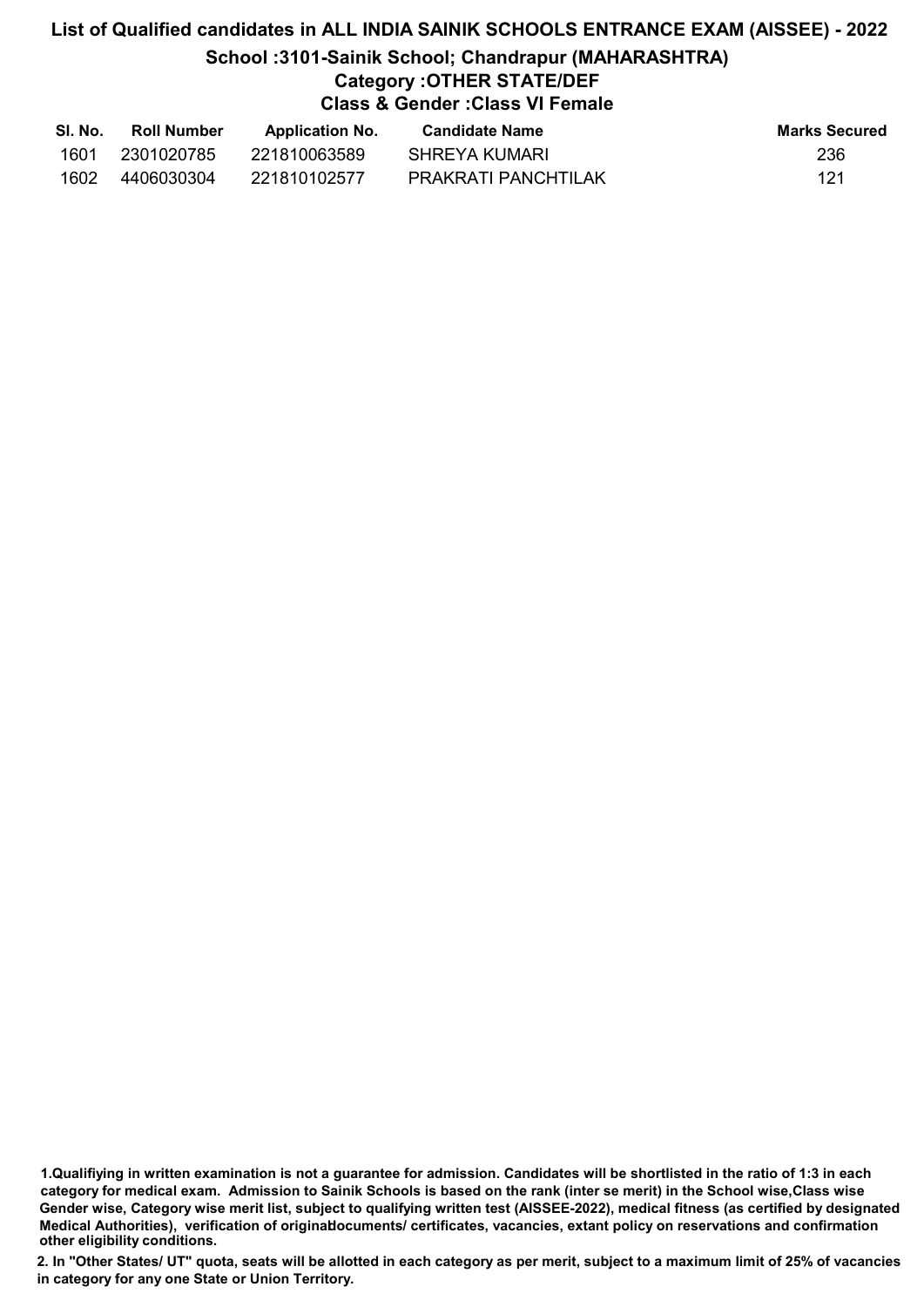# List of Qualified candidates in ALL INDIA SAINIK SCHOOLS ENTRANCE EXAM (AISSEE) - 2022

## School :3101-Sainik School; Chandrapur (MAHARASHTRA)

### Category :OTHER STATE/DEF

### Class & Gender :Class VI Female

| Sl. No. | Roll Number | Application No. | Candidate Name | Marks Secured |
|---|---|---|---|---|
| 1601 | 2301020785 | 221810063589 | SHREYA KUMARI | 236 |
| 1602 | 4406030304 | 221810102577 | PRAKRATI PANCHTILAK | 121 |

1.Qualifiying in written examination is not a guarantee for admission. Candidates will be shortlisted in the ratio of 1:3 in each category for medical exam. Admission to Sainik Schools is based on the rank (inter se merit) in the School wise,Class wise Gender wise, Category wise merit list, subject to qualifying written test (AISSEE-2022), medical fitness (as certified by designated Medical Authorities), verification of originaldocuments/ certificates, vacancies, extant policy on reservations and confirmation other eligibility conditions.

2. In "Other States/ UT" quota, seats will be allotted in each category as per merit, subject to a maximum limit of 25% of vacancies in category for any one State or Union Territory.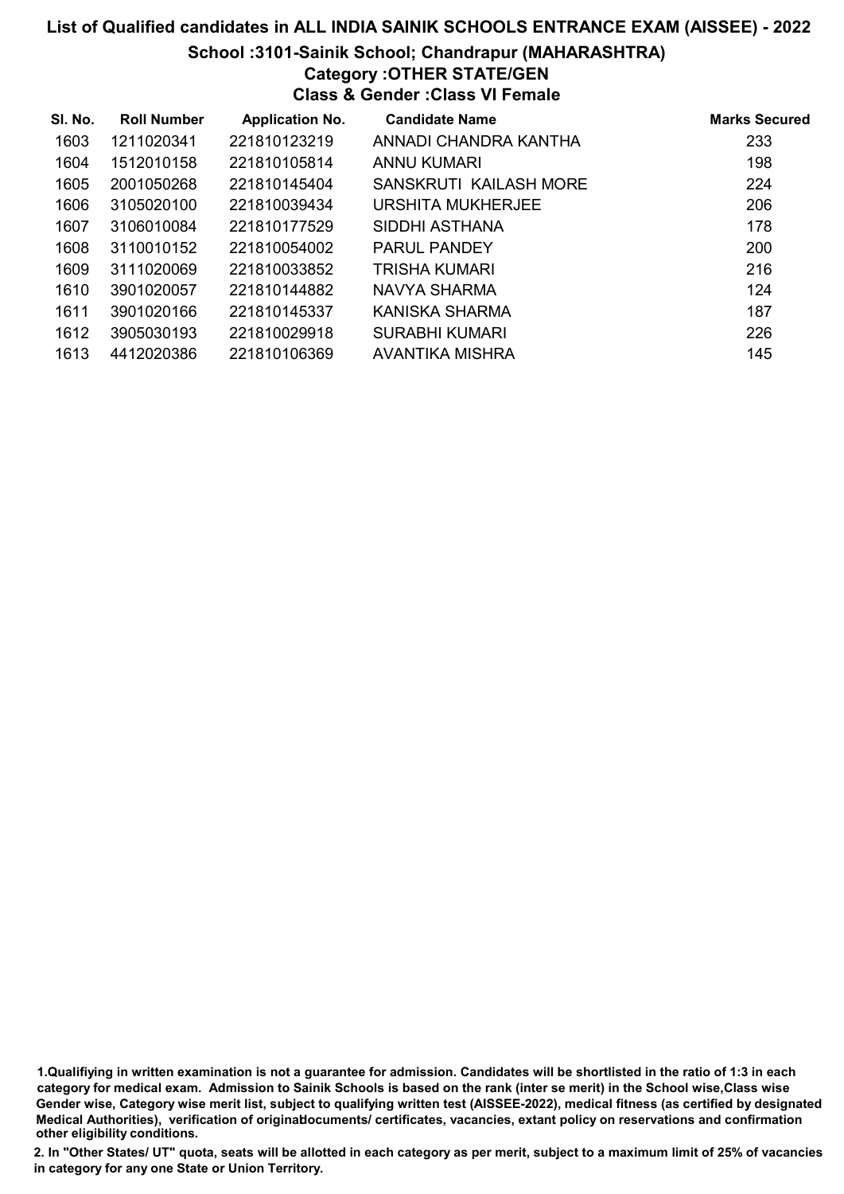# List of Qualified candidates in ALL INDIA SAINIK SCHOOLS ENTRANCE EXAM (AISSEE) - 2022

## School :3101-Sainik School; Chandrapur (MAHARASHTRA)

### Category :OTHER STATE/GEN

### Class & Gender :Class VI Female

| Sl. No. | Roll Number | Application No. | Candidate Name | Marks Secured |
|---|---|---|---|---|
| 1603 | 1211020341 | 221810123219 | ANNADI CHANDRA KANTHA | 233 |
| 1604 | 1512010158 | 221810105814 | ANNU KUMARI | 198 |
| 1605 | 2001050268 | 221810145404 | SANSKRUTI KAILASH MORE | 224 |
| 1606 | 3105020100 | 221810039434 | URSHITA MUKHERJEE | 206 |
| 1607 | 3106010084 | 221810177529 | SIDDHI ASTHANA | 178 |
| 1608 | 3110010152 | 221810054002 | PARUL PANDEY | 200 |
| 1609 | 3111020069 | 221810033852 | TRISHA KUMARI | 216 |
| 1610 | 3901020057 | 221810144882 | NAVYA SHARMA | 124 |
| 1611 | 3901020166 | 221810145337 | KANISKA SHARMA | 187 |
| 1612 | 3905030193 | 221810029918 | SURABHI KUMARI | 226 |
| 1613 | 4412020386 | 221810106369 | AVANTIKA MISHRA | 145 |

1.Qualifiying in written examination is not a guarantee for admission. Candidates will be shortlisted in the ratio of 1:3 in each category for medical exam. Admission to Sainik Schools is based on the rank (inter se merit) in the School wise,Class wise Gender wise, Category wise merit list, subject to qualifying written test (AISSEE-2022), medical fitness (as certified by designated Medical Authorities), verification of originaldocuments/ certificates, vacancies, extant policy on reservations and confirmation other eligibility conditions.

2. In "Other States/ UT" quota, seats will be allotted in each category as per merit, subject to a maximum limit of 25% of vacancies in category for any one State or Union Territory.